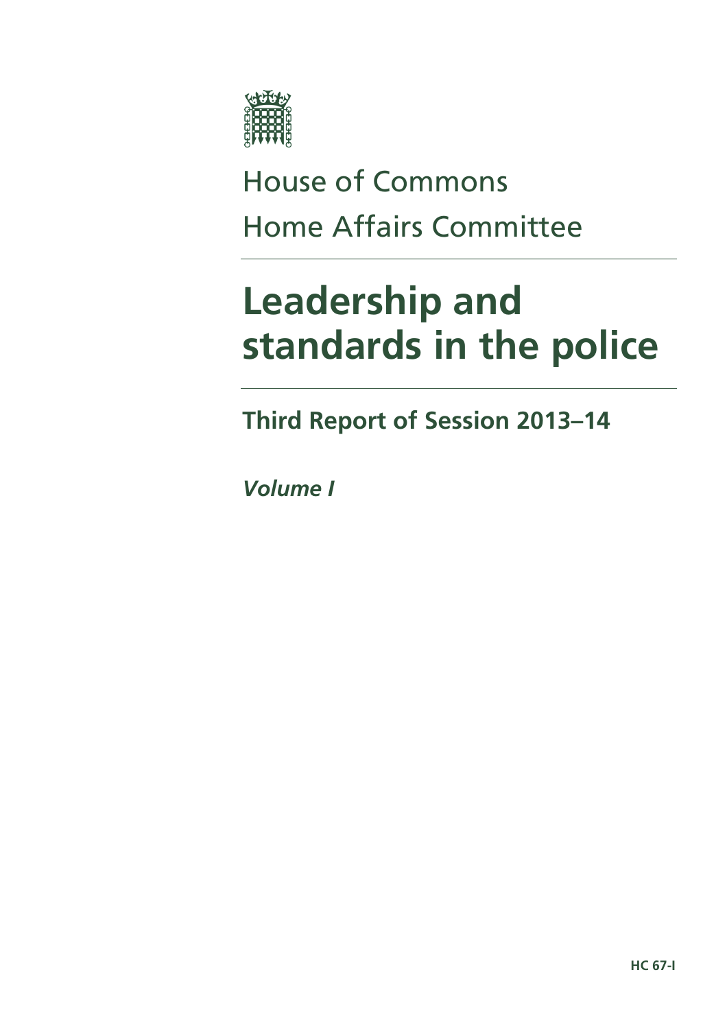House of Commons

Home Affairs Committee

# Leadership and standards in the police

## Third Report of Session 2013–14

***Volume I***

**HC 67-I**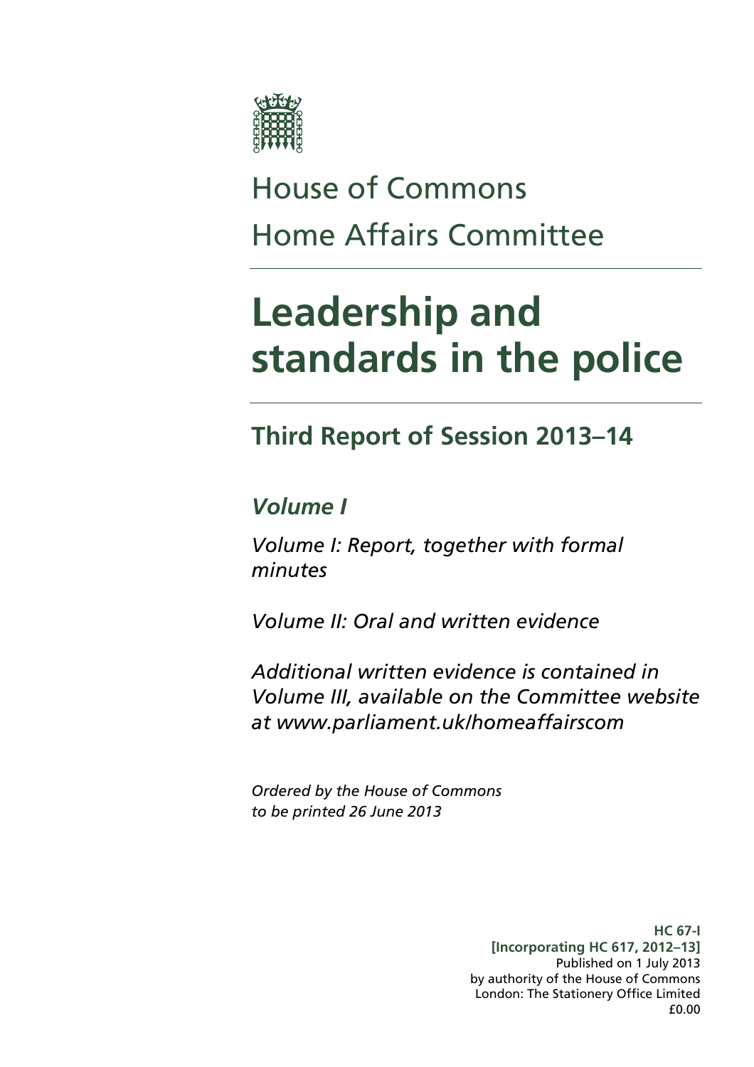# House of Commons
# Home Affairs Committee

# Leadership and standards in the police

## Third Report of Session 2013–14

### *Volume I*

*Volume I: Report, together with formal minutes*

*Volume II: Oral and written evidence*

*Additional written evidence is contained in Volume III, available on the Committee website at www.parliament.uk/homeaffairscom*

*Ordered by the House of Commons to be printed 26 June 2013*

**HC 67-I**
**[Incorporating HC 617, 2012–13]**
Published on 1 July 2013
by authority of the House of Commons
London: The Stationery Office Limited
£0.00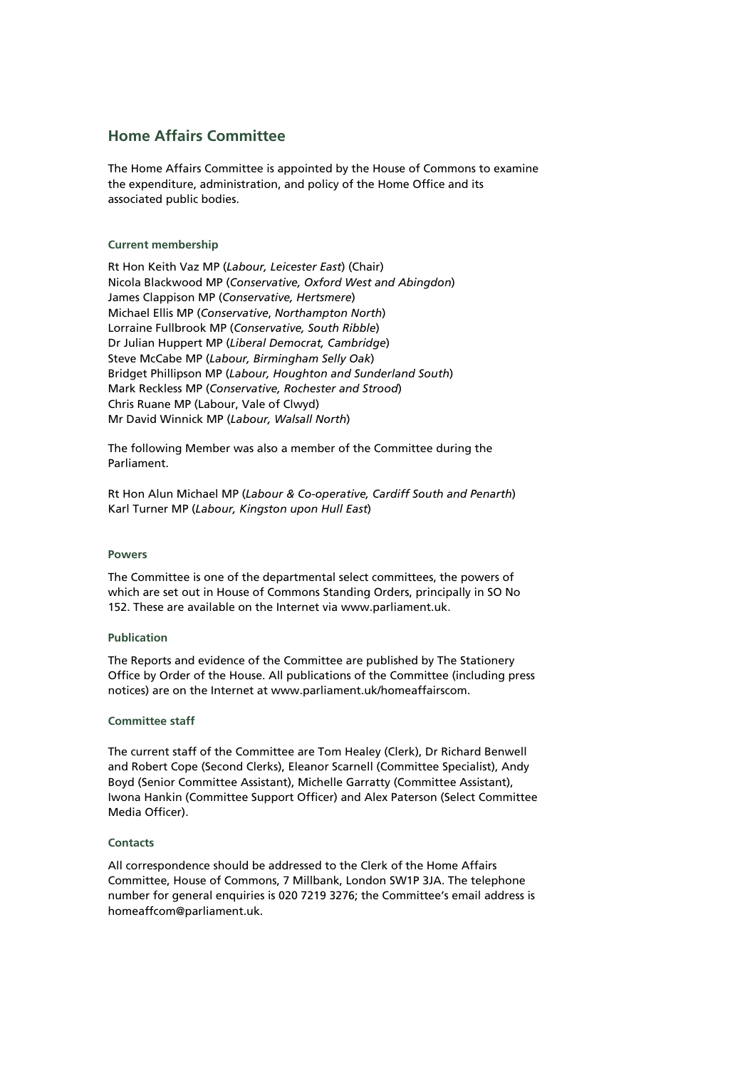## Home Affairs Committee

The Home Affairs Committee is appointed by the House of Commons to examine the expenditure, administration, and policy of the Home Office and its associated public bodies.

#### Current membership

Rt Hon Keith Vaz MP (*Labour, Leicester East*) (Chair)
Nicola Blackwood MP (*Conservative, Oxford West and Abingdon*)
James Clappison MP (*Conservative, Hertsmere*)
Michael Ellis MP (*Conservative*, *Northampton North*)
Lorraine Fullbrook MP (*Conservative, South Ribble*)
Dr Julian Huppert MP (*Liberal Democrat, Cambridge*)
Steve McCabe MP (*Labour, Birmingham Selly Oak*)
Bridget Phillipson MP (*Labour, Houghton and Sunderland South*)
Mark Reckless MP (*Conservative, Rochester and Strood*)
Chris Ruane MP (Labour, Vale of Clwyd)
Mr David Winnick MP (*Labour, Walsall North*)

The following Member was also a member of the Committee during the Parliament.

Rt Hon Alun Michael MP (*Labour & Co-operative, Cardiff South and Penarth*)
Karl Turner MP (*Labour, Kingston upon Hull East*)

#### Powers

The Committee is one of the departmental select committees, the powers of which are set out in House of Commons Standing Orders, principally in SO No 152. These are available on the Internet via www.parliament.uk.

#### Publication

The Reports and evidence of the Committee are published by The Stationery Office by Order of the House. All publications of the Committee (including press notices) are on the Internet at www.parliament.uk/homeaffairscom.

#### Committee staff

The current staff of the Committee are Tom Healey (Clerk), Dr Richard Benwell and Robert Cope (Second Clerks), Eleanor Scarnell (Committee Specialist), Andy Boyd (Senior Committee Assistant), Michelle Garratty (Committee Assistant), Iwona Hankin (Committee Support Officer) and Alex Paterson (Select Committee Media Officer).

#### Contacts

All correspondence should be addressed to the Clerk of the Home Affairs Committee, House of Commons, 7 Millbank, London SW1P 3JA. The telephone number for general enquiries is 020 7219 3276; the Committee's email address is homeaffcom@parliament.uk.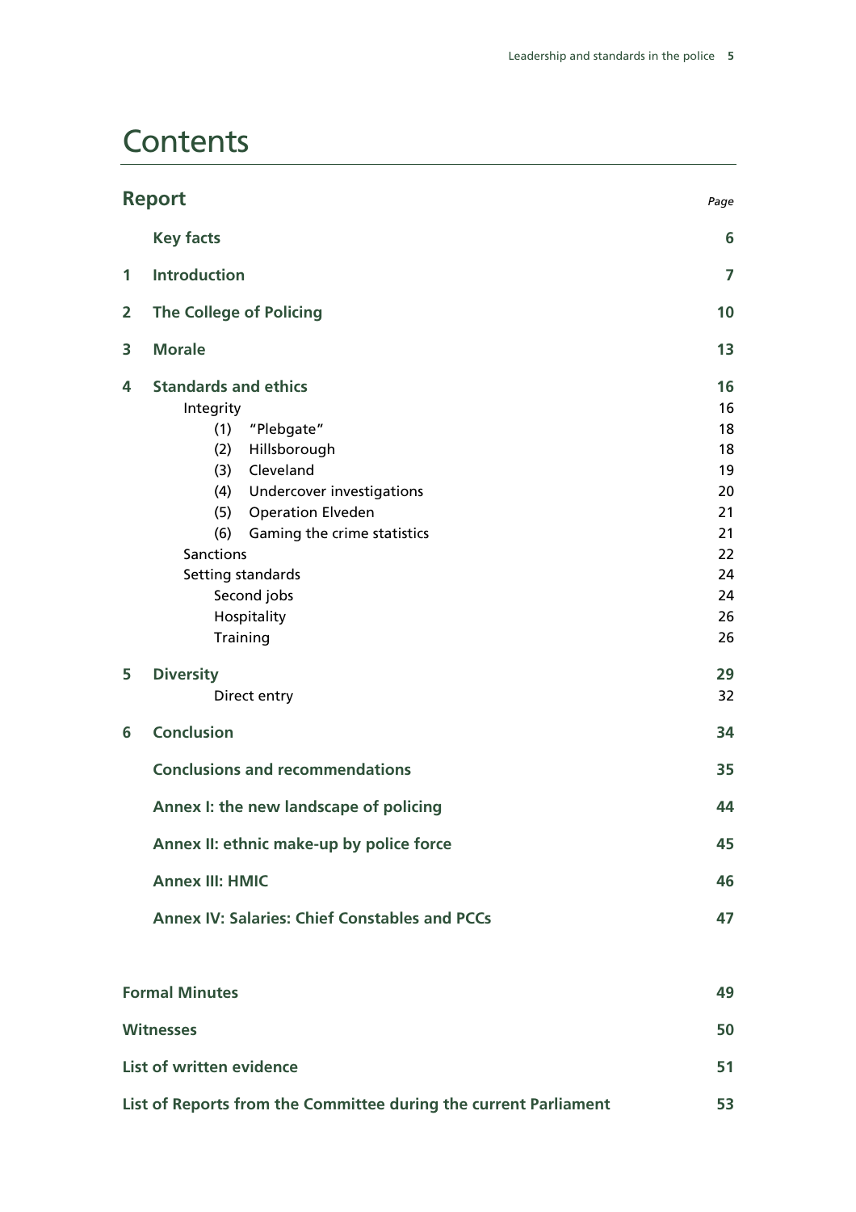# Contents

## Report

| | | Page |
|---|---|---|
| | **Key facts** | **6** |
| **1** | **Introduction** | **7** |
| **2** | **The College of Policing** | **10** |
| **3** | **Morale** | **13** |
| **4** | **Standards and ethics** | **16** |
| | Integrity | 16 |
| | (1) "Plebgate" | 18 |
| | (2) Hillsborough | 18 |
| | (3) Cleveland | 19 |
| | (4) Undercover investigations | 20 |
| | (5) Operation Elveden | 21 |
| | (6) Gaming the crime statistics | 21 |
| | Sanctions | 22 |
| | Setting standards | 24 |
| | Second jobs | 24 |
| | Hospitality | 26 |
| | Training | 26 |
| **5** | **Diversity** | **29** |
| | Direct entry | 32 |
| **6** | **Conclusion** | **34** |
| | **Conclusions and recommendations** | **35** |
| | **Annex I: the new landscape of policing** | **44** |
| | **Annex II: ethnic make-up by police force** | **45** |
| | **Annex III: HMIC** | **46** |
| | **Annex IV: Salaries: Chief Constables and PCCs** | **47** |

| | |
|---|---|
| **Formal Minutes** | **49** |
| **Witnesses** | **50** |
| **List of written evidence** | **51** |
| **List of Reports from the Committee during the current Parliament** | **53** |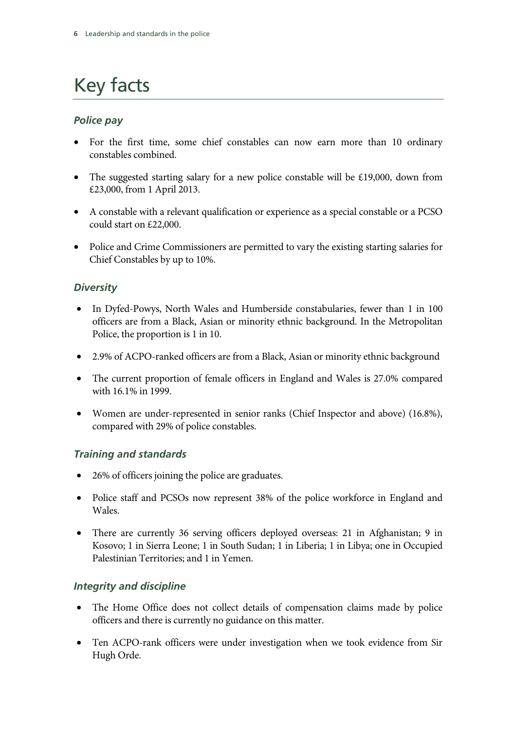# Key facts

### *Police pay*

- For the first time, some chief constables can now earn more than 10 ordinary constables combined.
- The suggested starting salary for a new police constable will be £19,000, down from £23,000, from 1 April 2013.
- A constable with a relevant qualification or experience as a special constable or a PCSO could start on £22,000.
- Police and Crime Commissioners are permitted to vary the existing starting salaries for Chief Constables by up to 10%.

### *Diversity*

- In Dyfed-Powys, North Wales and Humberside constabularies, fewer than 1 in 100 officers are from a Black, Asian or minority ethnic background. In the Metropolitan Police, the proportion is 1 in 10.
- 2.9% of ACPO-ranked officers are from a Black, Asian or minority ethnic background
- The current proportion of female officers in England and Wales is 27.0% compared with 16.1% in 1999.
- Women are under-represented in senior ranks (Chief Inspector and above) (16.8%), compared with 29% of police constables.

### *Training and standards*

- 26% of officers joining the police are graduates.
- Police staff and PCSOs now represent 38% of the police workforce in England and Wales.
- There are currently 36 serving officers deployed overseas: 21 in Afghanistan; 9 in Kosovo; 1 in Sierra Leone; 1 in South Sudan; 1 in Liberia; 1 in Libya; one in Occupied Palestinian Territories; and 1 in Yemen.

### *Integrity and discipline*

- The Home Office does not collect details of compensation claims made by police officers and there is currently no guidance on this matter.
- Ten ACPO-rank officers were under investigation when we took evidence from Sir Hugh Orde.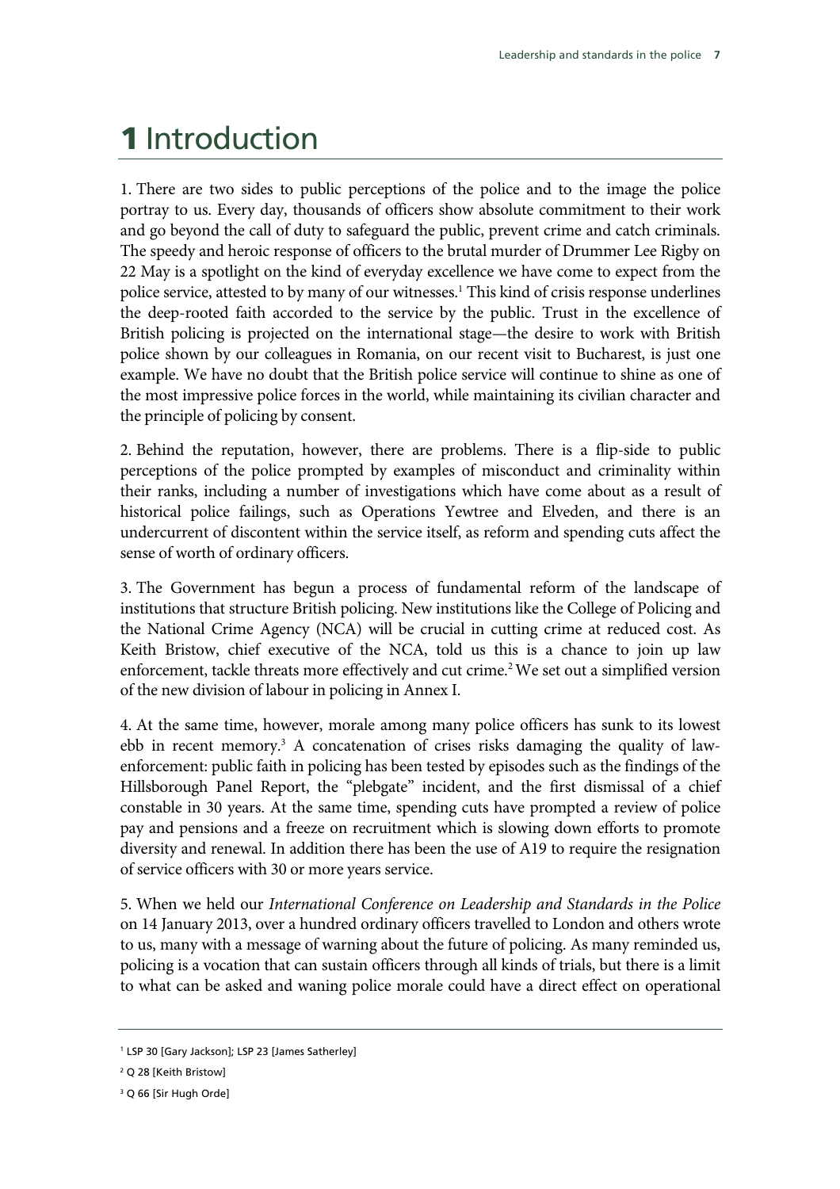# 1 Introduction

1. There are two sides to public perceptions of the police and to the image the police portray to us. Every day, thousands of officers show absolute commitment to their work and go beyond the call of duty to safeguard the public, prevent crime and catch criminals. The speedy and heroic response of officers to the brutal murder of Drummer Lee Rigby on 22 May is a spotlight on the kind of everyday excellence we have come to expect from the police service, attested to by many of our witnesses.[1] This kind of crisis response underlines the deep-rooted faith accorded to the service by the public. Trust in the excellence of British policing is projected on the international stage—the desire to work with British police shown by our colleagues in Romania, on our recent visit to Bucharest, is just one example. We have no doubt that the British police service will continue to shine as one of the most impressive police forces in the world, while maintaining its civilian character and the principle of policing by consent.

2. Behind the reputation, however, there are problems. There is a flip-side to public perceptions of the police prompted by examples of misconduct and criminality within their ranks, including a number of investigations which have come about as a result of historical police failings, such as Operations Yewtree and Elveden, and there is an undercurrent of discontent within the service itself, as reform and spending cuts affect the sense of worth of ordinary officers.

3. The Government has begun a process of fundamental reform of the landscape of institutions that structure British policing. New institutions like the College of Policing and the National Crime Agency (NCA) will be crucial in cutting crime at reduced cost. As Keith Bristow, chief executive of the NCA, told us this is a chance to join up law enforcement, tackle threats more effectively and cut crime.[2] We set out a simplified version of the new division of labour in policing in Annex I.

4. At the same time, however, morale among many police officers has sunk to its lowest ebb in recent memory.[3] A concatenation of crises risks damaging the quality of law-enforcement: public faith in policing has been tested by episodes such as the findings of the Hillsborough Panel Report, the "plebgate" incident, and the first dismissal of a chief constable in 30 years. At the same time, spending cuts have prompted a review of police pay and pensions and a freeze on recruitment which is slowing down efforts to promote diversity and renewal. In addition there has been the use of A19 to require the resignation of service officers with 30 or more years service.

5. When we held our *International Conference on Leadership and Standards in the Police* on 14 January 2013, over a hundred ordinary officers travelled to London and others wrote to us, many with a message of warning about the future of policing. As many reminded us, policing is a vocation that can sustain officers through all kinds of trials, but there is a limit to what can be asked and waning police morale could have a direct effect on operational

---

[1] LSP 30 [Gary Jackson]; LSP 23 [James Satherley]

[2] Q 28 [Keith Bristow]

[3] Q 66 [Sir Hugh Orde]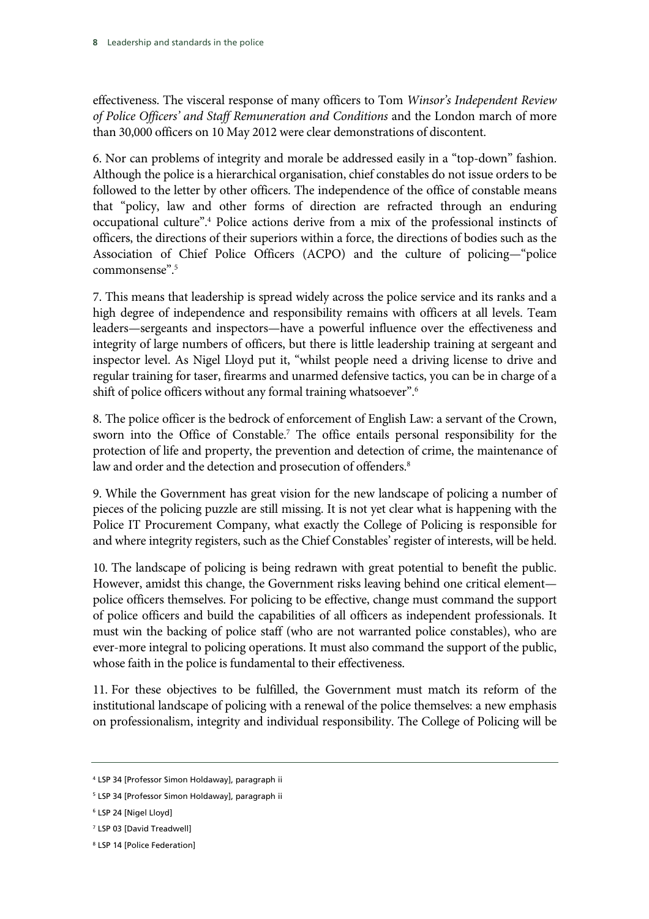effectiveness. The visceral response of many officers to Tom *Winsor's Independent Review of Police Officers' and Staff Remuneration and Conditions* and the London march of more than 30,000 officers on 10 May 2012 were clear demonstrations of discontent.

6. Nor can problems of integrity and morale be addressed easily in a "top-down" fashion. Although the police is a hierarchical organisation, chief constables do not issue orders to be followed to the letter by other officers. The independence of the office of constable means that "policy, law and other forms of direction are refracted through an enduring occupational culture".[4] Police actions derive from a mix of the professional instincts of officers, the directions of their superiors within a force, the directions of bodies such as the Association of Chief Police Officers (ACPO) and the culture of policing—"police commonsense".[5]

7. This means that leadership is spread widely across the police service and its ranks and a high degree of independence and responsibility remains with officers at all levels. Team leaders—sergeants and inspectors—have a powerful influence over the effectiveness and integrity of large numbers of officers, but there is little leadership training at sergeant and inspector level. As Nigel Lloyd put it, "whilst people need a driving license to drive and regular training for taser, firearms and unarmed defensive tactics, you can be in charge of a shift of police officers without any formal training whatsoever".[6]

8. The police officer is the bedrock of enforcement of English Law: a servant of the Crown, sworn into the Office of Constable.[7] The office entails personal responsibility for the protection of life and property, the prevention and detection of crime, the maintenance of law and order and the detection and prosecution of offenders.[8]

9. While the Government has great vision for the new landscape of policing a number of pieces of the policing puzzle are still missing. It is not yet clear what is happening with the Police IT Procurement Company, what exactly the College of Policing is responsible for and where integrity registers, such as the Chief Constables' register of interests, will be held.

10. The landscape of policing is being redrawn with great potential to benefit the public. However, amidst this change, the Government risks leaving behind one critical element—police officers themselves. For policing to be effective, change must command the support of police officers and build the capabilities of all officers as independent professionals. It must win the backing of police staff (who are not warranted police constables), who are ever-more integral to policing operations. It must also command the support of the public, whose faith in the police is fundamental to their effectiveness.

11. For these objectives to be fulfilled, the Government must match its reform of the institutional landscape of policing with a renewal of the police themselves: a new emphasis on professionalism, integrity and individual responsibility. The College of Policing will be

[4] LSP 34 [Professor Simon Holdaway], paragraph ii

[5] LSP 34 [Professor Simon Holdaway], paragraph ii

[6] LSP 24 [Nigel Lloyd]

[7] LSP 03 [David Treadwell]

[8] LSP 14 [Police Federation]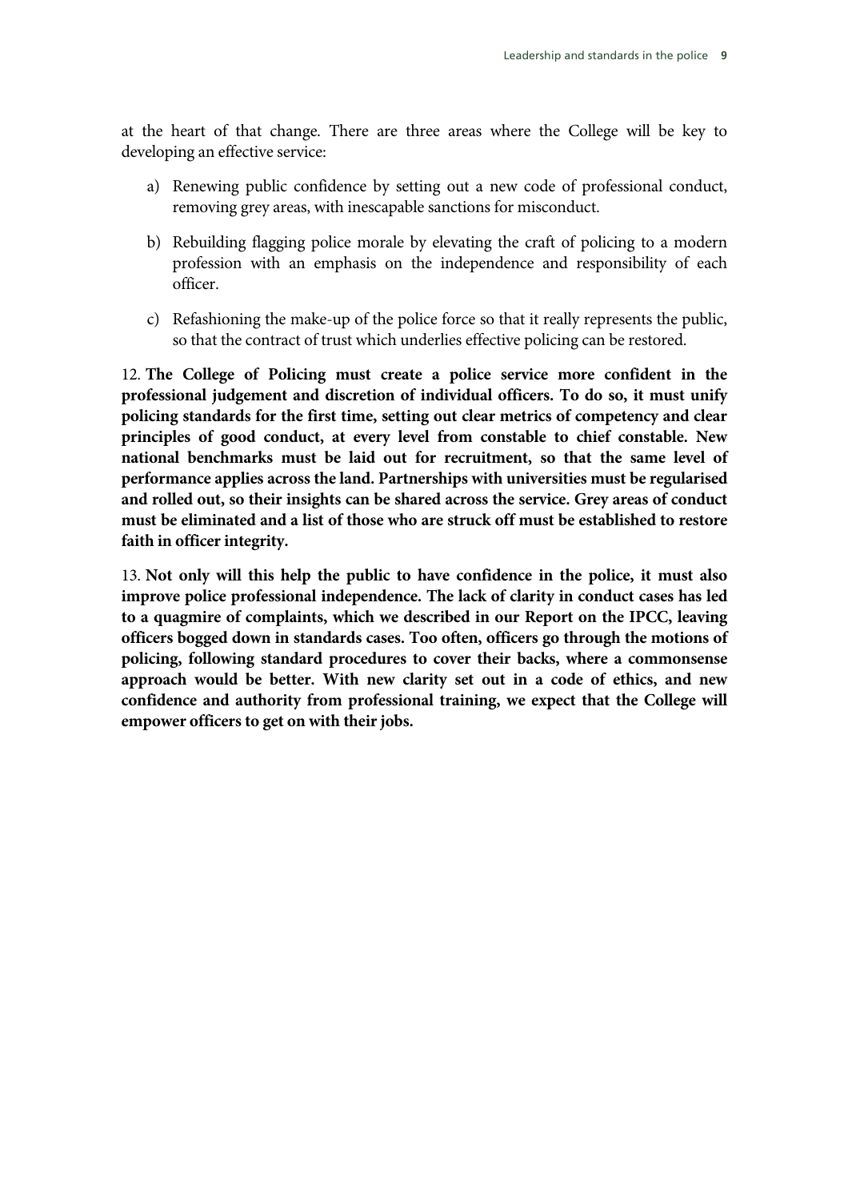at the heart of that change. There are three areas where the College will be key to developing an effective service:

a) Renewing public confidence by setting out a new code of professional conduct, removing grey areas, with inescapable sanctions for misconduct.

b) Rebuilding flagging police morale by elevating the craft of policing to a modern profession with an emphasis on the independence and responsibility of each officer.

c) Refashioning the make-up of the police force so that it really represents the public, so that the contract of trust which underlies effective policing can be restored.

12. **The College of Policing must create a police service more confident in the professional judgement and discretion of individual officers. To do so, it must unify policing standards for the first time, setting out clear metrics of competency and clear principles of good conduct, at every level from constable to chief constable. New national benchmarks must be laid out for recruitment, so that the same level of performance applies across the land. Partnerships with universities must be regularised and rolled out, so their insights can be shared across the service. Grey areas of conduct must be eliminated and a list of those who are struck off must be established to restore faith in officer integrity.**

13. **Not only will this help the public to have confidence in the police, it must also improve police professional independence. The lack of clarity in conduct cases has led to a quagmire of complaints, which we described in our Report on the IPCC, leaving officers bogged down in standards cases. Too often, officers go through the motions of policing, following standard procedures to cover their backs, where a commonsense approach would be better. With new clarity set out in a code of ethics, and new confidence and authority from professional training, we expect that the College will empower officers to get on with their jobs.**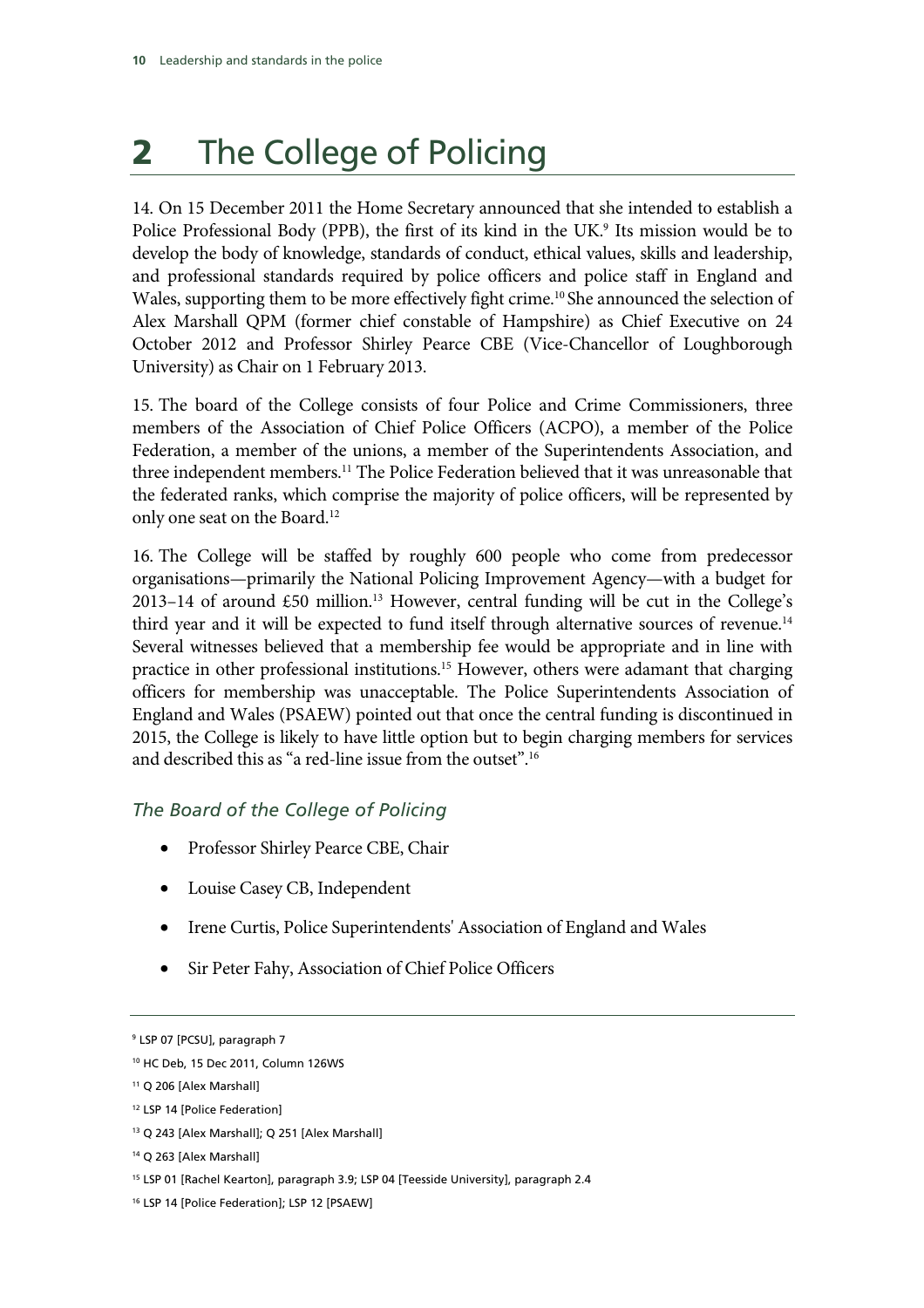# 2 The College of Policing

14. On 15 December 2011 the Home Secretary announced that she intended to establish a Police Professional Body (PPB), the first of its kind in the UK.[9] Its mission would be to develop the body of knowledge, standards of conduct, ethical values, skills and leadership, and professional standards required by police officers and police staff in England and Wales, supporting them to be more effectively fight crime.[10] She announced the selection of Alex Marshall QPM (former chief constable of Hampshire) as Chief Executive on 24 October 2012 and Professor Shirley Pearce CBE (Vice-Chancellor of Loughborough University) as Chair on 1 February 2013.

15. The board of the College consists of four Police and Crime Commissioners, three members of the Association of Chief Police Officers (ACPO), a member of the Police Federation, a member of the unions, a member of the Superintendents Association, and three independent members.[11] The Police Federation believed that it was unreasonable that the federated ranks, which comprise the majority of police officers, will be represented by only one seat on the Board.[12]

16. The College will be staffed by roughly 600 people who come from predecessor organisations—primarily the National Policing Improvement Agency—with a budget for 2013–14 of around £50 million.[13] However, central funding will be cut in the College's third year and it will be expected to fund itself through alternative sources of revenue.[14] Several witnesses believed that a membership fee would be appropriate and in line with practice in other professional institutions.[15] However, others were adamant that charging officers for membership was unacceptable. The Police Superintendents Association of England and Wales (PSAEW) pointed out that once the central funding is discontinued in 2015, the College is likely to have little option but to begin charging members for services and described this as "a red-line issue from the outset".[16]

### *The Board of the College of Policing*

- Professor Shirley Pearce CBE, Chair
- Louise Casey CB, Independent
- Irene Curtis, Police Superintendents' Association of England and Wales
- Sir Peter Fahy, Association of Chief Police Officers

---

[9] LSP 07 [PCSU], paragraph 7

[10] HC Deb, 15 Dec 2011, Column 126WS

[11] Q 206 [Alex Marshall]

[12] LSP 14 [Police Federation]

[13] Q 243 [Alex Marshall]; Q 251 [Alex Marshall]

[14] Q 263 [Alex Marshall]

[15] LSP 01 [Rachel Kearton], paragraph 3.9; LSP 04 [Teesside University], paragraph 2.4

[16] LSP 14 [Police Federation]; LSP 12 [PSAEW]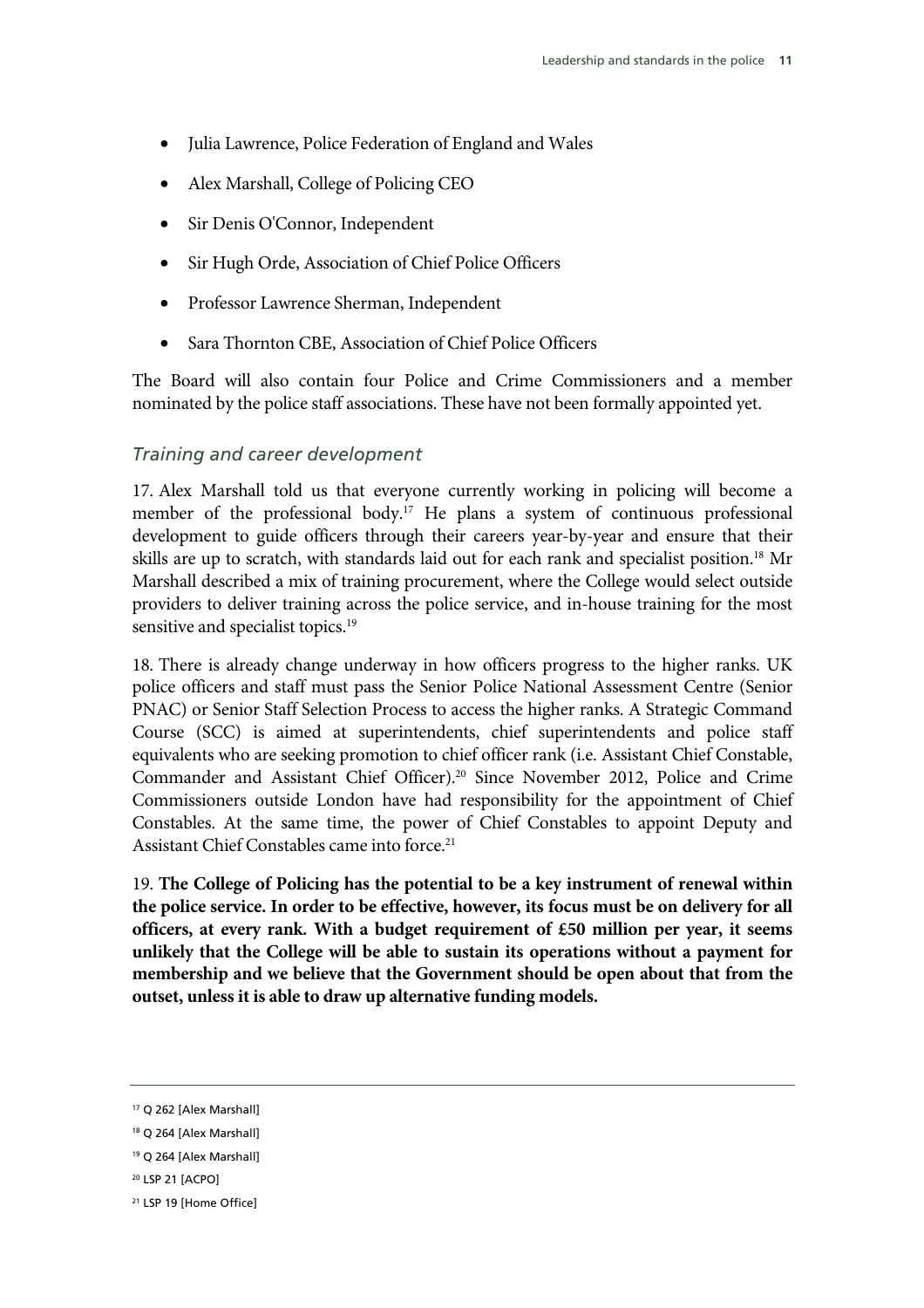- Julia Lawrence, Police Federation of England and Wales
- Alex Marshall, College of Policing CEO
- Sir Denis O'Connor, Independent
- Sir Hugh Orde, Association of Chief Police Officers
- Professor Lawrence Sherman, Independent
- Sara Thornton CBE, Association of Chief Police Officers

The Board will also contain four Police and Crime Commissioners and a member nominated by the police staff associations. These have not been formally appointed yet.

### *Training and career development*

17. Alex Marshall told us that everyone currently working in policing will become a member of the professional body.[17] He plans a system of continuous professional development to guide officers through their careers year-by-year and ensure that their skills are up to scratch, with standards laid out for each rank and specialist position.[18] Mr Marshall described a mix of training procurement, where the College would select outside providers to deliver training across the police service, and in-house training for the most sensitive and specialist topics.[19]

18. There is already change underway in how officers progress to the higher ranks. UK police officers and staff must pass the Senior Police National Assessment Centre (Senior PNAC) or Senior Staff Selection Process to access the higher ranks. A Strategic Command Course (SCC) is aimed at superintendents, chief superintendents and police staff equivalents who are seeking promotion to chief officer rank (i.e. Assistant Chief Constable, Commander and Assistant Chief Officer).[20] Since November 2012, Police and Crime Commissioners outside London have had responsibility for the appointment of Chief Constables. At the same time, the power of Chief Constables to appoint Deputy and Assistant Chief Constables came into force.[21]

19. **The College of Policing has the potential to be a key instrument of renewal within the police service. In order to be effective, however, its focus must be on delivery for all officers, at every rank. With a budget requirement of £50 million per year, it seems unlikely that the College will be able to sustain its operations without a payment for membership and we believe that the Government should be open about that from the outset, unless it is able to draw up alternative funding models.**

---

[17] Q 262 [Alex Marshall]

[18] Q 264 [Alex Marshall]

[19] Q 264 [Alex Marshall]

[20] LSP 21 [ACPO]

[21] LSP 19 [Home Office]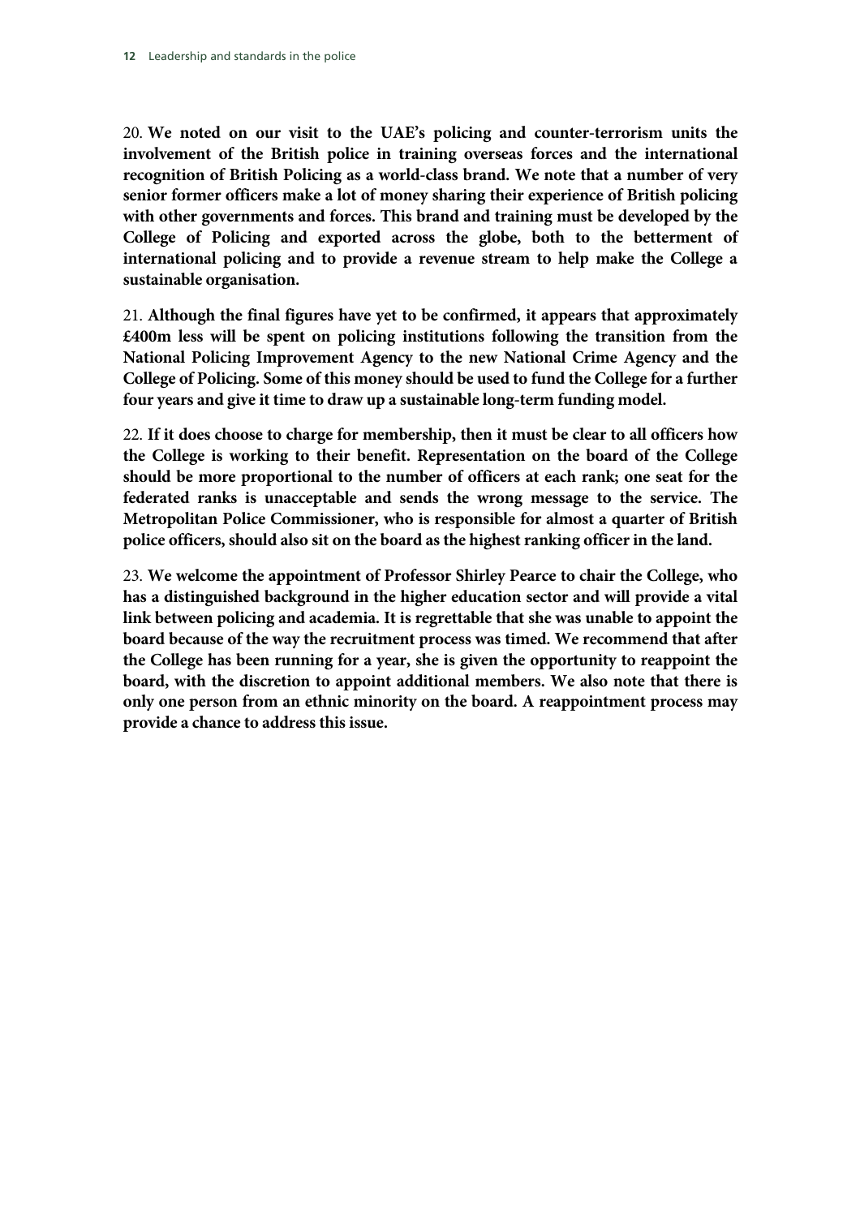20. **We noted on our visit to the UAE's policing and counter-terrorism units the involvement of the British police in training overseas forces and the international recognition of British Policing as a world-class brand. We note that a number of very senior former officers make a lot of money sharing their experience of British policing with other governments and forces. This brand and training must be developed by the College of Policing and exported across the globe, both to the betterment of international policing and to provide a revenue stream to help make the College a sustainable organisation.**

21. **Although the final figures have yet to be confirmed, it appears that approximately £400m less will be spent on policing institutions following the transition from the National Policing Improvement Agency to the new National Crime Agency and the College of Policing. Some of this money should be used to fund the College for a further four years and give it time to draw up a sustainable long-term funding model.**

22. **If it does choose to charge for membership, then it must be clear to all officers how the College is working to their benefit. Representation on the board of the College should be more proportional to the number of officers at each rank; one seat for the federated ranks is unacceptable and sends the wrong message to the service. The Metropolitan Police Commissioner, who is responsible for almost a quarter of British police officers, should also sit on the board as the highest ranking officer in the land.**

23. **We welcome the appointment of Professor Shirley Pearce to chair the College, who has a distinguished background in the higher education sector and will provide a vital link between policing and academia. It is regrettable that she was unable to appoint the board because of the way the recruitment process was timed. We recommend that after the College has been running for a year, she is given the opportunity to reappoint the board, with the discretion to appoint additional members. We also note that there is only one person from an ethnic minority on the board. A reappointment process may provide a chance to address this issue.**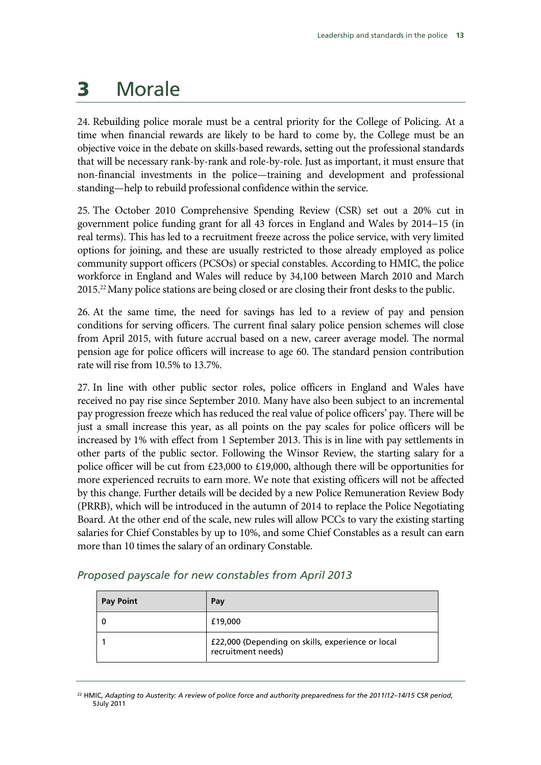# 3 Morale

24. Rebuilding police morale must be a central priority for the College of Policing. At a time when financial rewards are likely to be hard to come by, the College must be an objective voice in the debate on skills-based rewards, setting out the professional standards that will be necessary rank-by-rank and role-by-role. Just as important, it must ensure that non-financial investments in the police—training and development and professional standing—help to rebuild professional confidence within the service.

25. The October 2010 Comprehensive Spending Review (CSR) set out a 20% cut in government police funding grant for all 43 forces in England and Wales by 2014–15 (in real terms). This has led to a recruitment freeze across the police service, with very limited options for joining, and these are usually restricted to those already employed as police community support officers (PCSOs) or special constables. According to HMIC, the police workforce in England and Wales will reduce by 34,100 between March 2010 and March 2015.[22] Many police stations are being closed or are closing their front desks to the public.

26. At the same time, the need for savings has led to a review of pay and pension conditions for serving officers. The current final salary police pension schemes will close from April 2015, with future accrual based on a new, career average model. The normal pension age for police officers will increase to age 60. The standard pension contribution rate will rise from 10.5% to 13.7%.

27. In line with other public sector roles, police officers in England and Wales have received no pay rise since September 2010. Many have also been subject to an incremental pay progression freeze which has reduced the real value of police officers' pay. There will be just a small increase this year, as all points on the pay scales for police officers will be increased by 1% with effect from 1 September 2013. This is in line with pay settlements in other parts of the public sector. Following the Winsor Review, the starting salary for a police officer will be cut from £23,000 to £19,000, although there will be opportunities for more experienced recruits to earn more. We note that existing officers will not be affected by this change. Further details will be decided by a new Police Remuneration Review Body (PRRB), which will be introduced in the autumn of 2014 to replace the Police Negotiating Board. At the other end of the scale, new rules will allow PCCs to vary the existing starting salaries for Chief Constables by up to 10%, and some Chief Constables as a result can earn more than 10 times the salary of an ordinary Constable.

*Proposed payscale for new constables from April 2013*

| Pay Point | Pay |
|---|---|
| 0 | £19,000 |
| 1 | £22,000 (Depending on skills, experience or local recruitment needs) |

[22] HMIC, *Adapting to Austerity: A review of police force and authority preparedness for the 2011/12–14/15 CSR period*, 5July 2011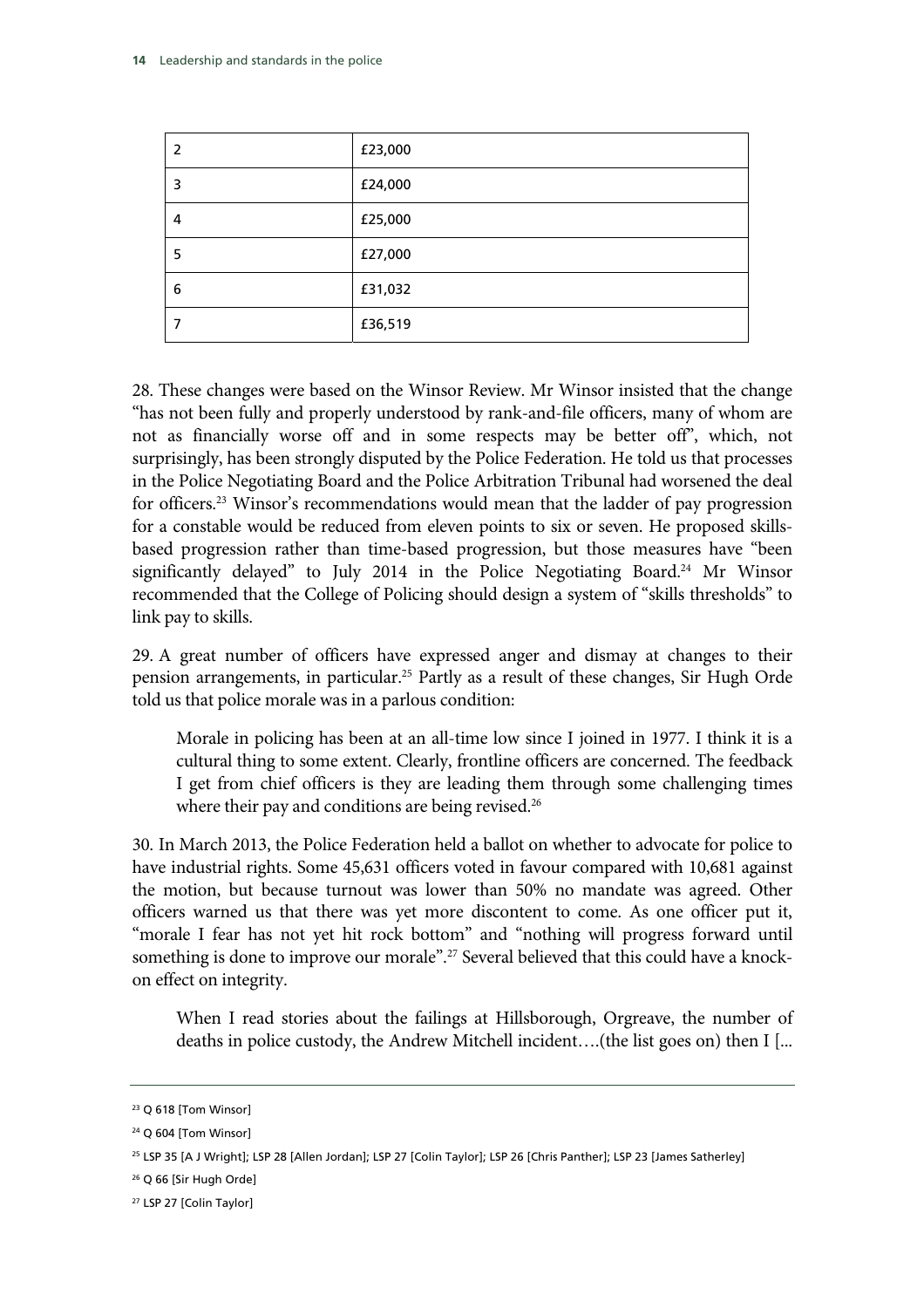| 2 | £23,000 |
|---|---|
| 3 | £24,000 |
| 4 | £25,000 |
| 5 | £27,000 |
| 6 | £31,032 |
| 7 | £36,519 |

28. These changes were based on the Winsor Review. Mr Winsor insisted that the change "has not been fully and properly understood by rank-and-file officers, many of whom are not as financially worse off and in some respects may be better off", which, not surprisingly, has been strongly disputed by the Police Federation. He told us that processes in the Police Negotiating Board and the Police Arbitration Tribunal had worsened the deal for officers.[23] Winsor's recommendations would mean that the ladder of pay progression for a constable would be reduced from eleven points to six or seven. He proposed skills-based progression rather than time-based progression, but those measures have "been significantly delayed" to July 2014 in the Police Negotiating Board.[24] Mr Winsor recommended that the College of Policing should design a system of "skills thresholds" to link pay to skills.

29. A great number of officers have expressed anger and dismay at changes to their pension arrangements, in particular.[25] Partly as a result of these changes, Sir Hugh Orde told us that police morale was in a parlous condition:

> Morale in policing has been at an all-time low since I joined in 1977. I think it is a cultural thing to some extent. Clearly, frontline officers are concerned. The feedback I get from chief officers is they are leading them through some challenging times where their pay and conditions are being revised.[26]

30. In March 2013, the Police Federation held a ballot on whether to advocate for police to have industrial rights. Some 45,631 officers voted in favour compared with 10,681 against the motion, but because turnout was lower than 50% no mandate was agreed. Other officers warned us that there was yet more discontent to come. As one officer put it, "morale I fear has not yet hit rock bottom" and "nothing will progress forward until something is done to improve our morale".[27] Several believed that this could have a knock-on effect on integrity.

> When I read stories about the failings at Hillsborough, Orgreave, the number of deaths in police custody, the Andrew Mitchell incident….(the list goes on) then I [...

[23] Q 618 [Tom Winsor]

[24] Q 604 [Tom Winsor]

[25] LSP 35 [A J Wright]; LSP 28 [Allen Jordan]; LSP 27 [Colin Taylor]; LSP 26 [Chris Panther]; LSP 23 [James Satherley]

[26] Q 66 [Sir Hugh Orde]

[27] LSP 27 [Colin Taylor]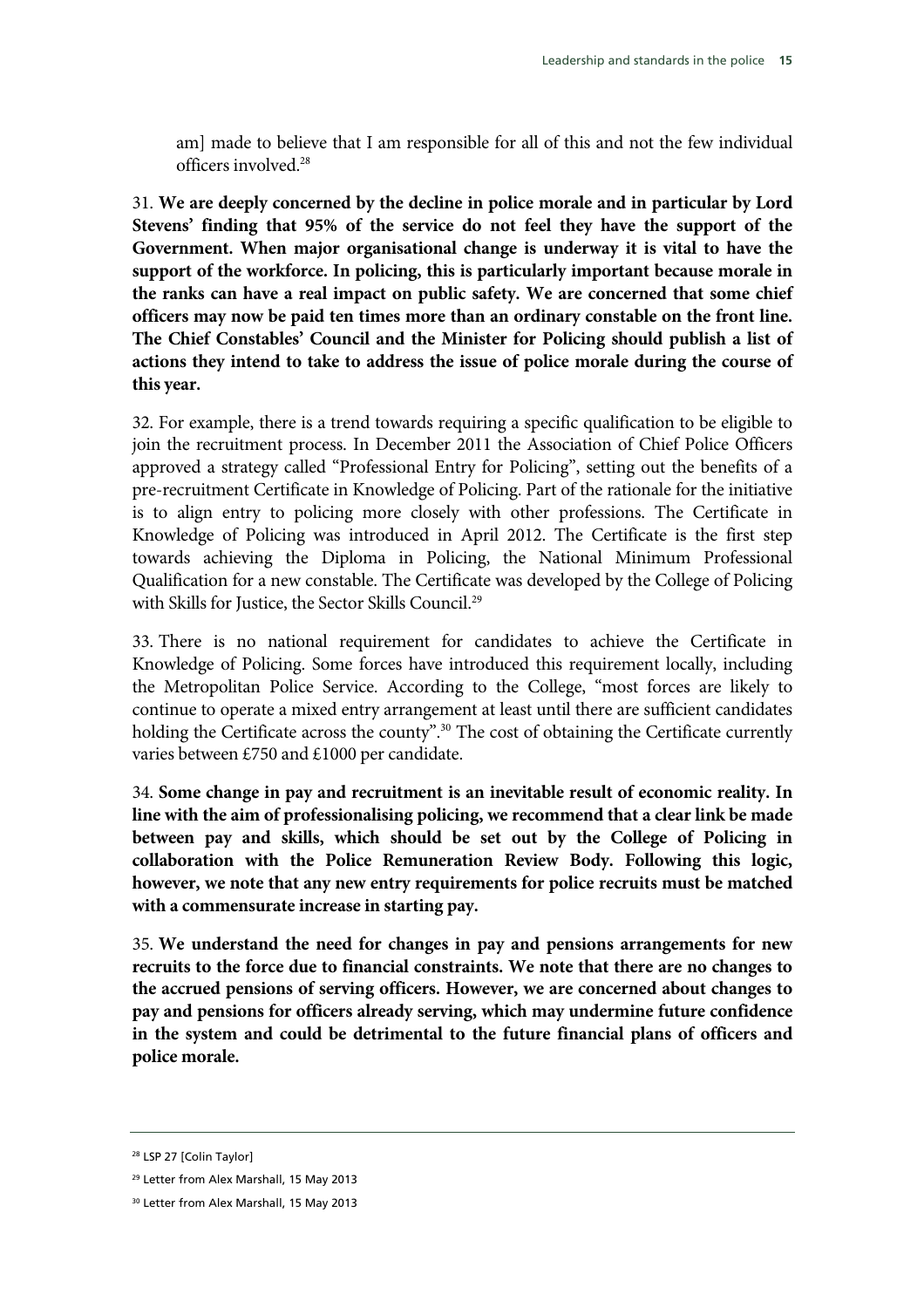> am] made to believe that I am responsible for all of this and not the few individual officers involved.[28]

31. **We are deeply concerned by the decline in police morale and in particular by Lord Stevens' finding that 95% of the service do not feel they have the support of the Government. When major organisational change is underway it is vital to have the support of the workforce. In policing, this is particularly important because morale in the ranks can have a real impact on public safety. We are concerned that some chief officers may now be paid ten times more than an ordinary constable on the front line. The Chief Constables' Council and the Minister for Policing should publish a list of actions they intend to take to address the issue of police morale during the course of this year.**

32. For example, there is a trend towards requiring a specific qualification to be eligible to join the recruitment process. In December 2011 the Association of Chief Police Officers approved a strategy called "Professional Entry for Policing", setting out the benefits of a pre-recruitment Certificate in Knowledge of Policing. Part of the rationale for the initiative is to align entry to policing more closely with other professions. The Certificate in Knowledge of Policing was introduced in April 2012. The Certificate is the first step towards achieving the Diploma in Policing, the National Minimum Professional Qualification for a new constable. The Certificate was developed by the College of Policing with Skills for Justice, the Sector Skills Council.[29]

33. There is no national requirement for candidates to achieve the Certificate in Knowledge of Policing. Some forces have introduced this requirement locally, including the Metropolitan Police Service. According to the College, "most forces are likely to continue to operate a mixed entry arrangement at least until there are sufficient candidates holding the Certificate across the county".[30] The cost of obtaining the Certificate currently varies between £750 and £1000 per candidate.

34. **Some change in pay and recruitment is an inevitable result of economic reality. In line with the aim of professionalising policing, we recommend that a clear link be made between pay and skills, which should be set out by the College of Policing in collaboration with the Police Remuneration Review Body. Following this logic, however, we note that any new entry requirements for police recruits must be matched with a commensurate increase in starting pay.**

35. **We understand the need for changes in pay and pensions arrangements for new recruits to the force due to financial constraints. We note that there are no changes to the accrued pensions of serving officers. However, we are concerned about changes to pay and pensions for officers already serving, which may undermine future confidence in the system and could be detrimental to the future financial plans of officers and police morale.**

---

[28] LSP 27 [Colin Taylor]

[29] Letter from Alex Marshall, 15 May 2013

[30] Letter from Alex Marshall, 15 May 2013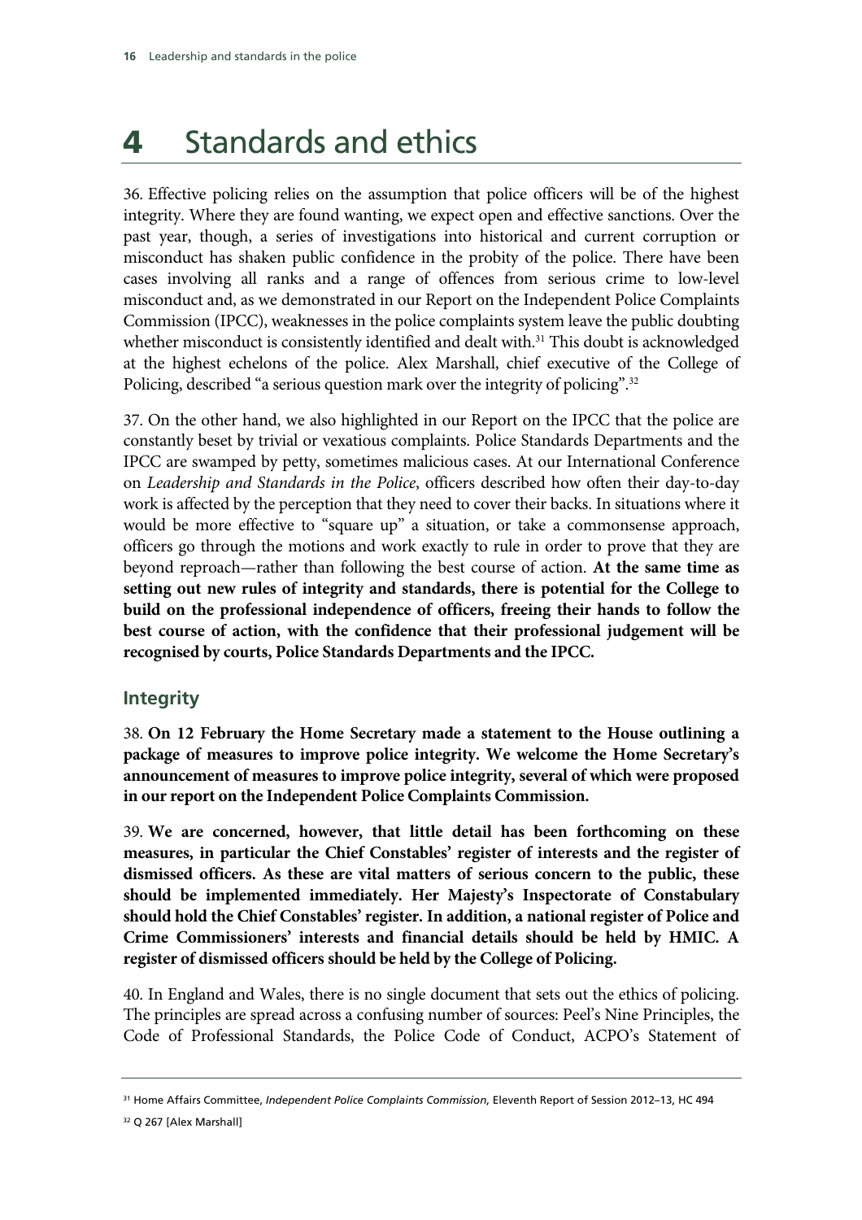# 4 Standards and ethics

36. Effective policing relies on the assumption that police officers will be of the highest integrity. Where they are found wanting, we expect open and effective sanctions. Over the past year, though, a series of investigations into historical and current corruption or misconduct has shaken public confidence in the probity of the police. There have been cases involving all ranks and a range of offences from serious crime to low-level misconduct and, as we demonstrated in our Report on the Independent Police Complaints Commission (IPCC), weaknesses in the police complaints system leave the public doubting whether misconduct is consistently identified and dealt with.[31] This doubt is acknowledged at the highest echelons of the police. Alex Marshall, chief executive of the College of Policing, described "a serious question mark over the integrity of policing".[32]

37. On the other hand, we also highlighted in our Report on the IPCC that the police are constantly beset by trivial or vexatious complaints. Police Standards Departments and the IPCC are swamped by petty, sometimes malicious cases. At our International Conference on *Leadership and Standards in the Police*, officers described how often their day-to-day work is affected by the perception that they need to cover their backs. In situations where it would be more effective to "square up" a situation, or take a commonsense approach, officers go through the motions and work exactly to rule in order to prove that they are beyond reproach—rather than following the best course of action. **At the same time as setting out new rules of integrity and standards, there is potential for the College to build on the professional independence of officers, freeing their hands to follow the best course of action, with the confidence that their professional judgement will be recognised by courts, Police Standards Departments and the IPCC.**

## Integrity

38. **On 12 February the Home Secretary made a statement to the House outlining a package of measures to improve police integrity. We welcome the Home Secretary's announcement of measures to improve police integrity, several of which were proposed in our report on the Independent Police Complaints Commission.**

39. **We are concerned, however, that little detail has been forthcoming on these measures, in particular the Chief Constables' register of interests and the register of dismissed officers. As these are vital matters of serious concern to the public, these should be implemented immediately. Her Majesty's Inspectorate of Constabulary should hold the Chief Constables' register. In addition, a national register of Police and Crime Commissioners' interests and financial details should be held by HMIC. A register of dismissed officers should be held by the College of Policing.**

40. In England and Wales, there is no single document that sets out the ethics of policing. The principles are spread across a confusing number of sources: Peel's Nine Principles, the Code of Professional Standards, the Police Code of Conduct, ACPO's Statement of

---

[31] Home Affairs Committee, *Independent Police Complaints Commission*, Eleventh Report of Session 2012–13, HC 494

[32] Q 267 [Alex Marshall]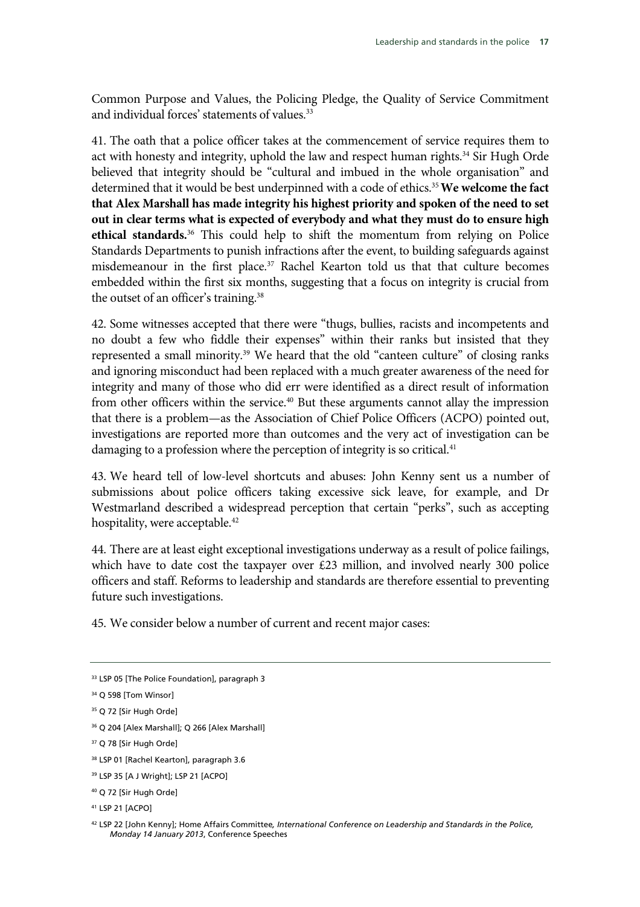Common Purpose and Values, the Policing Pledge, the Quality of Service Commitment and individual forces' statements of values.[33]

41. The oath that a police officer takes at the commencement of service requires them to act with honesty and integrity, uphold the law and respect human rights.[34] Sir Hugh Orde believed that integrity should be "cultural and imbued in the whole organisation" and determined that it would be best underpinned with a code of ethics.[35] **We welcome the fact that Alex Marshall has made integrity his highest priority and spoken of the need to set out in clear terms what is expected of everybody and what they must do to ensure high ethical standards.**[36] This could help to shift the momentum from relying on Police Standards Departments to punish infractions after the event, to building safeguards against misdemeanour in the first place.[37] Rachel Kearton told us that that culture becomes embedded within the first six months, suggesting that a focus on integrity is crucial from the outset of an officer's training.[38]

42. Some witnesses accepted that there were "thugs, bullies, racists and incompetents and no doubt a few who fiddle their expenses" within their ranks but insisted that they represented a small minority.[39] We heard that the old "canteen culture" of closing ranks and ignoring misconduct had been replaced with a much greater awareness of the need for integrity and many of those who did err were identified as a direct result of information from other officers within the service.[40] But these arguments cannot allay the impression that there is a problem—as the Association of Chief Police Officers (ACPO) pointed out, investigations are reported more than outcomes and the very act of investigation can be damaging to a profession where the perception of integrity is so critical.[41]

43. We heard tell of low-level shortcuts and abuses: John Kenny sent us a number of submissions about police officers taking excessive sick leave, for example, and Dr Westmarland described a widespread perception that certain "perks", such as accepting hospitality, were acceptable.[42]

44. There are at least eight exceptional investigations underway as a result of police failings, which have to date cost the taxpayer over £23 million, and involved nearly 300 police officers and staff. Reforms to leadership and standards are therefore essential to preventing future such investigations.

45. We consider below a number of current and recent major cases:

---

[33] LSP 05 [The Police Foundation], paragraph 3

[34] Q 598 [Tom Winsor]

[35] Q 72 [Sir Hugh Orde]

[36] Q 204 [Alex Marshall]; Q 266 [Alex Marshall]

[37] Q 78 [Sir Hugh Orde]

[38] LSP 01 [Rachel Kearton], paragraph 3.6

[39] LSP 35 [A J Wright]; LSP 21 [ACPO]

[40] Q 72 [Sir Hugh Orde]

[41] LSP 21 [ACPO]

[42] LSP 22 [John Kenny]; Home Affairs Committee*, International Conference on Leadership and Standards in the Police, Monday 14 January 2013*, Conference Speeches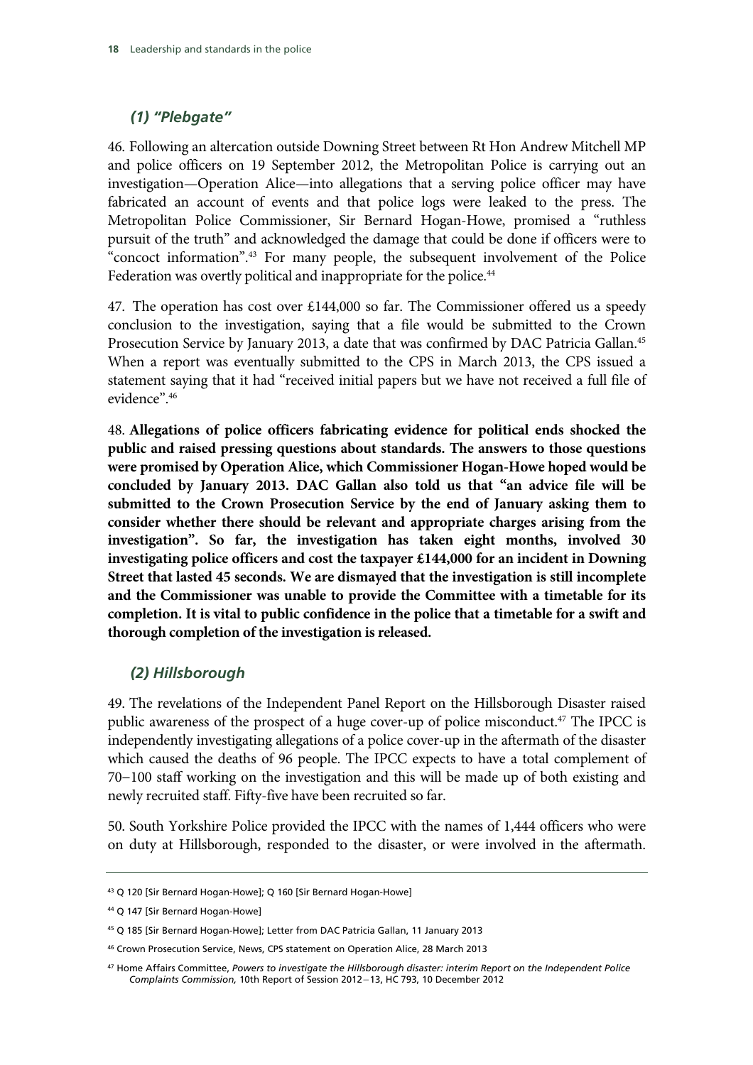### *(1) "Plebgate"*

46. Following an altercation outside Downing Street between Rt Hon Andrew Mitchell MP and police officers on 19 September 2012, the Metropolitan Police is carrying out an investigation—Operation Alice—into allegations that a serving police officer may have fabricated an account of events and that police logs were leaked to the press. The Metropolitan Police Commissioner, Sir Bernard Hogan-Howe, promised a "ruthless pursuit of the truth" and acknowledged the damage that could be done if officers were to "concoct information".[43] For many people, the subsequent involvement of the Police Federation was overtly political and inappropriate for the police.[44]

47. The operation has cost over £144,000 so far. The Commissioner offered us a speedy conclusion to the investigation, saying that a file would be submitted to the Crown Prosecution Service by January 2013, a date that was confirmed by DAC Patricia Gallan.[45] When a report was eventually submitted to the CPS in March 2013, the CPS issued a statement saying that it had "received initial papers but we have not received a full file of evidence".[46]

48. **Allegations of police officers fabricating evidence for political ends shocked the public and raised pressing questions about standards. The answers to those questions were promised by Operation Alice, which Commissioner Hogan-Howe hoped would be concluded by January 2013. DAC Gallan also told us that "an advice file will be submitted to the Crown Prosecution Service by the end of January asking them to consider whether there should be relevant and appropriate charges arising from the investigation". So far, the investigation has taken eight months, involved 30 investigating police officers and cost the taxpayer £144,000 for an incident in Downing Street that lasted 45 seconds. We are dismayed that the investigation is still incomplete and the Commissioner was unable to provide the Committee with a timetable for its completion. It is vital to public confidence in the police that a timetable for a swift and thorough completion of the investigation is released.**

### *(2) Hillsborough*

49. The revelations of the Independent Panel Report on the Hillsborough Disaster raised public awareness of the prospect of a huge cover-up of police misconduct.[47] The IPCC is independently investigating allegations of a police cover-up in the aftermath of the disaster which caused the deaths of 96 people. The IPCC expects to have a total complement of 70–100 staff working on the investigation and this will be made up of both existing and newly recruited staff. Fifty-five have been recruited so far.

50. South Yorkshire Police provided the IPCC with the names of 1,444 officers who were on duty at Hillsborough, responded to the disaster, or were involved in the aftermath.

---

[43] Q 120 [Sir Bernard Hogan-Howe]; Q 160 [Sir Bernard Hogan-Howe]

[44] Q 147 [Sir Bernard Hogan-Howe]

[45] Q 185 [Sir Bernard Hogan-Howe]; Letter from DAC Patricia Gallan, 11 January 2013

[46] Crown Prosecution Service, News, CPS statement on Operation Alice, 28 March 2013

[47] Home Affairs Committee, *Powers to investigate the Hillsborough disaster: interim Report on the Independent Police Complaints Commission,* 10th Report of Session 2012–13, HC 793, 10 December 2012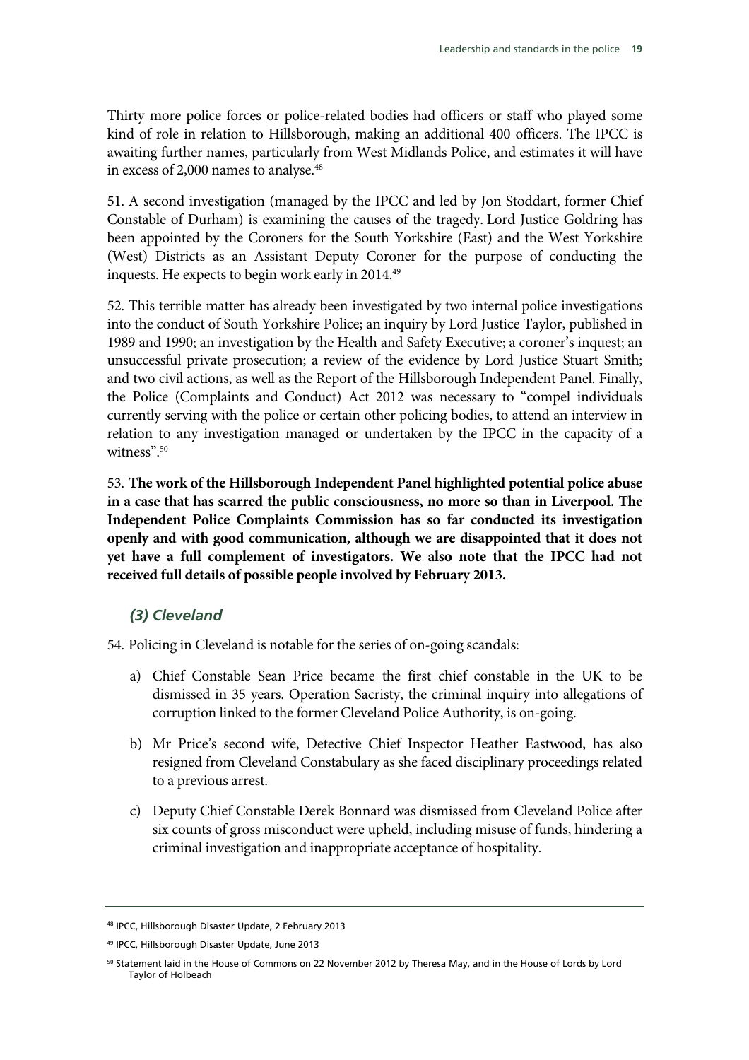Thirty more police forces or police-related bodies had officers or staff who played some kind of role in relation to Hillsborough, making an additional 400 officers. The IPCC is awaiting further names, particularly from West Midlands Police, and estimates it will have in excess of 2,000 names to analyse.[48]

51. A second investigation (managed by the IPCC and led by Jon Stoddart, former Chief Constable of Durham) is examining the causes of the tragedy. Lord Justice Goldring has been appointed by the Coroners for the South Yorkshire (East) and the West Yorkshire (West) Districts as an Assistant Deputy Coroner for the purpose of conducting the inquests. He expects to begin work early in 2014.[49]

52. This terrible matter has already been investigated by two internal police investigations into the conduct of South Yorkshire Police; an inquiry by Lord Justice Taylor, published in 1989 and 1990; an investigation by the Health and Safety Executive; a coroner's inquest; an unsuccessful private prosecution; a review of the evidence by Lord Justice Stuart Smith; and two civil actions, as well as the Report of the Hillsborough Independent Panel. Finally, the Police (Complaints and Conduct) Act 2012 was necessary to "compel individuals currently serving with the police or certain other policing bodies, to attend an interview in relation to any investigation managed or undertaken by the IPCC in the capacity of a witness".[50]

53. **The work of the Hillsborough Independent Panel highlighted potential police abuse in a case that has scarred the public consciousness, no more so than in Liverpool. The Independent Police Complaints Commission has so far conducted its investigation openly and with good communication, although we are disappointed that it does not yet have a full complement of investigators. We also note that the IPCC had not received full details of possible people involved by February 2013.**

### *(3) Cleveland*

54. Policing in Cleveland is notable for the series of on-going scandals:

a) Chief Constable Sean Price became the first chief constable in the UK to be dismissed in 35 years. Operation Sacristy, the criminal inquiry into allegations of corruption linked to the former Cleveland Police Authority, is on-going.

b) Mr Price's second wife, Detective Chief Inspector Heather Eastwood, has also resigned from Cleveland Constabulary as she faced disciplinary proceedings related to a previous arrest.

c) Deputy Chief Constable Derek Bonnard was dismissed from Cleveland Police after six counts of gross misconduct were upheld, including misuse of funds, hindering a criminal investigation and inappropriate acceptance of hospitality.

---

[48] IPCC, Hillsborough Disaster Update, 2 February 2013

[49] IPCC, Hillsborough Disaster Update, June 2013

[50] Statement laid in the House of Commons on 22 November 2012 by Theresa May, and in the House of Lords by Lord Taylor of Holbeach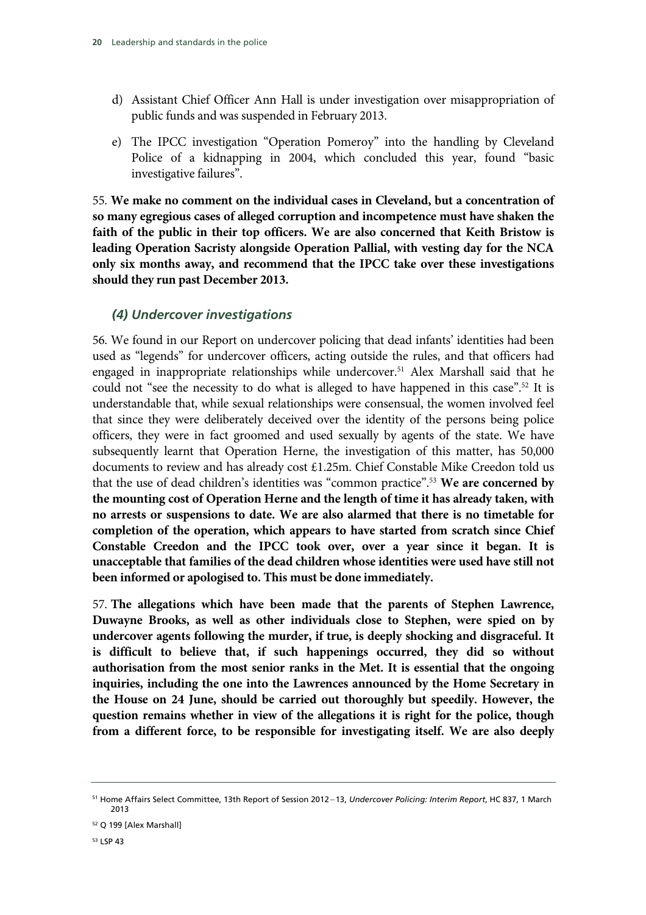d) Assistant Chief Officer Ann Hall is under investigation over misappropriation of public funds and was suspended in February 2013.

e) The IPCC investigation "Operation Pomeroy" into the handling by Cleveland Police of a kidnapping in 2004, which concluded this year, found "basic investigative failures".

55. **We make no comment on the individual cases in Cleveland, but a concentration of so many egregious cases of alleged corruption and incompetence must have shaken the faith of the public in their top officers. We are also concerned that Keith Bristow is leading Operation Sacristy alongside Operation Pallial, with vesting day for the NCA only six months away, and recommend that the IPCC take over these investigations should they run past December 2013.**

### *(4) Undercover investigations*

56. We found in our Report on undercover policing that dead infants' identities had been used as "legends" for undercover officers, acting outside the rules, and that officers had engaged in inappropriate relationships while undercover.[51] Alex Marshall said that he could not "see the necessity to do what is alleged to have happened in this case".[52] It is understandable that, while sexual relationships were consensual, the women involved feel that since they were deliberately deceived over the identity of the persons being police officers, they were in fact groomed and used sexually by agents of the state. We have subsequently learnt that Operation Herne, the investigation of this matter, has 50,000 documents to review and has already cost £1.25m. Chief Constable Mike Creedon told us that the use of dead children's identities was "common practice".[53] **We are concerned by the mounting cost of Operation Herne and the length of time it has already taken, with no arrests or suspensions to date. We are also alarmed that there is no timetable for completion of the operation, which appears to have started from scratch since Chief Constable Creedon and the IPCC took over, over a year since it began. It is unacceptable that families of the dead children whose identities were used have still not been informed or apologised to. This must be done immediately.**

57. **The allegations which have been made that the parents of Stephen Lawrence, Duwayne Brooks, as well as other individuals close to Stephen, were spied on by undercover agents following the murder, if true, is deeply shocking and disgraceful. It is difficult to believe that, if such happenings occurred, they did so without authorisation from the most senior ranks in the Met. It is essential that the ongoing inquiries, including the one into the Lawrences announced by the Home Secretary in the House on 24 June, should be carried out thoroughly but speedily. However, the question remains whether in view of the allegations it is right for the police, though from a different force, to be responsible for investigating itself. We are also deeply**

---

[51] Home Affairs Select Committee, 13th Report of Session 2012–13, *Undercover Policing: Interim Report*, HC 837, 1 March 2013

[52] Q 199 [Alex Marshall]

[53] LSP 43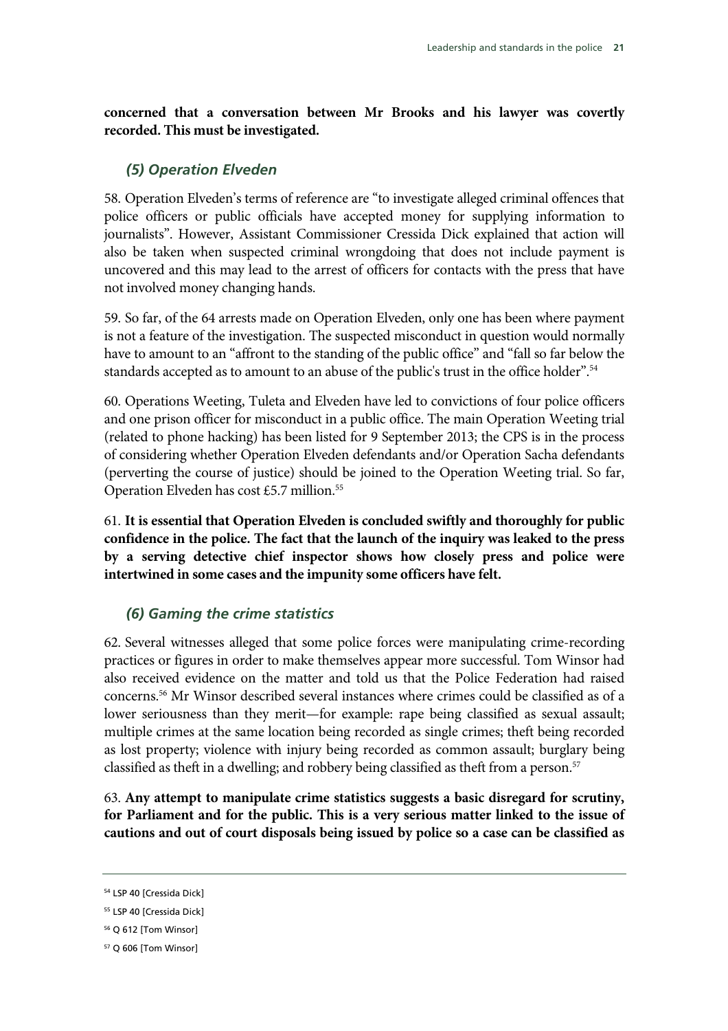**concerned that a conversation between Mr Brooks and his lawyer was covertly recorded. This must be investigated.**

### *(5) Operation Elveden*

58. Operation Elveden's terms of reference are "to investigate alleged criminal offences that police officers or public officials have accepted money for supplying information to journalists". However, Assistant Commissioner Cressida Dick explained that action will also be taken when suspected criminal wrongdoing that does not include payment is uncovered and this may lead to the arrest of officers for contacts with the press that have not involved money changing hands.

59. So far, of the 64 arrests made on Operation Elveden, only one has been where payment is not a feature of the investigation. The suspected misconduct in question would normally have to amount to an "affront to the standing of the public office" and "fall so far below the standards accepted as to amount to an abuse of the public's trust in the office holder".[54]

60. Operations Weeting, Tuleta and Elveden have led to convictions of four police officers and one prison officer for misconduct in a public office. The main Operation Weeting trial (related to phone hacking) has been listed for 9 September 2013; the CPS is in the process of considering whether Operation Elveden defendants and/or Operation Sacha defendants (perverting the course of justice) should be joined to the Operation Weeting trial. So far, Operation Elveden has cost £5.7 million.[55]

61. **It is essential that Operation Elveden is concluded swiftly and thoroughly for public confidence in the police. The fact that the launch of the inquiry was leaked to the press by a serving detective chief inspector shows how closely press and police were intertwined in some cases and the impunity some officers have felt.**

### *(6) Gaming the crime statistics*

62. Several witnesses alleged that some police forces were manipulating crime-recording practices or figures in order to make themselves appear more successful. Tom Winsor had also received evidence on the matter and told us that the Police Federation had raised concerns.[56] Mr Winsor described several instances where crimes could be classified as of a lower seriousness than they merit—for example: rape being classified as sexual assault; multiple crimes at the same location being recorded as single crimes; theft being recorded as lost property; violence with injury being recorded as common assault; burglary being classified as theft in a dwelling; and robbery being classified as theft from a person.[57]

63. **Any attempt to manipulate crime statistics suggests a basic disregard for scrutiny, for Parliament and for the public. This is a very serious matter linked to the issue of cautions and out of court disposals being issued by police so a case can be classified as**

---

[54] LSP 40 [Cressida Dick]

[55] LSP 40 [Cressida Dick]

[56] Q 612 [Tom Winsor]

[57] Q 606 [Tom Winsor]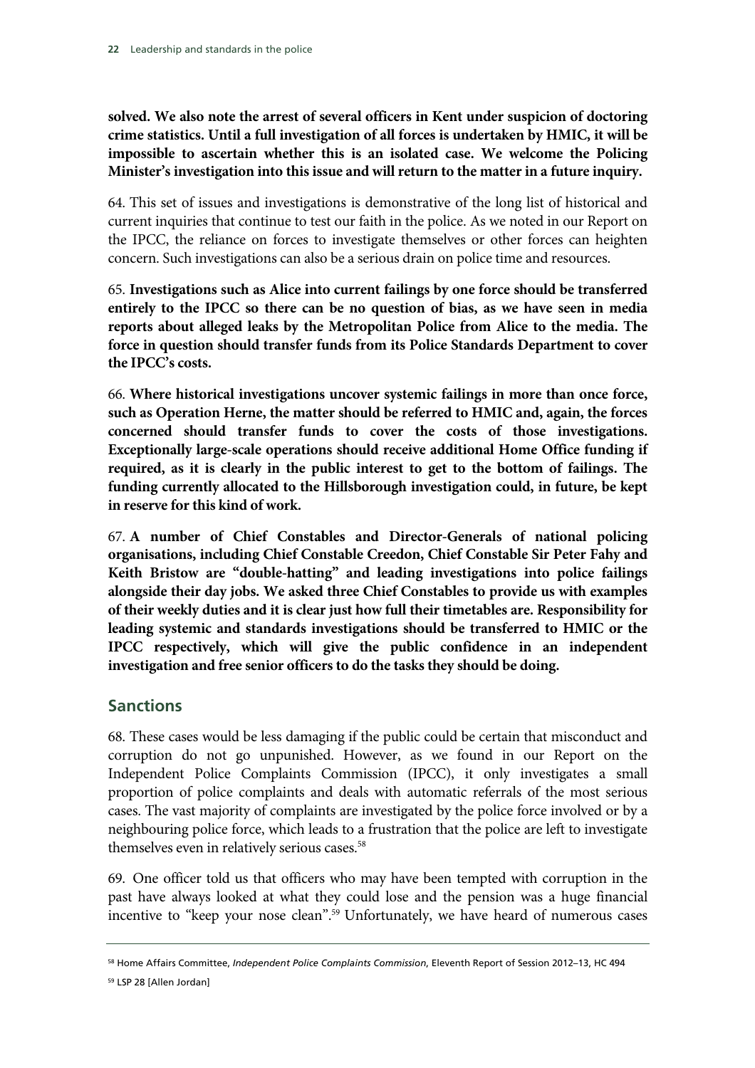**solved. We also note the arrest of several officers in Kent under suspicion of doctoring crime statistics. Until a full investigation of all forces is undertaken by HMIC, it will be impossible to ascertain whether this is an isolated case. We welcome the Policing Minister's investigation into this issue and will return to the matter in a future inquiry.**

64. This set of issues and investigations is demonstrative of the long list of historical and current inquiries that continue to test our faith in the police. As we noted in our Report on the IPCC, the reliance on forces to investigate themselves or other forces can heighten concern. Such investigations can also be a serious drain on police time and resources.

65. **Investigations such as Alice into current failings by one force should be transferred entirely to the IPCC so there can be no question of bias, as we have seen in media reports about alleged leaks by the Metropolitan Police from Alice to the media. The force in question should transfer funds from its Police Standards Department to cover the IPCC's costs.**

66. **Where historical investigations uncover systemic failings in more than once force, such as Operation Herne, the matter should be referred to HMIC and, again, the forces concerned should transfer funds to cover the costs of those investigations. Exceptionally large-scale operations should receive additional Home Office funding if required, as it is clearly in the public interest to get to the bottom of failings. The funding currently allocated to the Hillsborough investigation could, in future, be kept in reserve for this kind of work.**

67. **A number of Chief Constables and Director-Generals of national policing organisations, including Chief Constable Creedon, Chief Constable Sir Peter Fahy and Keith Bristow are "double-hatting" and leading investigations into police failings alongside their day jobs. We asked three Chief Constables to provide us with examples of their weekly duties and it is clear just how full their timetables are. Responsibility for leading systemic and standards investigations should be transferred to HMIC or the IPCC respectively, which will give the public confidence in an independent investigation and free senior officers to do the tasks they should be doing.**

## Sanctions

68. These cases would be less damaging if the public could be certain that misconduct and corruption do not go unpunished. However, as we found in our Report on the Independent Police Complaints Commission (IPCC), it only investigates a small proportion of police complaints and deals with automatic referrals of the most serious cases. The vast majority of complaints are investigated by the police force involved or by a neighbouring police force, which leads to a frustration that the police are left to investigate themselves even in relatively serious cases.[58]

69. One officer told us that officers who may have been tempted with corruption in the past have always looked at what they could lose and the pension was a huge financial incentive to "keep your nose clean".[59] Unfortunately, we have heard of numerous cases

---

[58] Home Affairs Committee, *Independent Police Complaints Commission*, Eleventh Report of Session 2012–13, HC 494

[59] LSP 28 [Allen Jordan]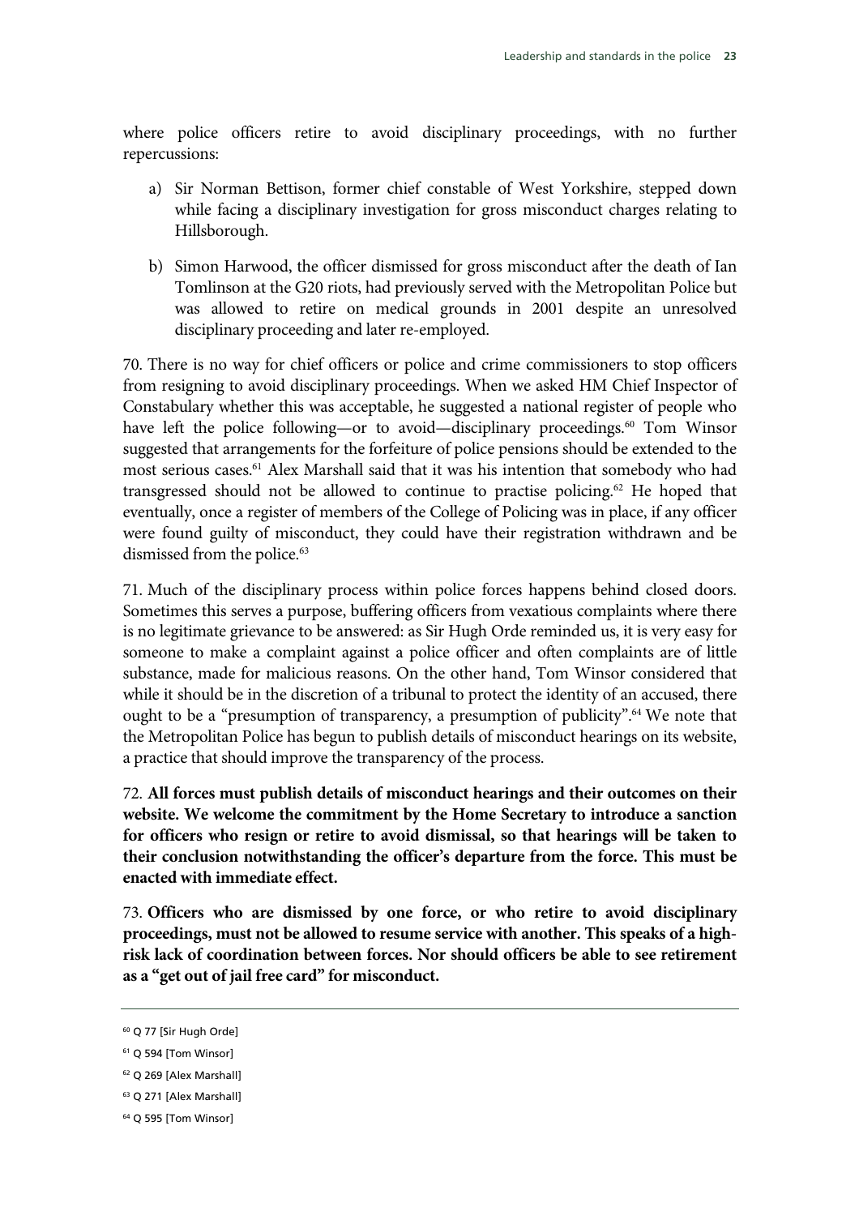where police officers retire to avoid disciplinary proceedings, with no further repercussions:

a) Sir Norman Bettison, former chief constable of West Yorkshire, stepped down while facing a disciplinary investigation for gross misconduct charges relating to Hillsborough.

b) Simon Harwood, the officer dismissed for gross misconduct after the death of Ian Tomlinson at the G20 riots, had previously served with the Metropolitan Police but was allowed to retire on medical grounds in 2001 despite an unresolved disciplinary proceeding and later re-employed.

70. There is no way for chief officers or police and crime commissioners to stop officers from resigning to avoid disciplinary proceedings. When we asked HM Chief Inspector of Constabulary whether this was acceptable, he suggested a national register of people who have left the police following—or to avoid—disciplinary proceedings.[60] Tom Winsor suggested that arrangements for the forfeiture of police pensions should be extended to the most serious cases.[61] Alex Marshall said that it was his intention that somebody who had transgressed should not be allowed to continue to practise policing.[62] He hoped that eventually, once a register of members of the College of Policing was in place, if any officer were found guilty of misconduct, they could have their registration withdrawn and be dismissed from the police.[63]

71. Much of the disciplinary process within police forces happens behind closed doors. Sometimes this serves a purpose, buffering officers from vexatious complaints where there is no legitimate grievance to be answered: as Sir Hugh Orde reminded us, it is very easy for someone to make a complaint against a police officer and often complaints are of little substance, made for malicious reasons. On the other hand, Tom Winsor considered that while it should be in the discretion of a tribunal to protect the identity of an accused, there ought to be a "presumption of transparency, a presumption of publicity".[64] We note that the Metropolitan Police has begun to publish details of misconduct hearings on its website, a practice that should improve the transparency of the process.

72. **All forces must publish details of misconduct hearings and their outcomes on their website. We welcome the commitment by the Home Secretary to introduce a sanction for officers who resign or retire to avoid dismissal, so that hearings will be taken to their conclusion notwithstanding the officer's departure from the force. This must be enacted with immediate effect.**

73. **Officers who are dismissed by one force, or who retire to avoid disciplinary proceedings, must not be allowed to resume service with another. This speaks of a high-risk lack of coordination between forces. Nor should officers be able to see retirement as a "get out of jail free card" for misconduct.**

---

[60] Q 77 [Sir Hugh Orde]

[61] Q 594 [Tom Winsor]

[62] Q 269 [Alex Marshall]

[63] Q 271 [Alex Marshall]

[64] Q 595 [Tom Winsor]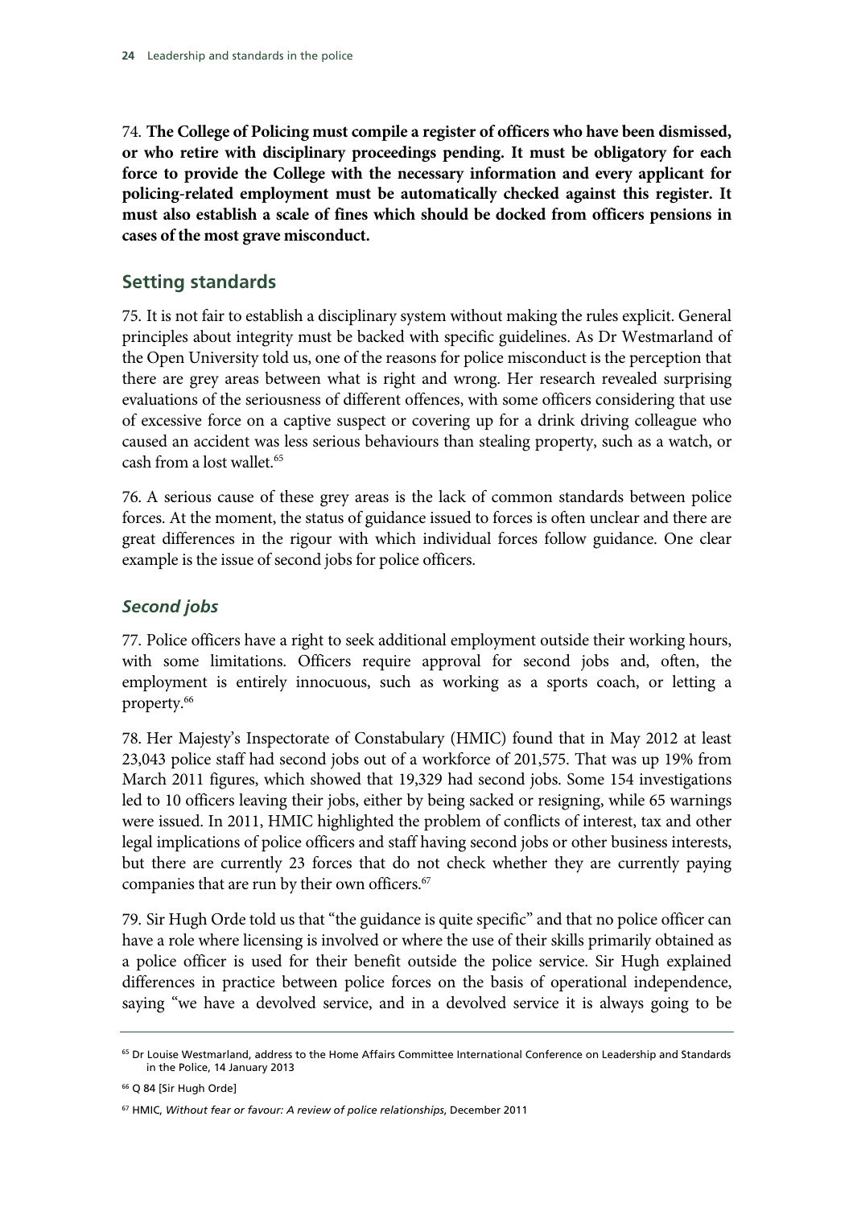74. **The College of Policing must compile a register of officers who have been dismissed, or who retire with disciplinary proceedings pending. It must be obligatory for each force to provide the College with the necessary information and every applicant for policing-related employment must be automatically checked against this register. It must also establish a scale of fines which should be docked from officers pensions in cases of the most grave misconduct.**

## Setting standards

75. It is not fair to establish a disciplinary system without making the rules explicit. General principles about integrity must be backed with specific guidelines. As Dr Westmarland of the Open University told us, one of the reasons for police misconduct is the perception that there are grey areas between what is right and wrong. Her research revealed surprising evaluations of the seriousness of different offences, with some officers considering that use of excessive force on a captive suspect or covering up for a drink driving colleague who caused an accident was less serious behaviours than stealing property, such as a watch, or cash from a lost wallet.[65]

76. A serious cause of these grey areas is the lack of common standards between police forces. At the moment, the status of guidance issued to forces is often unclear and there are great differences in the rigour with which individual forces follow guidance. One clear example is the issue of second jobs for police officers.

### *Second jobs*

77. Police officers have a right to seek additional employment outside their working hours, with some limitations. Officers require approval for second jobs and, often, the employment is entirely innocuous, such as working as a sports coach, or letting a property.[66]

78. Her Majesty's Inspectorate of Constabulary (HMIC) found that in May 2012 at least 23,043 police staff had second jobs out of a workforce of 201,575. That was up 19% from March 2011 figures, which showed that 19,329 had second jobs. Some 154 investigations led to 10 officers leaving their jobs, either by being sacked or resigning, while 65 warnings were issued. In 2011, HMIC highlighted the problem of conflicts of interest, tax and other legal implications of police officers and staff having second jobs or other business interests, but there are currently 23 forces that do not check whether they are currently paying companies that are run by their own officers.[67]

79. Sir Hugh Orde told us that "the guidance is quite specific" and that no police officer can have a role where licensing is involved or where the use of their skills primarily obtained as a police officer is used for their benefit outside the police service. Sir Hugh explained differences in practice between police forces on the basis of operational independence, saying "we have a devolved service, and in a devolved service it is always going to be

[65] Dr Louise Westmarland, address to the Home Affairs Committee International Conference on Leadership and Standards in the Police, 14 January 2013

[66] Q 84 [Sir Hugh Orde]

[67] HMIC, *Without fear or favour: A review of police relationships*, December 2011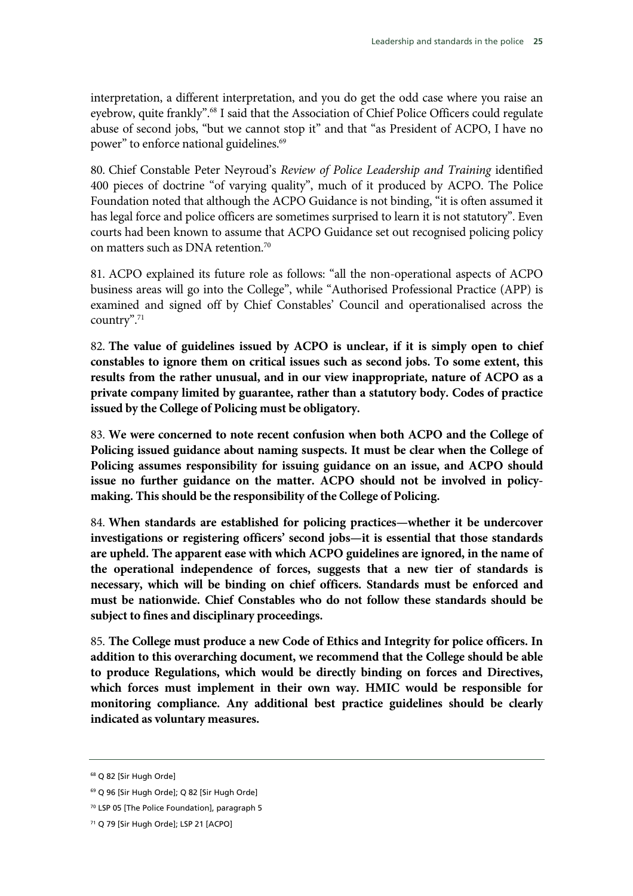interpretation, a different interpretation, and you do get the odd case where you raise an eyebrow, quite frankly".[68] I said that the Association of Chief Police Officers could regulate abuse of second jobs, "but we cannot stop it" and that "as President of ACPO, I have no power" to enforce national guidelines.[69]

80. Chief Constable Peter Neyroud's *Review of Police Leadership and Training* identified 400 pieces of doctrine "of varying quality", much of it produced by ACPO. The Police Foundation noted that although the ACPO Guidance is not binding, "it is often assumed it has legal force and police officers are sometimes surprised to learn it is not statutory". Even courts had been known to assume that ACPO Guidance set out recognised policing policy on matters such as DNA retention.[70]

81. ACPO explained its future role as follows: "all the non-operational aspects of ACPO business areas will go into the College", while "Authorised Professional Practice (APP) is examined and signed off by Chief Constables' Council and operationalised across the country".[71]

82. **The value of guidelines issued by ACPO is unclear, if it is simply open to chief constables to ignore them on critical issues such as second jobs. To some extent, this results from the rather unusual, and in our view inappropriate, nature of ACPO as a private company limited by guarantee, rather than a statutory body. Codes of practice issued by the College of Policing must be obligatory.**

83. **We were concerned to note recent confusion when both ACPO and the College of Policing issued guidance about naming suspects. It must be clear when the College of Policing assumes responsibility for issuing guidance on an issue, and ACPO should issue no further guidance on the matter. ACPO should not be involved in policy-making. This should be the responsibility of the College of Policing.**

84. **When standards are established for policing practices—whether it be undercover investigations or registering officers' second jobs—it is essential that those standards are upheld. The apparent ease with which ACPO guidelines are ignored, in the name of the operational independence of forces, suggests that a new tier of standards is necessary, which will be binding on chief officers. Standards must be enforced and must be nationwide. Chief Constables who do not follow these standards should be subject to fines and disciplinary proceedings.**

85. **The College must produce a new Code of Ethics and Integrity for police officers. In addition to this overarching document, we recommend that the College should be able to produce Regulations, which would be directly binding on forces and Directives, which forces must implement in their own way. HMIC would be responsible for monitoring compliance. Any additional best practice guidelines should be clearly indicated as voluntary measures.**

---

[68] Q 82 [Sir Hugh Orde]

[69] Q 96 [Sir Hugh Orde]; Q 82 [Sir Hugh Orde]

[70] LSP 05 [The Police Foundation], paragraph 5

[71] Q 79 [Sir Hugh Orde]; LSP 21 [ACPO]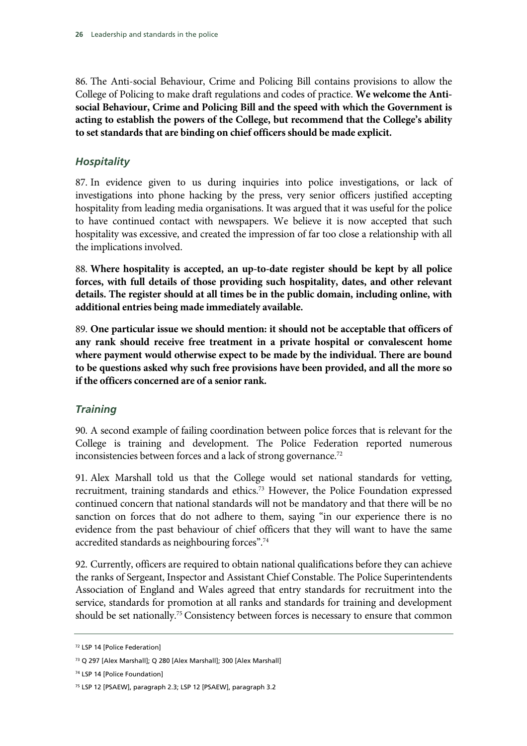86. The Anti-social Behaviour, Crime and Policing Bill contains provisions to allow the College of Policing to make draft regulations and codes of practice. **We welcome the Anti-social Behaviour, Crime and Policing Bill and the speed with which the Government is acting to establish the powers of the College, but recommend that the College's ability to set standards that are binding on chief officers should be made explicit.**

### *Hospitality*

87. In evidence given to us during inquiries into police investigations, or lack of investigations into phone hacking by the press, very senior officers justified accepting hospitality from leading media organisations. It was argued that it was useful for the police to have continued contact with newspapers. We believe it is now accepted that such hospitality was excessive, and created the impression of far too close a relationship with all the implications involved.

88. **Where hospitality is accepted, an up-to-date register should be kept by all police forces, with full details of those providing such hospitality, dates, and other relevant details. The register should at all times be in the public domain, including online, with additional entries being made immediately available.**

89. **One particular issue we should mention: it should not be acceptable that officers of any rank should receive free treatment in a private hospital or convalescent home where payment would otherwise expect to be made by the individual. There are bound to be questions asked why such free provisions have been provided, and all the more so if the officers concerned are of a senior rank.**

### *Training*

90. A second example of failing coordination between police forces that is relevant for the College is training and development. The Police Federation reported numerous inconsistencies between forces and a lack of strong governance.[72]

91. Alex Marshall told us that the College would set national standards for vetting, recruitment, training standards and ethics.[73] However, the Police Foundation expressed continued concern that national standards will not be mandatory and that there will be no sanction on forces that do not adhere to them, saying "in our experience there is no evidence from the past behaviour of chief officers that they will want to have the same accredited standards as neighbouring forces".[74]

92. Currently, officers are required to obtain national qualifications before they can achieve the ranks of Sergeant, Inspector and Assistant Chief Constable. The Police Superintendents Association of England and Wales agreed that entry standards for recruitment into the service, standards for promotion at all ranks and standards for training and development should be set nationally.[75] Consistency between forces is necessary to ensure that common

---

[72] LSP 14 [Police Federation]

[73] Q 297 [Alex Marshall]; Q 280 [Alex Marshall]; 300 [Alex Marshall]

[74] LSP 14 [Police Foundation]

[75] LSP 12 [PSAEW], paragraph 2.3; LSP 12 [PSAEW], paragraph 3.2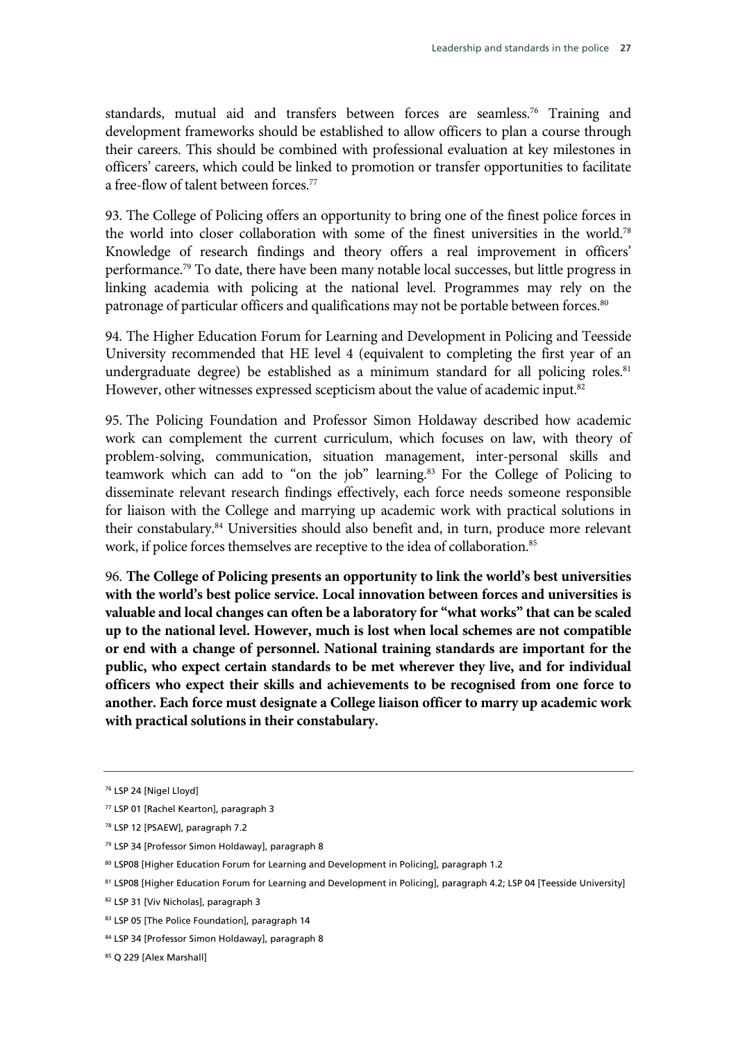standards, mutual aid and transfers between forces are seamless.[76] Training and development frameworks should be established to allow officers to plan a course through their careers. This should be combined with professional evaluation at key milestones in officers' careers, which could be linked to promotion or transfer opportunities to facilitate a free-flow of talent between forces.[77]

93. The College of Policing offers an opportunity to bring one of the finest police forces in the world into closer collaboration with some of the finest universities in the world.[78] Knowledge of research findings and theory offers a real improvement in officers' performance.[79] To date, there have been many notable local successes, but little progress in linking academia with policing at the national level. Programmes may rely on the patronage of particular officers and qualifications may not be portable between forces.[80]

94. The Higher Education Forum for Learning and Development in Policing and Teesside University recommended that HE level 4 (equivalent to completing the first year of an undergraduate degree) be established as a minimum standard for all policing roles.[81] However, other witnesses expressed scepticism about the value of academic input.[82]

95. The Policing Foundation and Professor Simon Holdaway described how academic work can complement the current curriculum, which focuses on law, with theory of problem-solving, communication, situation management, inter-personal skills and teamwork which can add to "on the job" learning.[83] For the College of Policing to disseminate relevant research findings effectively, each force needs someone responsible for liaison with the College and marrying up academic work with practical solutions in their constabulary.[84] Universities should also benefit and, in turn, produce more relevant work, if police forces themselves are receptive to the idea of collaboration.[85]

96. **The College of Policing presents an opportunity to link the world's best universities with the world's best police service. Local innovation between forces and universities is valuable and local changes can often be a laboratory for "what works" that can be scaled up to the national level. However, much is lost when local schemes are not compatible or end with a change of personnel. National training standards are important for the public, who expect certain standards to be met wherever they live, and for individual officers who expect their skills and achievements to be recognised from one force to another. Each force must designate a College liaison officer to marry up academic work with practical solutions in their constabulary.**

---

[76] LSP 24 [Nigel Lloyd]

[77] LSP 01 [Rachel Kearton], paragraph 3

[78] LSP 12 [PSAEW], paragraph 7.2

[79] LSP 34 [Professor Simon Holdaway], paragraph 8

[80] LSP08 [Higher Education Forum for Learning and Development in Policing], paragraph 1.2

[81] LSP08 [Higher Education Forum for Learning and Development in Policing], paragraph 4.2; LSP 04 [Teesside University]

[82] LSP 31 [Viv Nicholas], paragraph 3

[83] LSP 05 [The Police Foundation], paragraph 14

[84] LSP 34 [Professor Simon Holdaway], paragraph 8

[85] Q 229 [Alex Marshall]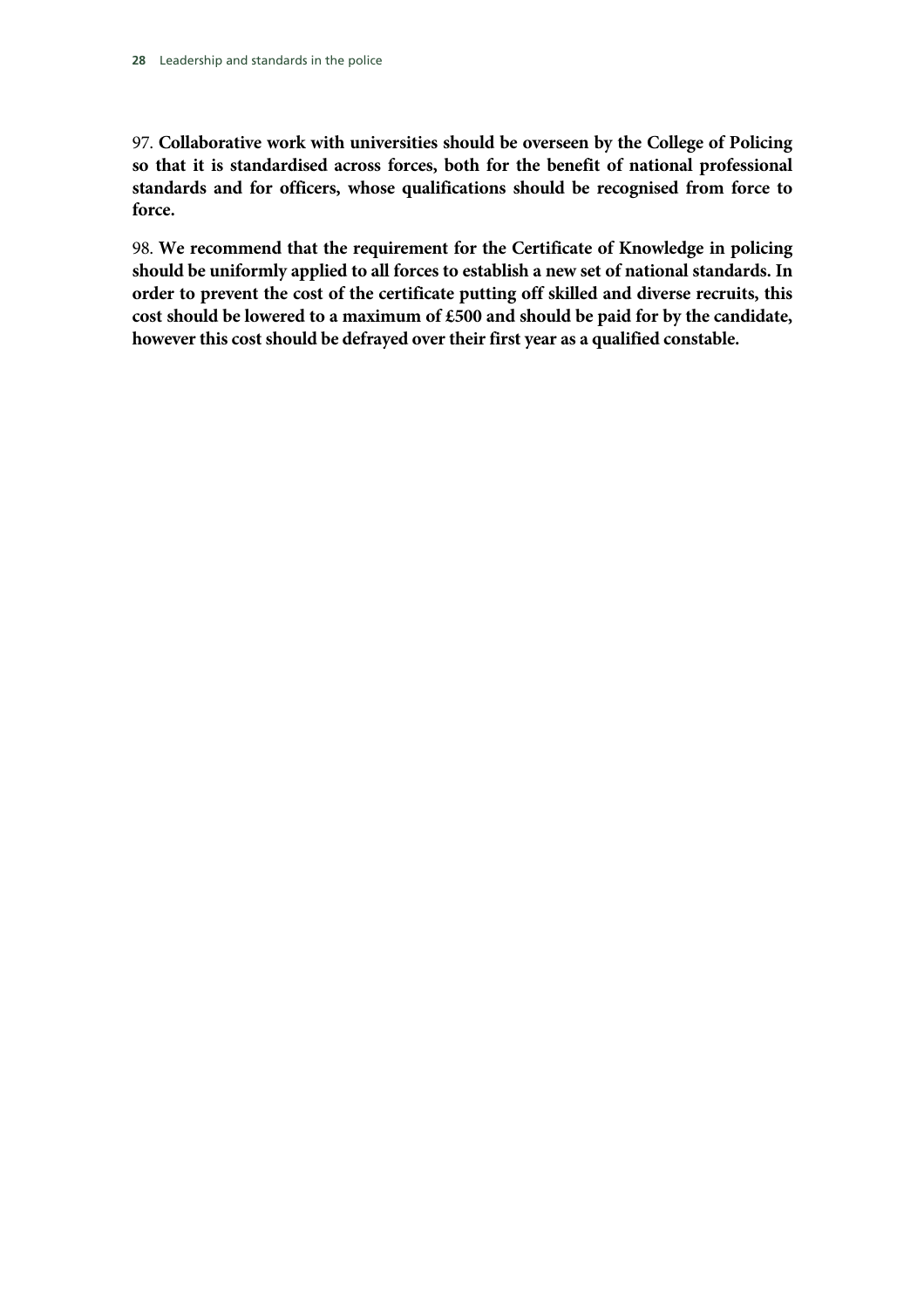97. **Collaborative work with universities should be overseen by the College of Policing so that it is standardised across forces, both for the benefit of national professional standards and for officers, whose qualifications should be recognised from force to force.**

98. **We recommend that the requirement for the Certificate of Knowledge in policing should be uniformly applied to all forces to establish a new set of national standards. In order to prevent the cost of the certificate putting off skilled and diverse recruits, this cost should be lowered to a maximum of £500 and should be paid for by the candidate, however this cost should be defrayed over their first year as a qualified constable.**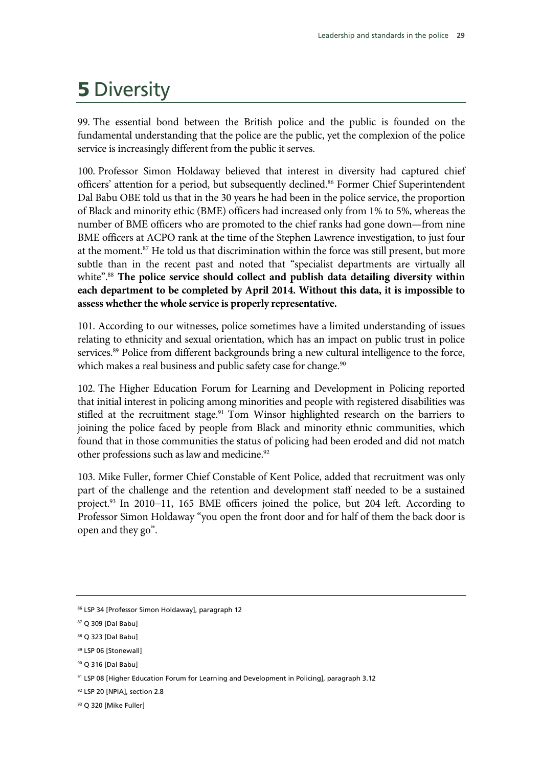# 5 Diversity

99. The essential bond between the British police and the public is founded on the fundamental understanding that the police are the public, yet the complexion of the police service is increasingly different from the public it serves.

100. Professor Simon Holdaway believed that interest in diversity had captured chief officers' attention for a period, but subsequently declined.[86] Former Chief Superintendent Dal Babu OBE told us that in the 30 years he had been in the police service, the proportion of Black and minority ethic (BME) officers had increased only from 1% to 5%, whereas the number of BME officers who are promoted to the chief ranks had gone down—from nine BME officers at ACPO rank at the time of the Stephen Lawrence investigation, to just four at the moment.[87] He told us that discrimination within the force was still present, but more subtle than in the recent past and noted that "specialist departments are virtually all white".[88] **The police service should collect and publish data detailing diversity within each department to be completed by April 2014. Without this data, it is impossible to assess whether the whole service is properly representative.**

101. According to our witnesses, police sometimes have a limited understanding of issues relating to ethnicity and sexual orientation, which has an impact on public trust in police services.[89] Police from different backgrounds bring a new cultural intelligence to the force, which makes a real business and public safety case for change.[90]

102. The Higher Education Forum for Learning and Development in Policing reported that initial interest in policing among minorities and people with registered disabilities was stifled at the recruitment stage.[91] Tom Winsor highlighted research on the barriers to joining the police faced by people from Black and minority ethnic communities, which found that in those communities the status of policing had been eroded and did not match other professions such as law and medicine.[92]

103. Mike Fuller, former Chief Constable of Kent Police, added that recruitment was only part of the challenge and the retention and development staff needed to be a sustained project.[93] In 2010–11, 165 BME officers joined the police, but 204 left. According to Professor Simon Holdaway "you open the front door and for half of them the back door is open and they go".

---

86 LSP 34 [Professor Simon Holdaway], paragraph 12

87 Q 309 [Dal Babu]

88 Q 323 [Dal Babu]

89 LSP 06 [Stonewall]

90 Q 316 [Dal Babu]

91 LSP 08 [Higher Education Forum for Learning and Development in Policing], paragraph 3.12

92 LSP 20 [NPIA], section 2.8

93 Q 320 [Mike Fuller]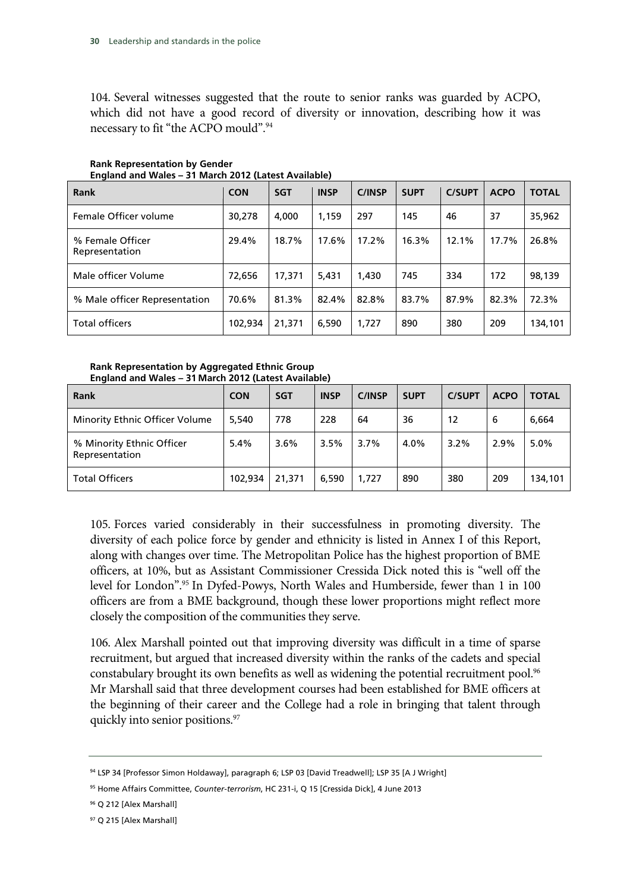104. Several witnesses suggested that the route to senior ranks was guarded by ACPO, which did not have a good record of diversity or innovation, describing how it was necessary to fit "the ACPO mould".[94]

**Rank Representation by Gender**
**England and Wales – 31 March 2012 (Latest Available)**

| Rank | CON | SGT | INSP | C/INSP | SUPT | C/SUPT | ACPO | TOTAL |
|---|---|---|---|---|---|---|---|---|
| Female Officer volume | 30,278 | 4,000 | 1,159 | 297 | 145 | 46 | 37 | 35,962 |
| % Female Officer Representation | 29.4% | 18.7% | 17.6% | 17.2% | 16.3% | 12.1% | 17.7% | 26.8% |
| Male officer Volume | 72,656 | 17,371 | 5,431 | 1,430 | 745 | 334 | 172 | 98,139 |
| % Male officer Representation | 70.6% | 81.3% | 82.4% | 82.8% | 83.7% | 87.9% | 82.3% | 72.3% |
| Total officers | 102,934 | 21,371 | 6,590 | 1,727 | 890 | 380 | 209 | 134,101 |

**Rank Representation by Aggregated Ethnic Group**
**England and Wales – 31 March 2012 (Latest Available)**

| Rank | CON | SGT | INSP | C/INSP | SUPT | C/SUPT | ACPO | TOTAL |
|---|---|---|---|---|---|---|---|---|
| Minority Ethnic Officer Volume | 5,540 | 778 | 228 | 64 | 36 | 12 | 6 | 6,664 |
| % Minority Ethnic Officer Representation | 5.4% | 3.6% | 3.5% | 3.7% | 4.0% | 3.2% | 2.9% | 5.0% |
| Total Officers | 102,934 | 21,371 | 6,590 | 1,727 | 890 | 380 | 209 | 134,101 |

105. Forces varied considerably in their successfulness in promoting diversity. The diversity of each police force by gender and ethnicity is listed in Annex I of this Report, along with changes over time. The Metropolitan Police has the highest proportion of BME officers, at 10%, but as Assistant Commissioner Cressida Dick noted this is "well off the level for London".[95] In Dyfed-Powys, North Wales and Humberside, fewer than 1 in 100 officers are from a BME background, though these lower proportions might reflect more closely the composition of the communities they serve.

106. Alex Marshall pointed out that improving diversity was difficult in a time of sparse recruitment, but argued that increased diversity within the ranks of the cadets and special constabulary brought its own benefits as well as widening the potential recruitment pool.[96] Mr Marshall said that three development courses had been established for BME officers at the beginning of their career and the College had a role in bringing that talent through quickly into senior positions.[97]

---

[94] LSP 34 [Professor Simon Holdaway], paragraph 6; LSP 03 [David Treadwell]; LSP 35 [A J Wright]

[95] Home Affairs Committee, *Counter-terrorism*, HC 231-i, Q 15 [Cressida Dick], 4 June 2013

[96] Q 212 [Alex Marshall]

[97] Q 215 [Alex Marshall]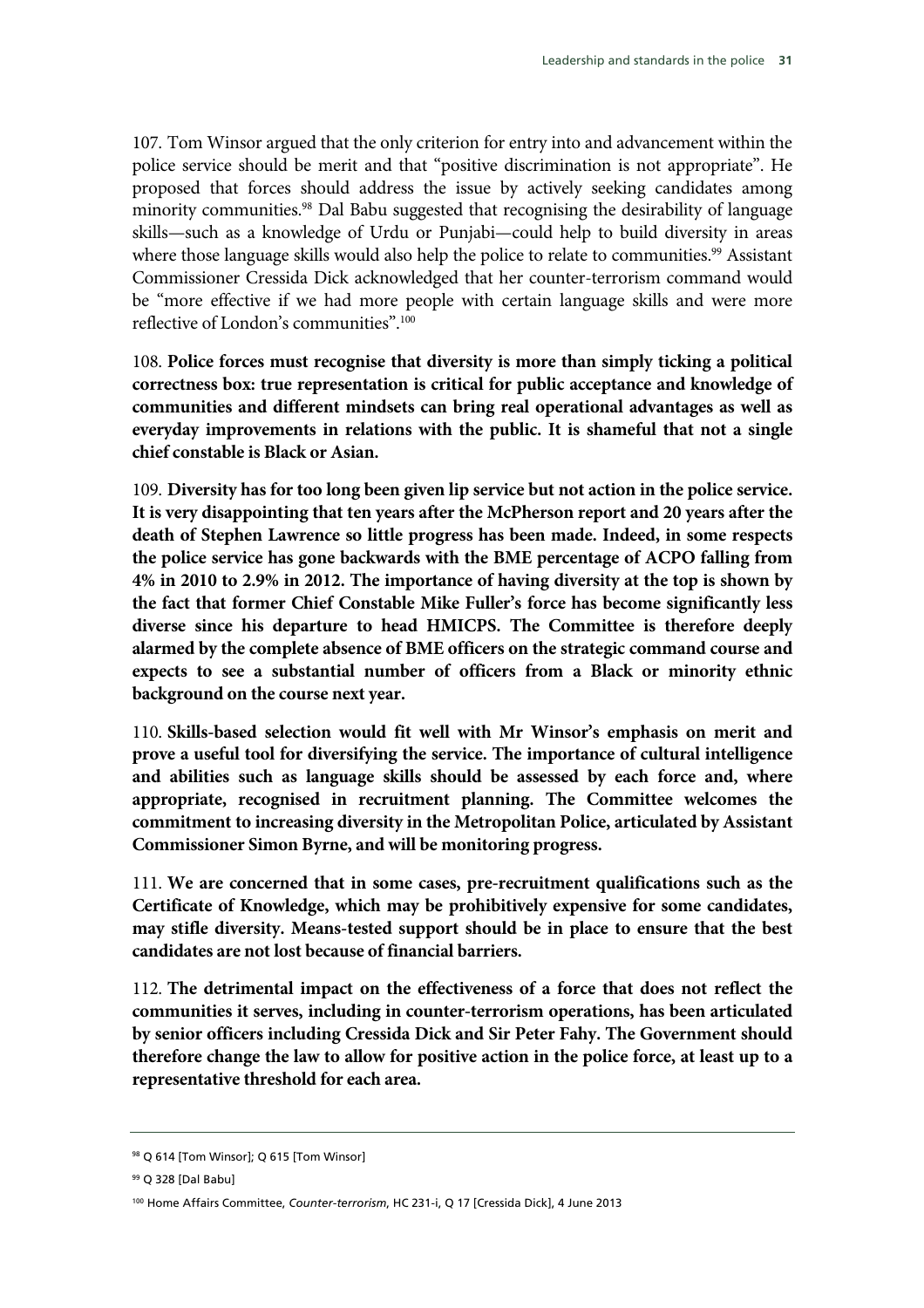107. Tom Winsor argued that the only criterion for entry into and advancement within the police service should be merit and that "positive discrimination is not appropriate". He proposed that forces should address the issue by actively seeking candidates among minority communities.[98] Dal Babu suggested that recognising the desirability of language skills—such as a knowledge of Urdu or Punjabi—could help to build diversity in areas where those language skills would also help the police to relate to communities.[99] Assistant Commissioner Cressida Dick acknowledged that her counter-terrorism command would be "more effective if we had more people with certain language skills and were more reflective of London's communities".[100]

108. **Police forces must recognise that diversity is more than simply ticking a political correctness box: true representation is critical for public acceptance and knowledge of communities and different mindsets can bring real operational advantages as well as everyday improvements in relations with the public. It is shameful that not a single chief constable is Black or Asian.**

109. **Diversity has for too long been given lip service but not action in the police service. It is very disappointing that ten years after the McPherson report and 20 years after the death of Stephen Lawrence so little progress has been made. Indeed, in some respects the police service has gone backwards with the BME percentage of ACPO falling from 4% in 2010 to 2.9% in 2012. The importance of having diversity at the top is shown by the fact that former Chief Constable Mike Fuller's force has become significantly less diverse since his departure to head HMICPS. The Committee is therefore deeply alarmed by the complete absence of BME officers on the strategic command course and expects to see a substantial number of officers from a Black or minority ethnic background on the course next year.**

110. **Skills-based selection would fit well with Mr Winsor's emphasis on merit and prove a useful tool for diversifying the service. The importance of cultural intelligence and abilities such as language skills should be assessed by each force and, where appropriate, recognised in recruitment planning. The Committee welcomes the commitment to increasing diversity in the Metropolitan Police, articulated by Assistant Commissioner Simon Byrne, and will be monitoring progress.**

111. **We are concerned that in some cases, pre-recruitment qualifications such as the Certificate of Knowledge, which may be prohibitively expensive for some candidates, may stifle diversity. Means-tested support should be in place to ensure that the best candidates are not lost because of financial barriers.**

112. **The detrimental impact on the effectiveness of a force that does not reflect the communities it serves, including in counter-terrorism operations, has been articulated by senior officers including Cressida Dick and Sir Peter Fahy. The Government should therefore change the law to allow for positive action in the police force, at least up to a representative threshold for each area.**

---

[98] Q 614 [Tom Winsor]; Q 615 [Tom Winsor]

[99] Q 328 [Dal Babu]

[100] Home Affairs Committee, *Counter-terrorism*, HC 231-i, Q 17 [Cressida Dick], 4 June 2013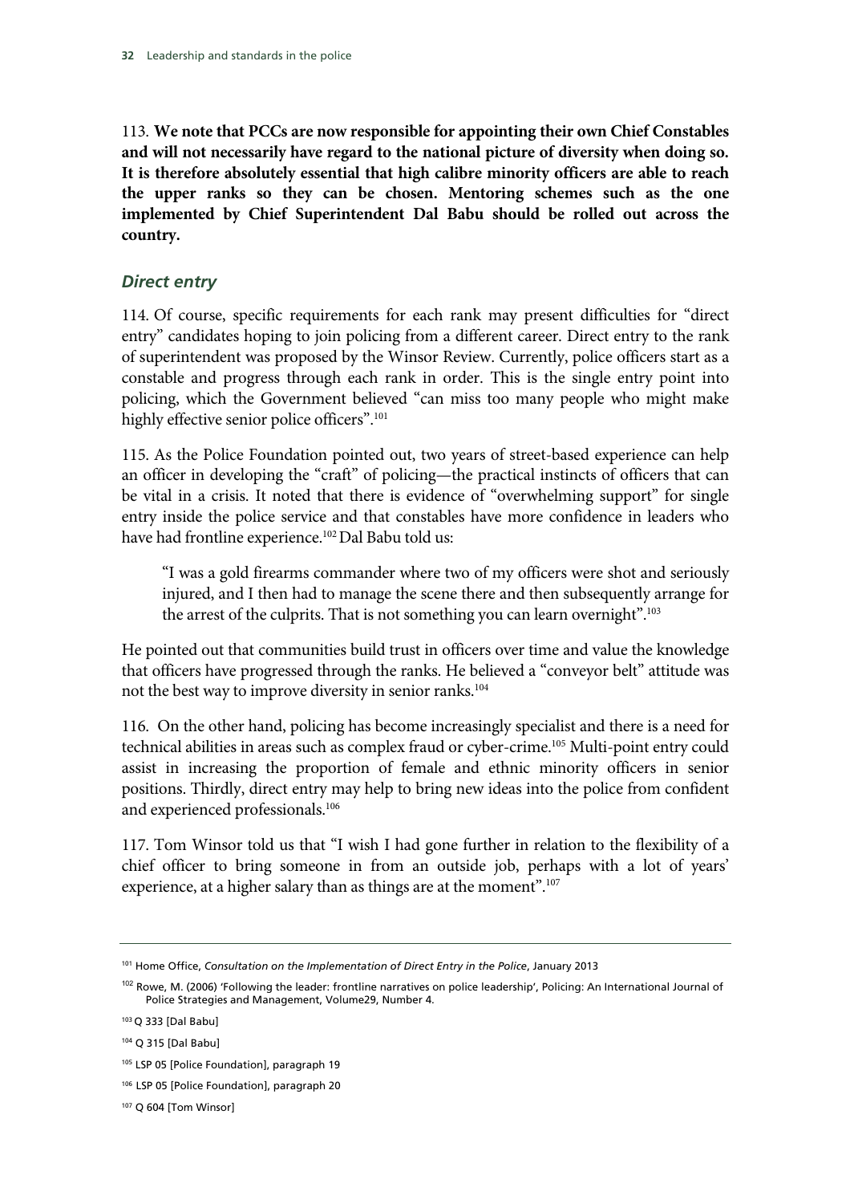113. **We note that PCCs are now responsible for appointing their own Chief Constables and will not necessarily have regard to the national picture of diversity when doing so. It is therefore absolutely essential that high calibre minority officers are able to reach the upper ranks so they can be chosen. Mentoring schemes such as the one implemented by Chief Superintendent Dal Babu should be rolled out across the country.**

### *Direct entry*

114. Of course, specific requirements for each rank may present difficulties for "direct entry" candidates hoping to join policing from a different career. Direct entry to the rank of superintendent was proposed by the Winsor Review. Currently, police officers start as a constable and progress through each rank in order. This is the single entry point into policing, which the Government believed "can miss too many people who might make highly effective senior police officers".[101]

115. As the Police Foundation pointed out, two years of street-based experience can help an officer in developing the "craft" of policing—the practical instincts of officers that can be vital in a crisis. It noted that there is evidence of "overwhelming support" for single entry inside the police service and that constables have more confidence in leaders who have had frontline experience.[102] Dal Babu told us:

> "I was a gold firearms commander where two of my officers were shot and seriously injured, and I then had to manage the scene there and then subsequently arrange for the arrest of the culprits. That is not something you can learn overnight".[103]

He pointed out that communities build trust in officers over time and value the knowledge that officers have progressed through the ranks. He believed a "conveyor belt" attitude was not the best way to improve diversity in senior ranks.[104]

116. On the other hand, policing has become increasingly specialist and there is a need for technical abilities in areas such as complex fraud or cyber-crime.[105] Multi-point entry could assist in increasing the proportion of female and ethnic minority officers in senior positions. Thirdly, direct entry may help to bring new ideas into the police from confident and experienced professionals.[106]

117. Tom Winsor told us that "I wish I had gone further in relation to the flexibility of a chief officer to bring someone in from an outside job, perhaps with a lot of years' experience, at a higher salary than as things are at the moment".[107]

---

[101] Home Office, *Consultation on the Implementation of Direct Entry in the Police*, January 2013

[102] Rowe, M. (2006) 'Following the leader: frontline narratives on police leadership', Policing: An International Journal of Police Strategies and Management, Volume29, Number 4.

[103] Q 333 [Dal Babu]

[104] Q 315 [Dal Babu]

[105] LSP 05 [Police Foundation], paragraph 19

[106] LSP 05 [Police Foundation], paragraph 20

[107] Q 604 [Tom Winsor]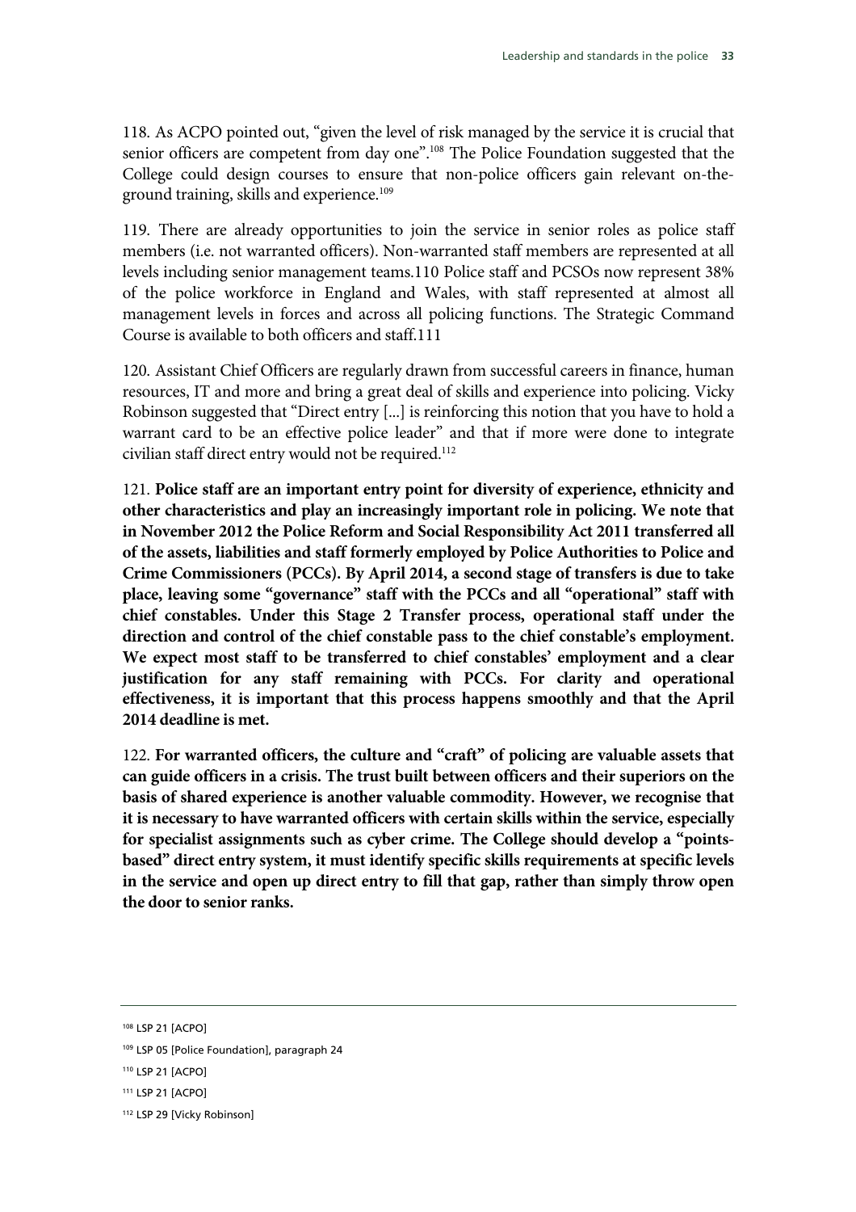118. As ACPO pointed out, "given the level of risk managed by the service it is crucial that senior officers are competent from day one".[108] The Police Foundation suggested that the College could design courses to ensure that non-police officers gain relevant on-the-ground training, skills and experience.[109]

119. There are already opportunities to join the service in senior roles as police staff members (i.e. not warranted officers). Non-warranted staff members are represented at all levels including senior management teams.110 Police staff and PCSOs now represent 38% of the police workforce in England and Wales, with staff represented at almost all management levels in forces and across all policing functions. The Strategic Command Course is available to both officers and staff.111

120. Assistant Chief Officers are regularly drawn from successful careers in finance, human resources, IT and more and bring a great deal of skills and experience into policing. Vicky Robinson suggested that "Direct entry [...] is reinforcing this notion that you have to hold a warrant card to be an effective police leader" and that if more were done to integrate civilian staff direct entry would not be required.[112]

121. **Police staff are an important entry point for diversity of experience, ethnicity and other characteristics and play an increasingly important role in policing. We note that in November 2012 the Police Reform and Social Responsibility Act 2011 transferred all of the assets, liabilities and staff formerly employed by Police Authorities to Police and Crime Commissioners (PCCs). By April 2014, a second stage of transfers is due to take place, leaving some "governance" staff with the PCCs and all "operational" staff with chief constables. Under this Stage 2 Transfer process, operational staff under the direction and control of the chief constable pass to the chief constable's employment. We expect most staff to be transferred to chief constables' employment and a clear justification for any staff remaining with PCCs. For clarity and operational effectiveness, it is important that this process happens smoothly and that the April 2014 deadline is met.**

122. **For warranted officers, the culture and "craft" of policing are valuable assets that can guide officers in a crisis. The trust built between officers and their superiors on the basis of shared experience is another valuable commodity. However, we recognise that it is necessary to have warranted officers with certain skills within the service, especially for specialist assignments such as cyber crime. The College should develop a "points-based" direct entry system, it must identify specific skills requirements at specific levels in the service and open up direct entry to fill that gap, rather than simply throw open the door to senior ranks.**

---

[108] LSP 21 [ACPO]

[109] LSP 05 [Police Foundation], paragraph 24

[110] LSP 21 [ACPO]

[111] LSP 21 [ACPO]

[112] LSP 29 [Vicky Robinson]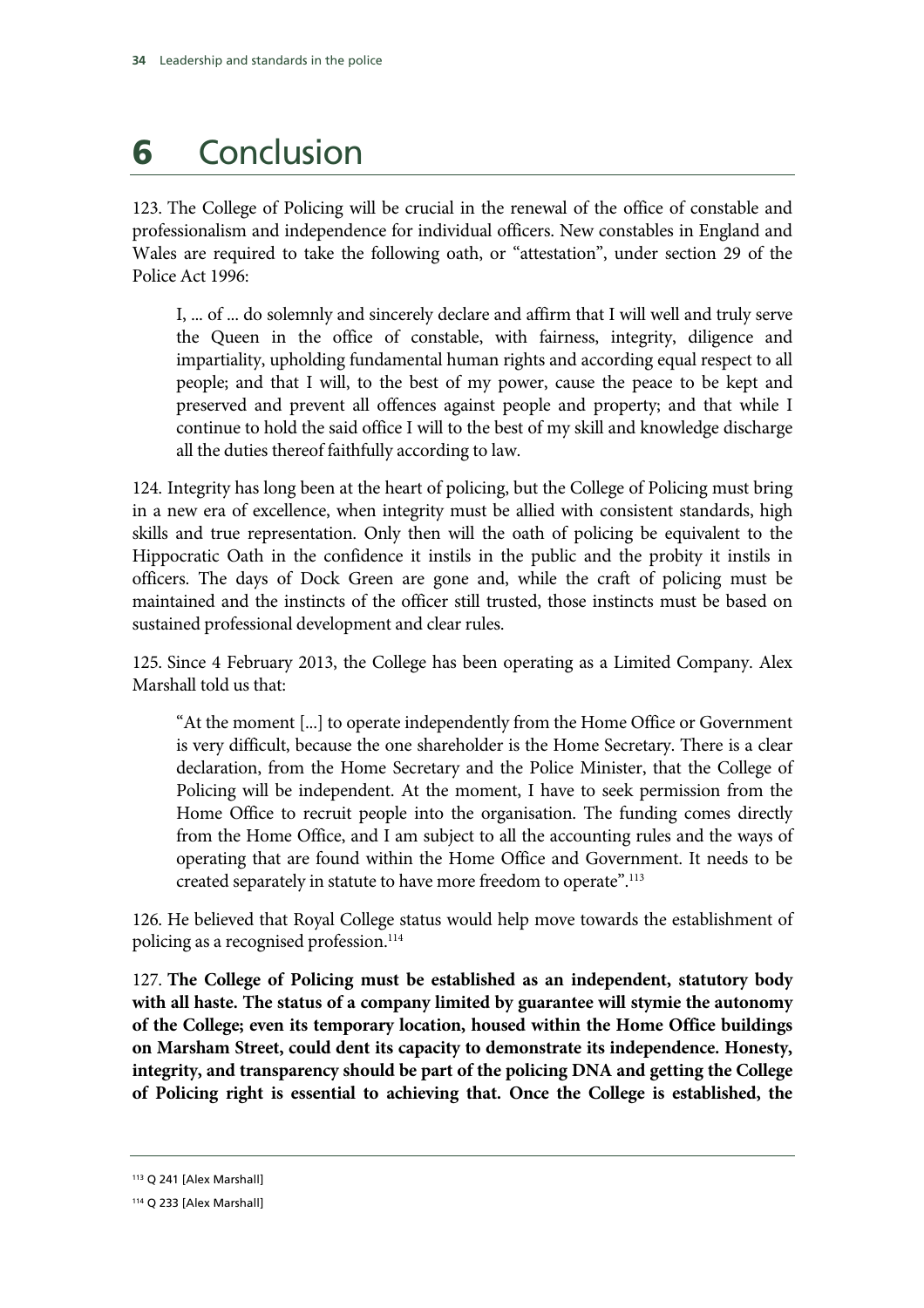# 6 Conclusion

123. The College of Policing will be crucial in the renewal of the office of constable and professionalism and independence for individual officers. New constables in England and Wales are required to take the following oath, or "attestation", under section 29 of the Police Act 1996:

> I, ... of ... do solemnly and sincerely declare and affirm that I will well and truly serve the Queen in the office of constable, with fairness, integrity, diligence and impartiality, upholding fundamental human rights and according equal respect to all people; and that I will, to the best of my power, cause the peace to be kept and preserved and prevent all offences against people and property; and that while I continue to hold the said office I will to the best of my skill and knowledge discharge all the duties thereof faithfully according to law.

124. Integrity has long been at the heart of policing, but the College of Policing must bring in a new era of excellence, when integrity must be allied with consistent standards, high skills and true representation. Only then will the oath of policing be equivalent to the Hippocratic Oath in the confidence it instils in the public and the probity it instils in officers. The days of Dock Green are gone and, while the craft of policing must be maintained and the instincts of the officer still trusted, those instincts must be based on sustained professional development and clear rules.

125. Since 4 February 2013, the College has been operating as a Limited Company. Alex Marshall told us that:

> "At the moment [...] to operate independently from the Home Office or Government is very difficult, because the one shareholder is the Home Secretary. There is a clear declaration, from the Home Secretary and the Police Minister, that the College of Policing will be independent. At the moment, I have to seek permission from the Home Office to recruit people into the organisation. The funding comes directly from the Home Office, and I am subject to all the accounting rules and the ways of operating that are found within the Home Office and Government. It needs to be created separately in statute to have more freedom to operate".[113]

126. He believed that Royal College status would help move towards the establishment of policing as a recognised profession.[114]

127. **The College of Policing must be established as an independent, statutory body with all haste. The status of a company limited by guarantee will stymie the autonomy of the College; even its temporary location, housed within the Home Office buildings on Marsham Street, could dent its capacity to demonstrate its independence. Honesty, integrity, and transparency should be part of the policing DNA and getting the College of Policing right is essential to achieving that. Once the College is established, the**

[113] Q 241 [Alex Marshall]

[114] Q 233 [Alex Marshall]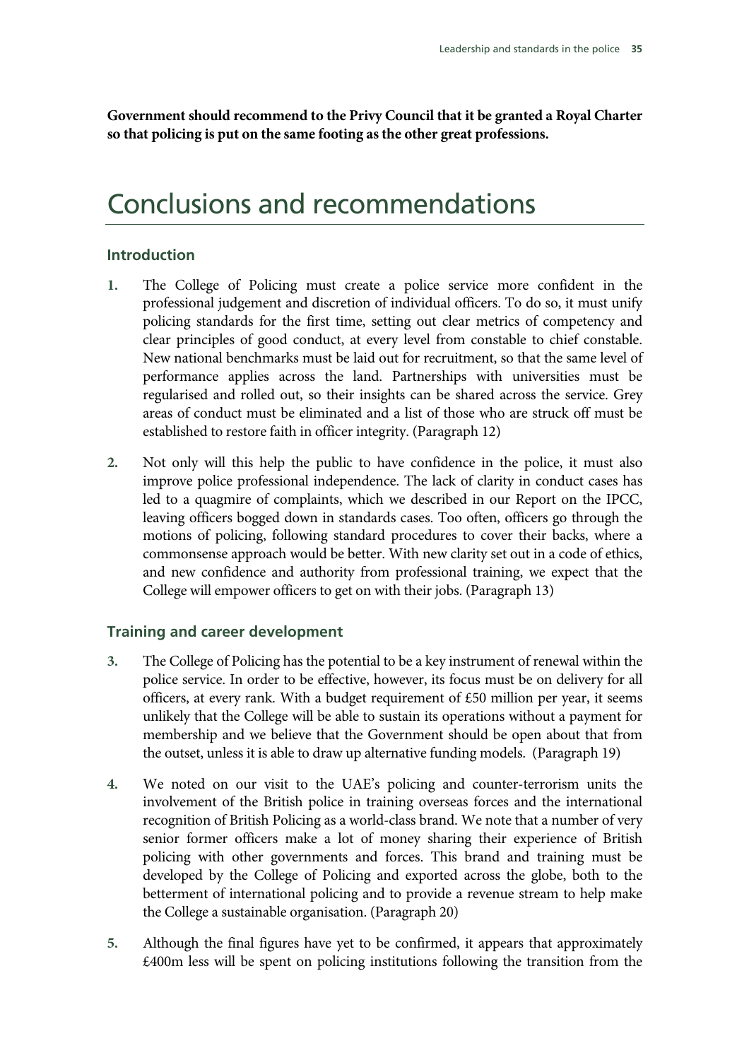**Government should recommend to the Privy Council that it be granted a Royal Charter so that policing is put on the same footing as the other great professions.**

# Conclusions and recommendations

## Introduction

1. The College of Policing must create a police service more confident in the professional judgement and discretion of individual officers. To do so, it must unify policing standards for the first time, setting out clear metrics of competency and clear principles of good conduct, at every level from constable to chief constable. New national benchmarks must be laid out for recruitment, so that the same level of performance applies across the land. Partnerships with universities must be regularised and rolled out, so their insights can be shared across the service. Grey areas of conduct must be eliminated and a list of those who are struck off must be established to restore faith in officer integrity. (Paragraph 12)

2. Not only will this help the public to have confidence in the police, it must also improve police professional independence. The lack of clarity in conduct cases has led to a quagmire of complaints, which we described in our Report on the IPCC, leaving officers bogged down in standards cases. Too often, officers go through the motions of policing, following standard procedures to cover their backs, where a commonsense approach would be better. With new clarity set out in a code of ethics, and new confidence and authority from professional training, we expect that the College will empower officers to get on with their jobs. (Paragraph 13)

## Training and career development

3. The College of Policing has the potential to be a key instrument of renewal within the police service. In order to be effective, however, its focus must be on delivery for all officers, at every rank. With a budget requirement of £50 million per year, it seems unlikely that the College will be able to sustain its operations without a payment for membership and we believe that the Government should be open about that from the outset, unless it is able to draw up alternative funding models. (Paragraph 19)

4. We noted on our visit to the UAE's policing and counter-terrorism units the involvement of the British police in training overseas forces and the international recognition of British Policing as a world-class brand. We note that a number of very senior former officers make a lot of money sharing their experience of British policing with other governments and forces. This brand and training must be developed by the College of Policing and exported across the globe, both to the betterment of international policing and to provide a revenue stream to help make the College a sustainable organisation. (Paragraph 20)

5. Although the final figures have yet to be confirmed, it appears that approximately £400m less will be spent on policing institutions following the transition from the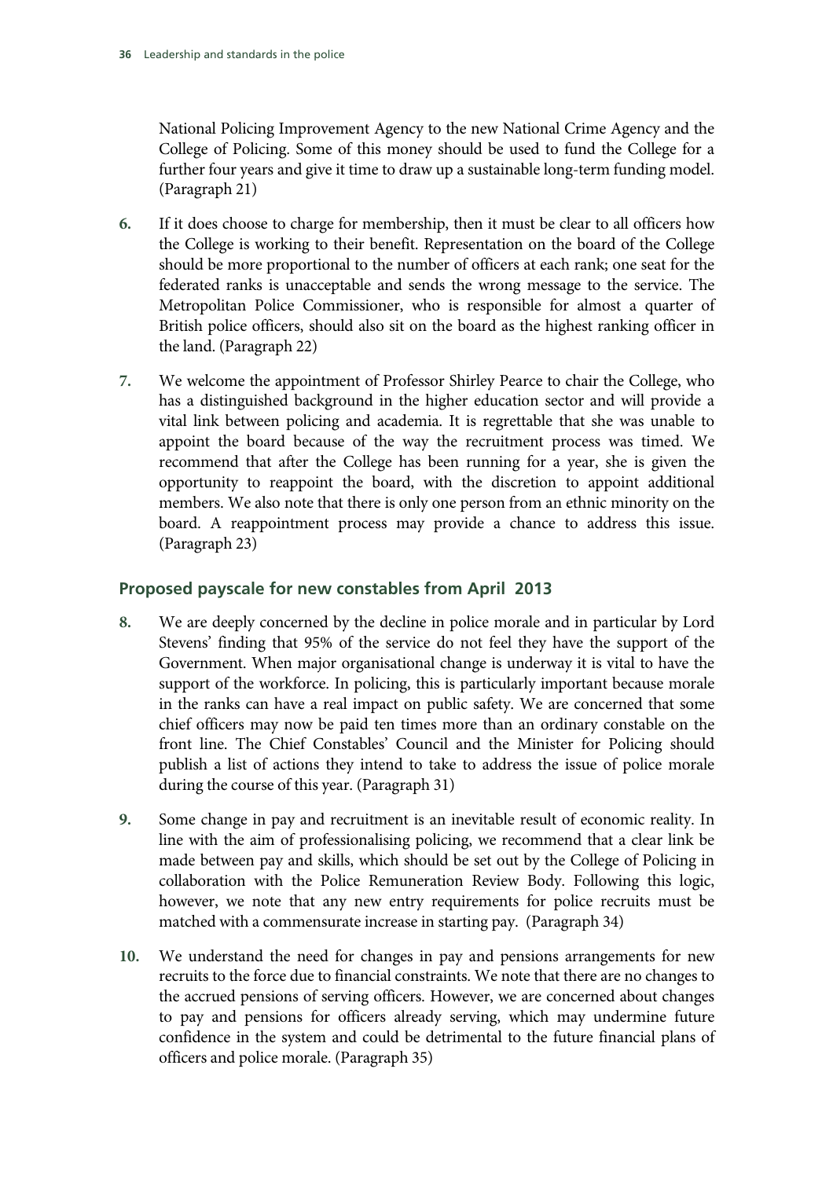National Policing Improvement Agency to the new National Crime Agency and the College of Policing. Some of this money should be used to fund the College for a further four years and give it time to draw up a sustainable long-term funding model. (Paragraph 21)

6. If it does choose to charge for membership, then it must be clear to all officers how the College is working to their benefit. Representation on the board of the College should be more proportional to the number of officers at each rank; one seat for the federated ranks is unacceptable and sends the wrong message to the service. The Metropolitan Police Commissioner, who is responsible for almost a quarter of British police officers, should also sit on the board as the highest ranking officer in the land. (Paragraph 22)

7. We welcome the appointment of Professor Shirley Pearce to chair the College, who has a distinguished background in the higher education sector and will provide a vital link between policing and academia. It is regrettable that she was unable to appoint the board because of the way the recruitment process was timed. We recommend that after the College has been running for a year, she is given the opportunity to reappoint the board, with the discretion to appoint additional members. We also note that there is only one person from an ethnic minority on the board. A reappointment process may provide a chance to address this issue. (Paragraph 23)

## Proposed payscale for new constables from April 2013

8. We are deeply concerned by the decline in police morale and in particular by Lord Stevens' finding that 95% of the service do not feel they have the support of the Government. When major organisational change is underway it is vital to have the support of the workforce. In policing, this is particularly important because morale in the ranks can have a real impact on public safety. We are concerned that some chief officers may now be paid ten times more than an ordinary constable on the front line. The Chief Constables' Council and the Minister for Policing should publish a list of actions they intend to take to address the issue of police morale during the course of this year. (Paragraph 31)

9. Some change in pay and recruitment is an inevitable result of economic reality. In line with the aim of professionalising policing, we recommend that a clear link be made between pay and skills, which should be set out by the College of Policing in collaboration with the Police Remuneration Review Body. Following this logic, however, we note that any new entry requirements for police recruits must be matched with a commensurate increase in starting pay. (Paragraph 34)

10. We understand the need for changes in pay and pensions arrangements for new recruits to the force due to financial constraints. We note that there are no changes to the accrued pensions of serving officers. However, we are concerned about changes to pay and pensions for officers already serving, which may undermine future confidence in the system and could be detrimental to the future financial plans of officers and police morale. (Paragraph 35)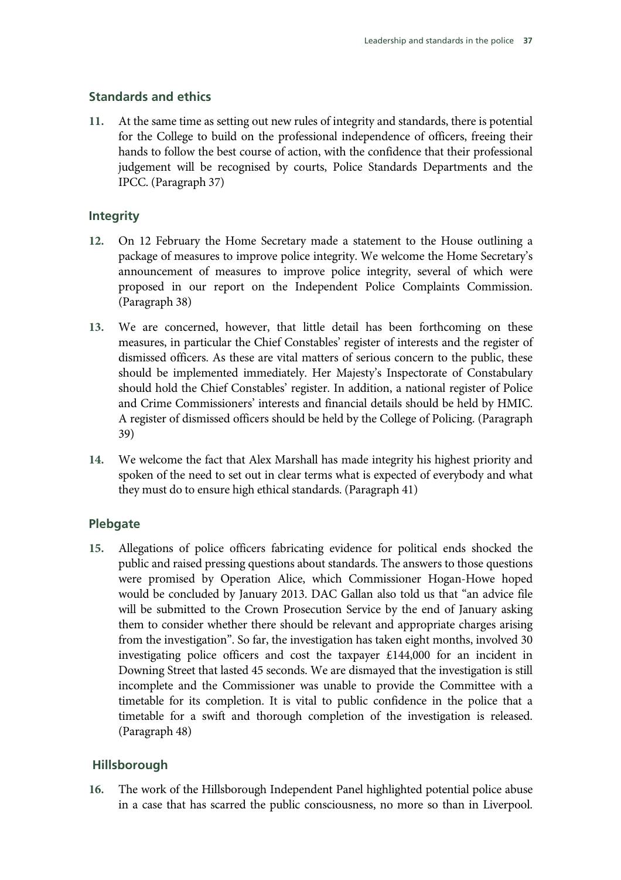### Standards and ethics

11. At the same time as setting out new rules of integrity and standards, there is potential for the College to build on the professional independence of officers, freeing their hands to follow the best course of action, with the confidence that their professional judgement will be recognised by courts, Police Standards Departments and the IPCC. (Paragraph 37)

### Integrity

12. On 12 February the Home Secretary made a statement to the House outlining a package of measures to improve police integrity. We welcome the Home Secretary's announcement of measures to improve police integrity, several of which were proposed in our report on the Independent Police Complaints Commission. (Paragraph 38)

13. We are concerned, however, that little detail has been forthcoming on these measures, in particular the Chief Constables' register of interests and the register of dismissed officers. As these are vital matters of serious concern to the public, these should be implemented immediately. Her Majesty's Inspectorate of Constabulary should hold the Chief Constables' register. In addition, a national register of Police and Crime Commissioners' interests and financial details should be held by HMIC. A register of dismissed officers should be held by the College of Policing. (Paragraph 39)

14. We welcome the fact that Alex Marshall has made integrity his highest priority and spoken of the need to set out in clear terms what is expected of everybody and what they must do to ensure high ethical standards. (Paragraph 41)

### Plebgate

15. Allegations of police officers fabricating evidence for political ends shocked the public and raised pressing questions about standards. The answers to those questions were promised by Operation Alice, which Commissioner Hogan-Howe hoped would be concluded by January 2013. DAC Gallan also told us that "an advice file will be submitted to the Crown Prosecution Service by the end of January asking them to consider whether there should be relevant and appropriate charges arising from the investigation". So far, the investigation has taken eight months, involved 30 investigating police officers and cost the taxpayer £144,000 for an incident in Downing Street that lasted 45 seconds. We are dismayed that the investigation is still incomplete and the Commissioner was unable to provide the Committee with a timetable for its completion. It is vital to public confidence in the police that a timetable for a swift and thorough completion of the investigation is released. (Paragraph 48)

### Hillsborough

16. The work of the Hillsborough Independent Panel highlighted potential police abuse in a case that has scarred the public consciousness, no more so than in Liverpool.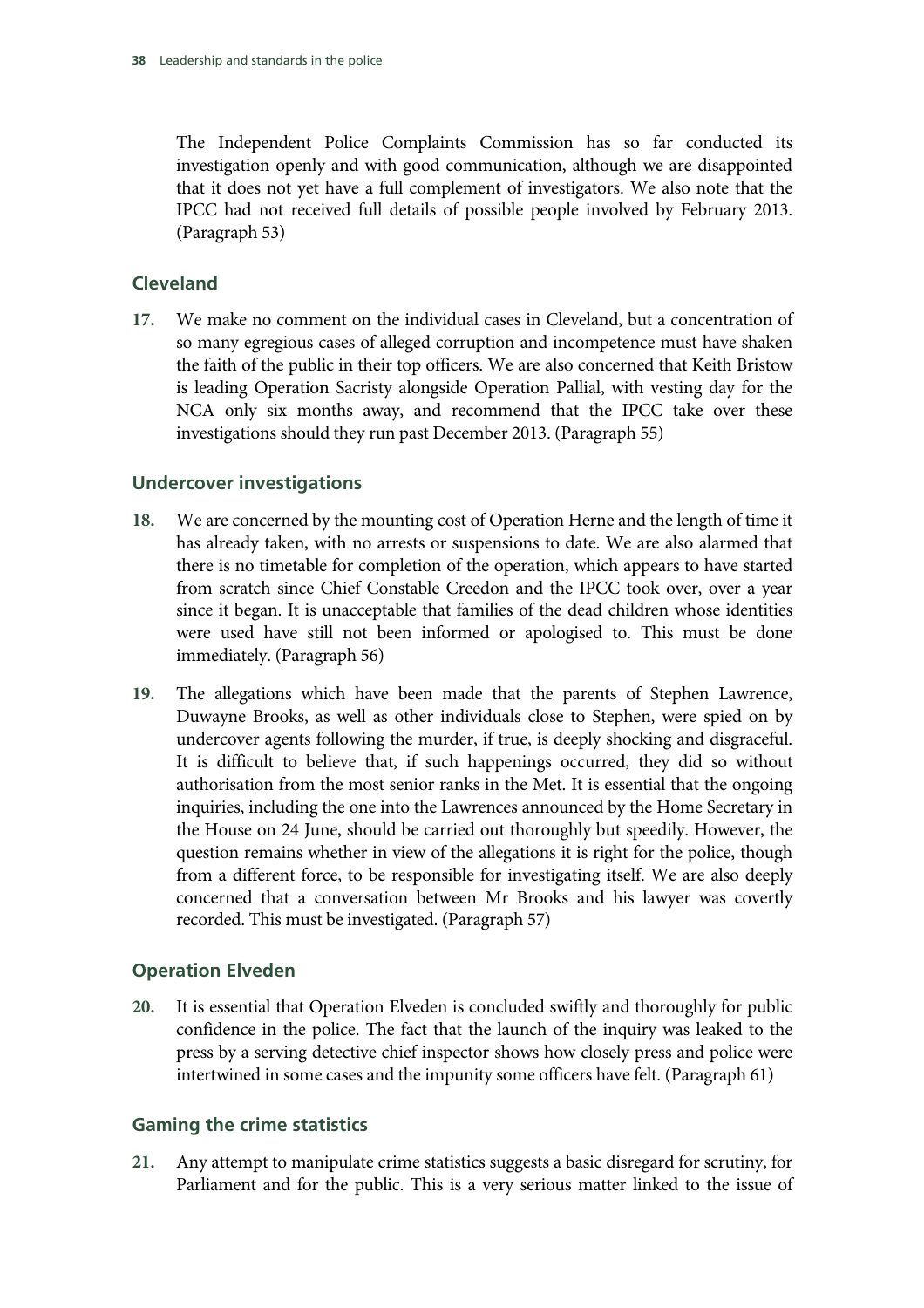The Independent Police Complaints Commission has so far conducted its investigation openly and with good communication, although we are disappointed that it does not yet have a full complement of investigators. We also note that the IPCC had not received full details of possible people involved by February 2013. (Paragraph 53)

## Cleveland

17. We make no comment on the individual cases in Cleveland, but a concentration of so many egregious cases of alleged corruption and incompetence must have shaken the faith of the public in their top officers. We are also concerned that Keith Bristow is leading Operation Sacristy alongside Operation Pallial, with vesting day for the NCA only six months away, and recommend that the IPCC take over these investigations should they run past December 2013. (Paragraph 55)

## Undercover investigations

18. We are concerned by the mounting cost of Operation Herne and the length of time it has already taken, with no arrests or suspensions to date. We are also alarmed that there is no timetable for completion of the operation, which appears to have started from scratch since Chief Constable Creedon and the IPCC took over, over a year since it began. It is unacceptable that families of the dead children whose identities were used have still not been informed or apologised to. This must be done immediately. (Paragraph 56)

19. The allegations which have been made that the parents of Stephen Lawrence, Duwayne Brooks, as well as other individuals close to Stephen, were spied on by undercover agents following the murder, if true, is deeply shocking and disgraceful. It is difficult to believe that, if such happenings occurred, they did so without authorisation from the most senior ranks in the Met. It is essential that the ongoing inquiries, including the one into the Lawrences announced by the Home Secretary in the House on 24 June, should be carried out thoroughly but speedily. However, the question remains whether in view of the allegations it is right for the police, though from a different force, to be responsible for investigating itself. We are also deeply concerned that a conversation between Mr Brooks and his lawyer was covertly recorded. This must be investigated. (Paragraph 57)

## Operation Elveden

20. It is essential that Operation Elveden is concluded swiftly and thoroughly for public confidence in the police. The fact that the launch of the inquiry was leaked to the press by a serving detective chief inspector shows how closely press and police were intertwined in some cases and the impunity some officers have felt. (Paragraph 61)

## Gaming the crime statistics

21. Any attempt to manipulate crime statistics suggests a basic disregard for scrutiny, for Parliament and for the public. This is a very serious matter linked to the issue of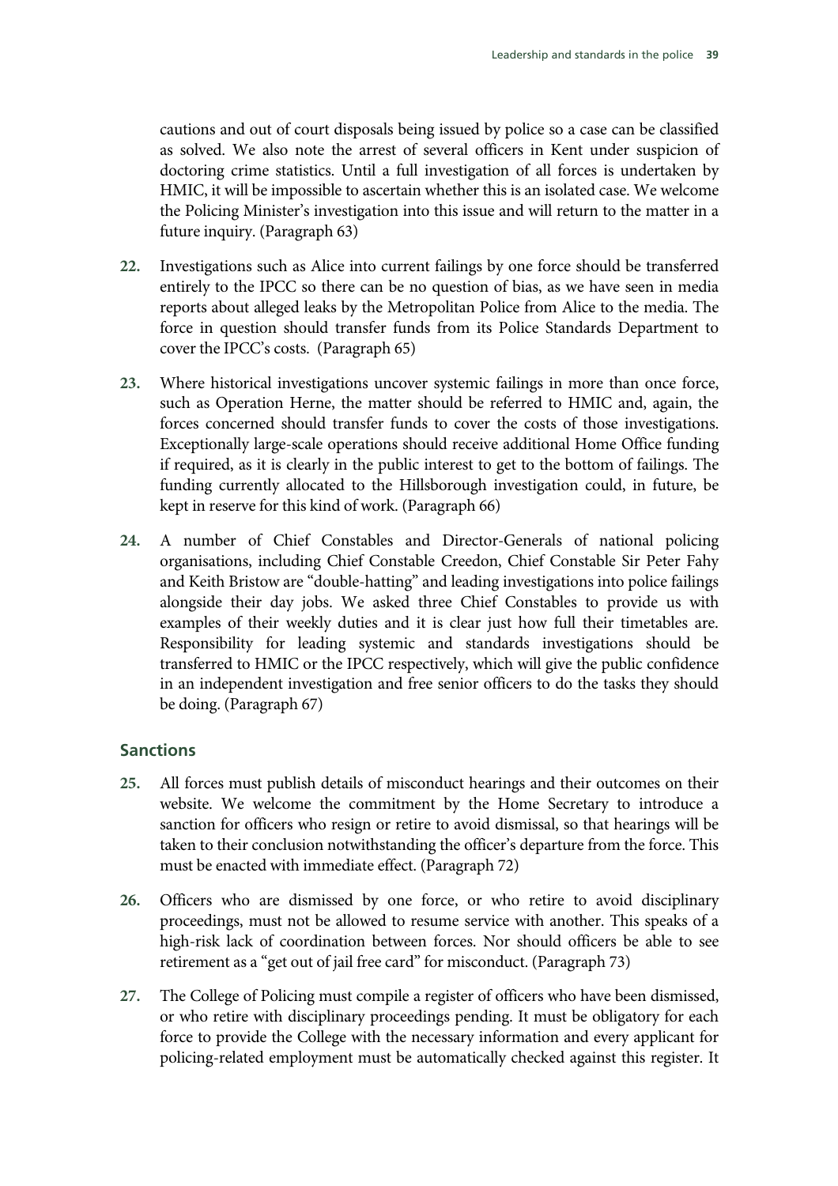cautions and out of court disposals being issued by police so a case can be classified as solved. We also note the arrest of several officers in Kent under suspicion of doctoring crime statistics. Until a full investigation of all forces is undertaken by HMIC, it will be impossible to ascertain whether this is an isolated case. We welcome the Policing Minister's investigation into this issue and will return to the matter in a future inquiry. (Paragraph 63)

22. Investigations such as Alice into current failings by one force should be transferred entirely to the IPCC so there can be no question of bias, as we have seen in media reports about alleged leaks by the Metropolitan Police from Alice to the media. The force in question should transfer funds from its Police Standards Department to cover the IPCC's costs. (Paragraph 65)

23. Where historical investigations uncover systemic failings in more than once force, such as Operation Herne, the matter should be referred to HMIC and, again, the forces concerned should transfer funds to cover the costs of those investigations. Exceptionally large-scale operations should receive additional Home Office funding if required, as it is clearly in the public interest to get to the bottom of failings. The funding currently allocated to the Hillsborough investigation could, in future, be kept in reserve for this kind of work. (Paragraph 66)

24. A number of Chief Constables and Director-Generals of national policing organisations, including Chief Constable Creedon, Chief Constable Sir Peter Fahy and Keith Bristow are "double-hatting" and leading investigations into police failings alongside their day jobs. We asked three Chief Constables to provide us with examples of their weekly duties and it is clear just how full their timetables are. Responsibility for leading systemic and standards investigations should be transferred to HMIC or the IPCC respectively, which will give the public confidence in an independent investigation and free senior officers to do the tasks they should be doing. (Paragraph 67)

## Sanctions

25. All forces must publish details of misconduct hearings and their outcomes on their website. We welcome the commitment by the Home Secretary to introduce a sanction for officers who resign or retire to avoid dismissal, so that hearings will be taken to their conclusion notwithstanding the officer's departure from the force. This must be enacted with immediate effect. (Paragraph 72)

26. Officers who are dismissed by one force, or who retire to avoid disciplinary proceedings, must not be allowed to resume service with another. This speaks of a high-risk lack of coordination between forces. Nor should officers be able to see retirement as a "get out of jail free card" for misconduct. (Paragraph 73)

27. The College of Policing must compile a register of officers who have been dismissed, or who retire with disciplinary proceedings pending. It must be obligatory for each force to provide the College with the necessary information and every applicant for policing-related employment must be automatically checked against this register. It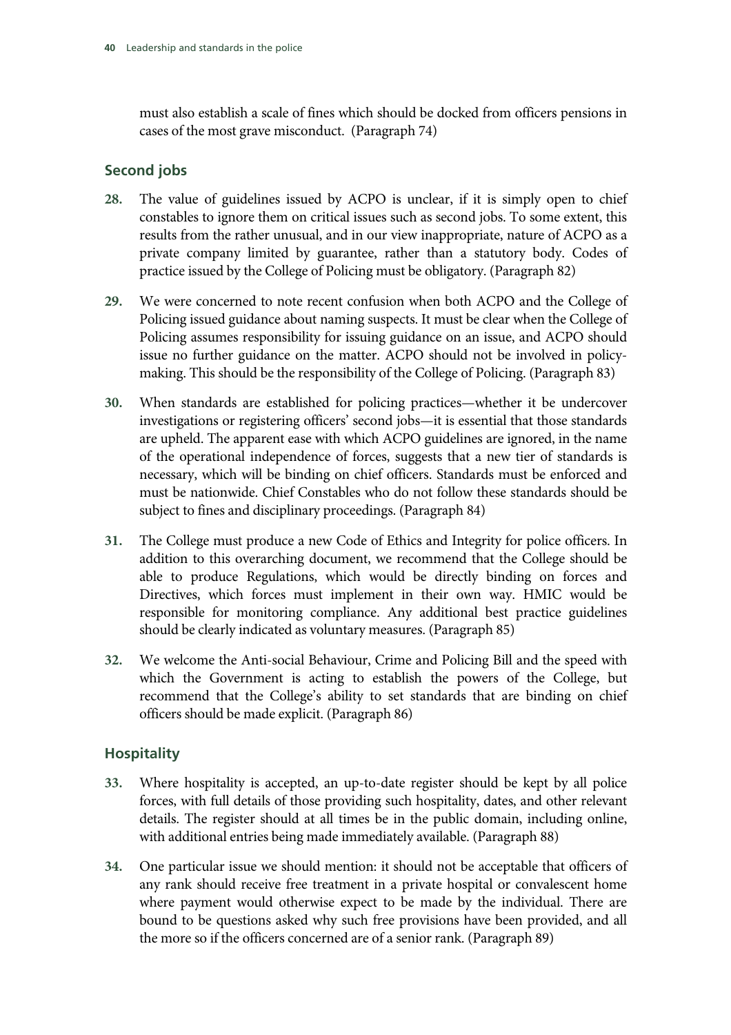must also establish a scale of fines which should be docked from officers pensions in cases of the most grave misconduct. (Paragraph 74)

## Second jobs

28. The value of guidelines issued by ACPO is unclear, if it is simply open to chief constables to ignore them on critical issues such as second jobs. To some extent, this results from the rather unusual, and in our view inappropriate, nature of ACPO as a private company limited by guarantee, rather than a statutory body. Codes of practice issued by the College of Policing must be obligatory. (Paragraph 82)

29. We were concerned to note recent confusion when both ACPO and the College of Policing issued guidance about naming suspects. It must be clear when the College of Policing assumes responsibility for issuing guidance on an issue, and ACPO should issue no further guidance on the matter. ACPO should not be involved in policy-making. This should be the responsibility of the College of Policing. (Paragraph 83)

30. When standards are established for policing practices—whether it be undercover investigations or registering officers' second jobs—it is essential that those standards are upheld. The apparent ease with which ACPO guidelines are ignored, in the name of the operational independence of forces, suggests that a new tier of standards is necessary, which will be binding on chief officers. Standards must be enforced and must be nationwide. Chief Constables who do not follow these standards should be subject to fines and disciplinary proceedings. (Paragraph 84)

31. The College must produce a new Code of Ethics and Integrity for police officers. In addition to this overarching document, we recommend that the College should be able to produce Regulations, which would be directly binding on forces and Directives, which forces must implement in their own way. HMIC would be responsible for monitoring compliance. Any additional best practice guidelines should be clearly indicated as voluntary measures. (Paragraph 85)

32. We welcome the Anti-social Behaviour, Crime and Policing Bill and the speed with which the Government is acting to establish the powers of the College, but recommend that the College's ability to set standards that are binding on chief officers should be made explicit. (Paragraph 86)

## Hospitality

33. Where hospitality is accepted, an up-to-date register should be kept by all police forces, with full details of those providing such hospitality, dates, and other relevant details. The register should at all times be in the public domain, including online, with additional entries being made immediately available. (Paragraph 88)

34. One particular issue we should mention: it should not be acceptable that officers of any rank should receive free treatment in a private hospital or convalescent home where payment would otherwise expect to be made by the individual. There are bound to be questions asked why such free provisions have been provided, and all the more so if the officers concerned are of a senior rank. (Paragraph 89)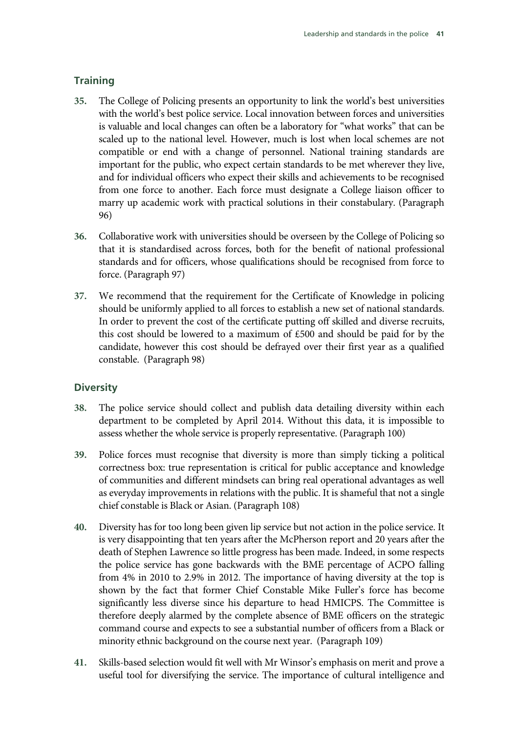## Training

**35.** The College of Policing presents an opportunity to link the world's best universities with the world's best police service. Local innovation between forces and universities is valuable and local changes can often be a laboratory for "what works" that can be scaled up to the national level. However, much is lost when local schemes are not compatible or end with a change of personnel. National training standards are important for the public, who expect certain standards to be met wherever they live, and for individual officers who expect their skills and achievements to be recognised from one force to another. Each force must designate a College liaison officer to marry up academic work with practical solutions in their constabulary. (Paragraph 96)

**36.** Collaborative work with universities should be overseen by the College of Policing so that it is standardised across forces, both for the benefit of national professional standards and for officers, whose qualifications should be recognised from force to force. (Paragraph 97)

**37.** We recommend that the requirement for the Certificate of Knowledge in policing should be uniformly applied to all forces to establish a new set of national standards. In order to prevent the cost of the certificate putting off skilled and diverse recruits, this cost should be lowered to a maximum of £500 and should be paid for by the candidate, however this cost should be defrayed over their first year as a qualified constable. (Paragraph 98)

## Diversity

**38.** The police service should collect and publish data detailing diversity within each department to be completed by April 2014. Without this data, it is impossible to assess whether the whole service is properly representative. (Paragraph 100)

**39.** Police forces must recognise that diversity is more than simply ticking a political correctness box: true representation is critical for public acceptance and knowledge of communities and different mindsets can bring real operational advantages as well as everyday improvements in relations with the public. It is shameful that not a single chief constable is Black or Asian. (Paragraph 108)

**40.** Diversity has for too long been given lip service but not action in the police service. It is very disappointing that ten years after the McPherson report and 20 years after the death of Stephen Lawrence so little progress has been made. Indeed, in some respects the police service has gone backwards with the BME percentage of ACPO falling from 4% in 2010 to 2.9% in 2012. The importance of having diversity at the top is shown by the fact that former Chief Constable Mike Fuller's force has become significantly less diverse since his departure to head HMICPS. The Committee is therefore deeply alarmed by the complete absence of BME officers on the strategic command course and expects to see a substantial number of officers from a Black or minority ethnic background on the course next year. (Paragraph 109)

**41.** Skills-based selection would fit well with Mr Winsor's emphasis on merit and prove a useful tool for diversifying the service. The importance of cultural intelligence and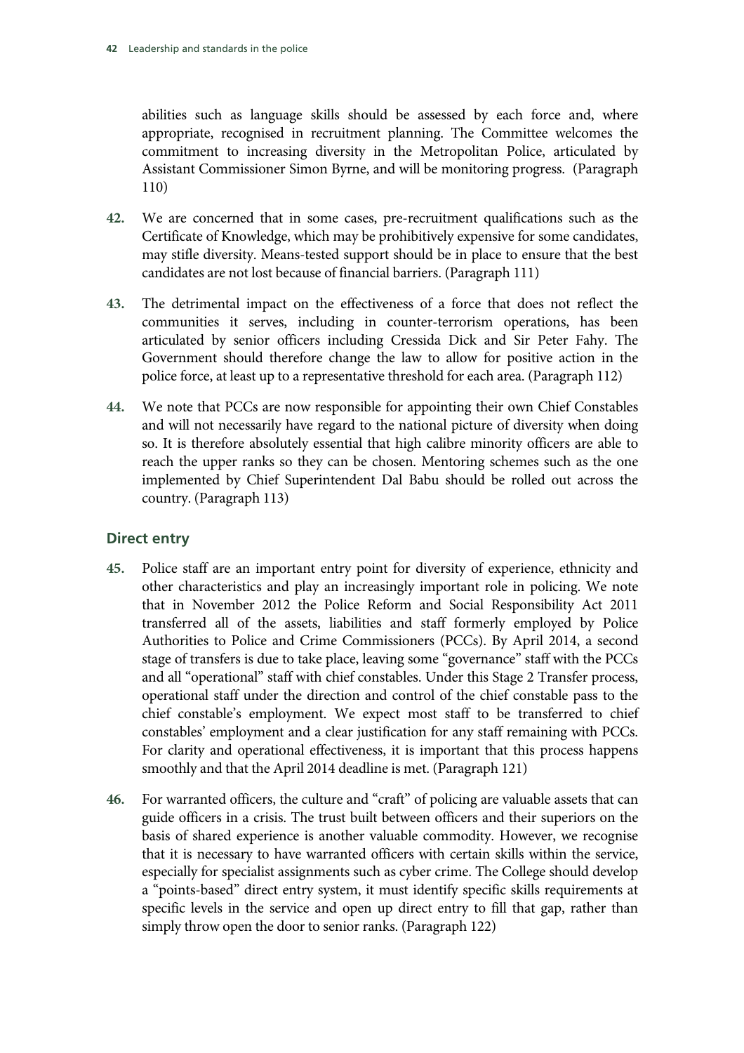abilities such as language skills should be assessed by each force and, where appropriate, recognised in recruitment planning. The Committee welcomes the commitment to increasing diversity in the Metropolitan Police, articulated by Assistant Commissioner Simon Byrne, and will be monitoring progress. (Paragraph 110)

**42.** We are concerned that in some cases, pre-recruitment qualifications such as the Certificate of Knowledge, which may be prohibitively expensive for some candidates, may stifle diversity. Means-tested support should be in place to ensure that the best candidates are not lost because of financial barriers. (Paragraph 111)

**43.** The detrimental impact on the effectiveness of a force that does not reflect the communities it serves, including in counter-terrorism operations, has been articulated by senior officers including Cressida Dick and Sir Peter Fahy. The Government should therefore change the law to allow for positive action in the police force, at least up to a representative threshold for each area. (Paragraph 112)

**44.** We note that PCCs are now responsible for appointing their own Chief Constables and will not necessarily have regard to the national picture of diversity when doing so. It is therefore absolutely essential that high calibre minority officers are able to reach the upper ranks so they can be chosen. Mentoring schemes such as the one implemented by Chief Superintendent Dal Babu should be rolled out across the country. (Paragraph 113)

## Direct entry

**45.** Police staff are an important entry point for diversity of experience, ethnicity and other characteristics and play an increasingly important role in policing. We note that in November 2012 the Police Reform and Social Responsibility Act 2011 transferred all of the assets, liabilities and staff formerly employed by Police Authorities to Police and Crime Commissioners (PCCs). By April 2014, a second stage of transfers is due to take place, leaving some "governance" staff with the PCCs and all "operational" staff with chief constables. Under this Stage 2 Transfer process, operational staff under the direction and control of the chief constable pass to the chief constable's employment. We expect most staff to be transferred to chief constables' employment and a clear justification for any staff remaining with PCCs. For clarity and operational effectiveness, it is important that this process happens smoothly and that the April 2014 deadline is met. (Paragraph 121)

**46.** For warranted officers, the culture and "craft" of policing are valuable assets that can guide officers in a crisis. The trust built between officers and their superiors on the basis of shared experience is another valuable commodity. However, we recognise that it is necessary to have warranted officers with certain skills within the service, especially for specialist assignments such as cyber crime. The College should develop a "points-based" direct entry system, it must identify specific skills requirements at specific levels in the service and open up direct entry to fill that gap, rather than simply throw open the door to senior ranks. (Paragraph 122)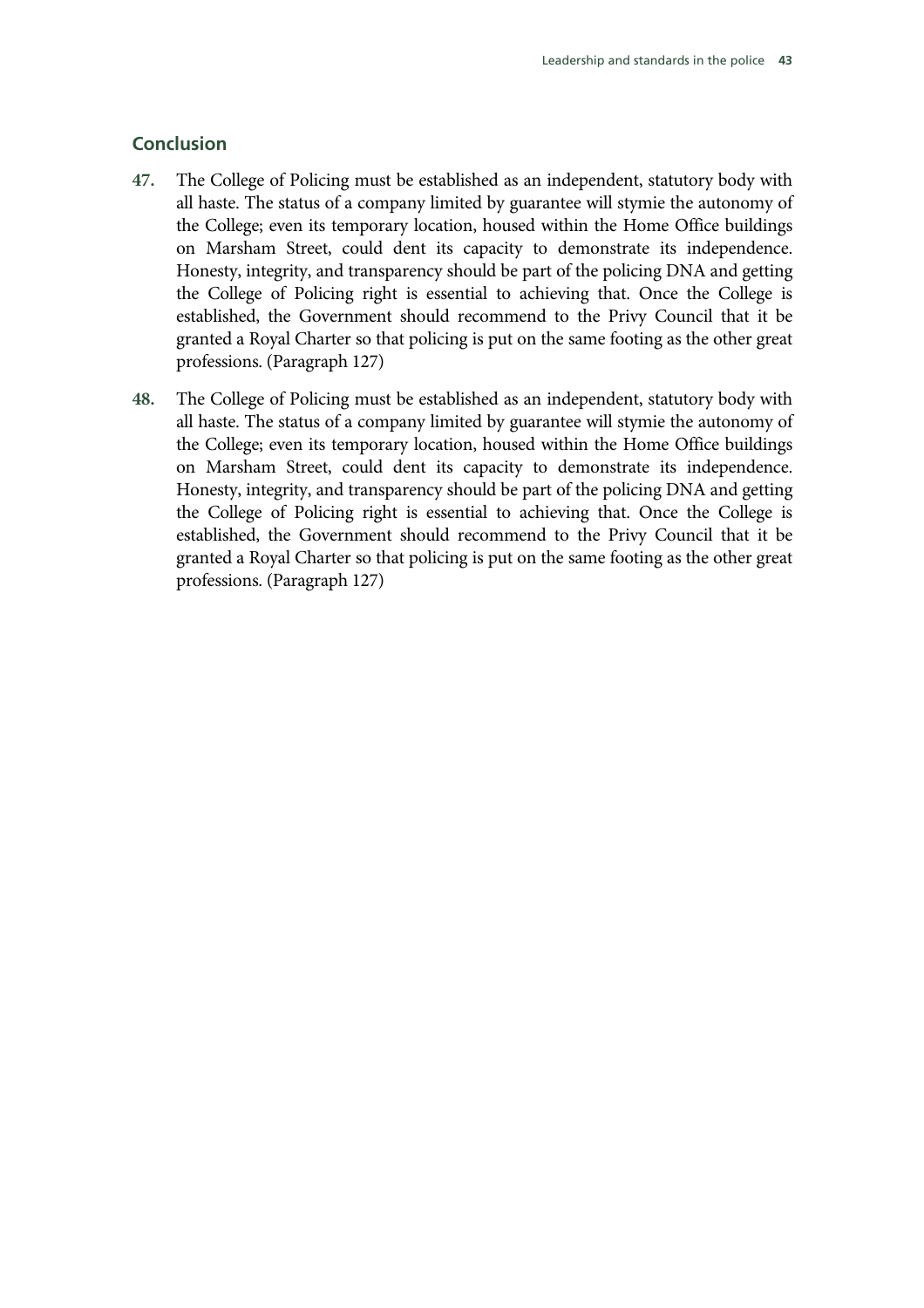## Conclusion

**47.** The College of Policing must be established as an independent, statutory body with all haste. The status of a company limited by guarantee will stymie the autonomy of the College; even its temporary location, housed within the Home Office buildings on Marsham Street, could dent its capacity to demonstrate its independence. Honesty, integrity, and transparency should be part of the policing DNA and getting the College of Policing right is essential to achieving that. Once the College is established, the Government should recommend to the Privy Council that it be granted a Royal Charter so that policing is put on the same footing as the other great professions. (Paragraph 127)

**48.** The College of Policing must be established as an independent, statutory body with all haste. The status of a company limited by guarantee will stymie the autonomy of the College; even its temporary location, housed within the Home Office buildings on Marsham Street, could dent its capacity to demonstrate its independence. Honesty, integrity, and transparency should be part of the policing DNA and getting the College of Policing right is essential to achieving that. Once the College is established, the Government should recommend to the Privy Council that it be granted a Royal Charter so that policing is put on the same footing as the other great professions. (Paragraph 127)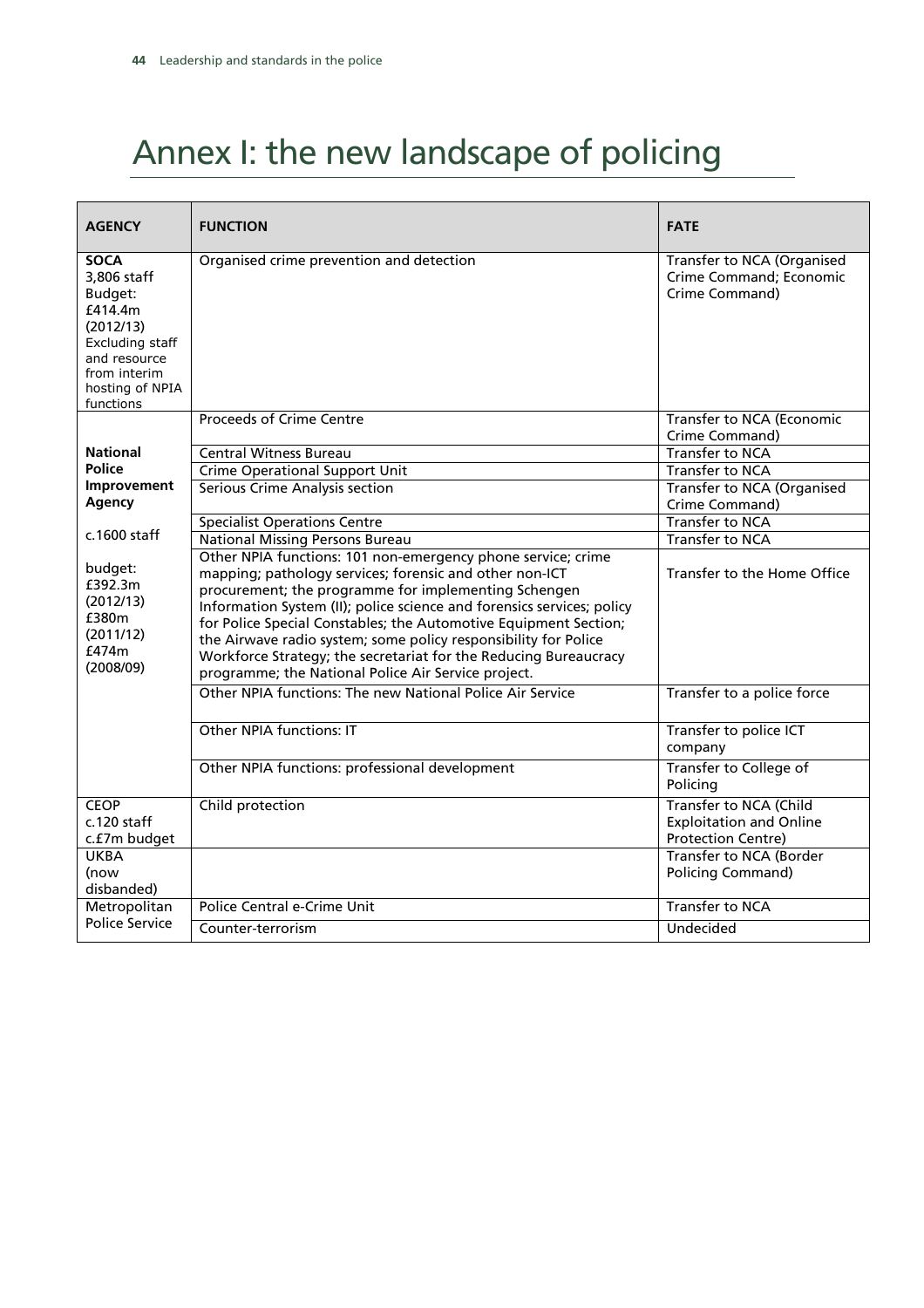# Annex I: the new landscape of policing

| AGENCY | FUNCTION | FATE |
|---|---|---|
| **SOCA** 3,806 staff Budget: £414.4m (2012/13) Excluding staff and resource from interim hosting of NPIA functions | Organised crime prevention and detection | Transfer to NCA (Organised Crime Command; Economic Crime Command) |
| **National Police Improvement Agency** c.1600 staff budget: £392.3m (2012/13) £380m (2011/12) £474m (2008/09) | Proceeds of Crime Centre | Transfer to NCA (Economic Crime Command) |
| | Central Witness Bureau | Transfer to NCA |
| | Crime Operational Support Unit | Transfer to NCA |
| | Serious Crime Analysis section | Transfer to NCA (Organised Crime Command) |
| | Specialist Operations Centre | Transfer to NCA |
| | National Missing Persons Bureau | Transfer to NCA |
| | Other NPIA functions: 101 non-emergency phone service; crime mapping; pathology services; forensic and other non-ICT procurement; the programme for implementing Schengen Information System (II); police science and forensics services; policy for Police Special Constables; the Automotive Equipment Section; the Airwave radio system; some policy responsibility for Police Workforce Strategy; the secretariat for the Reducing Bureaucracy programme; the National Police Air Service project. | Transfer to the Home Office |
| | Other NPIA functions: The new National Police Air Service | Transfer to a police force |
| | Other NPIA functions: IT | Transfer to police ICT company |
| | Other NPIA functions: professional development | Transfer to College of Policing |
| CEOP c.120 staff c.£7m budget | Child protection | Transfer to NCA (Child Exploitation and Online Protection Centre) |
| UKBA (now disbanded) | | Transfer to NCA (Border Policing Command) |
| Metropolitan Police Service | Police Central e-Crime Unit | Transfer to NCA |
| | Counter-terrorism | Undecided |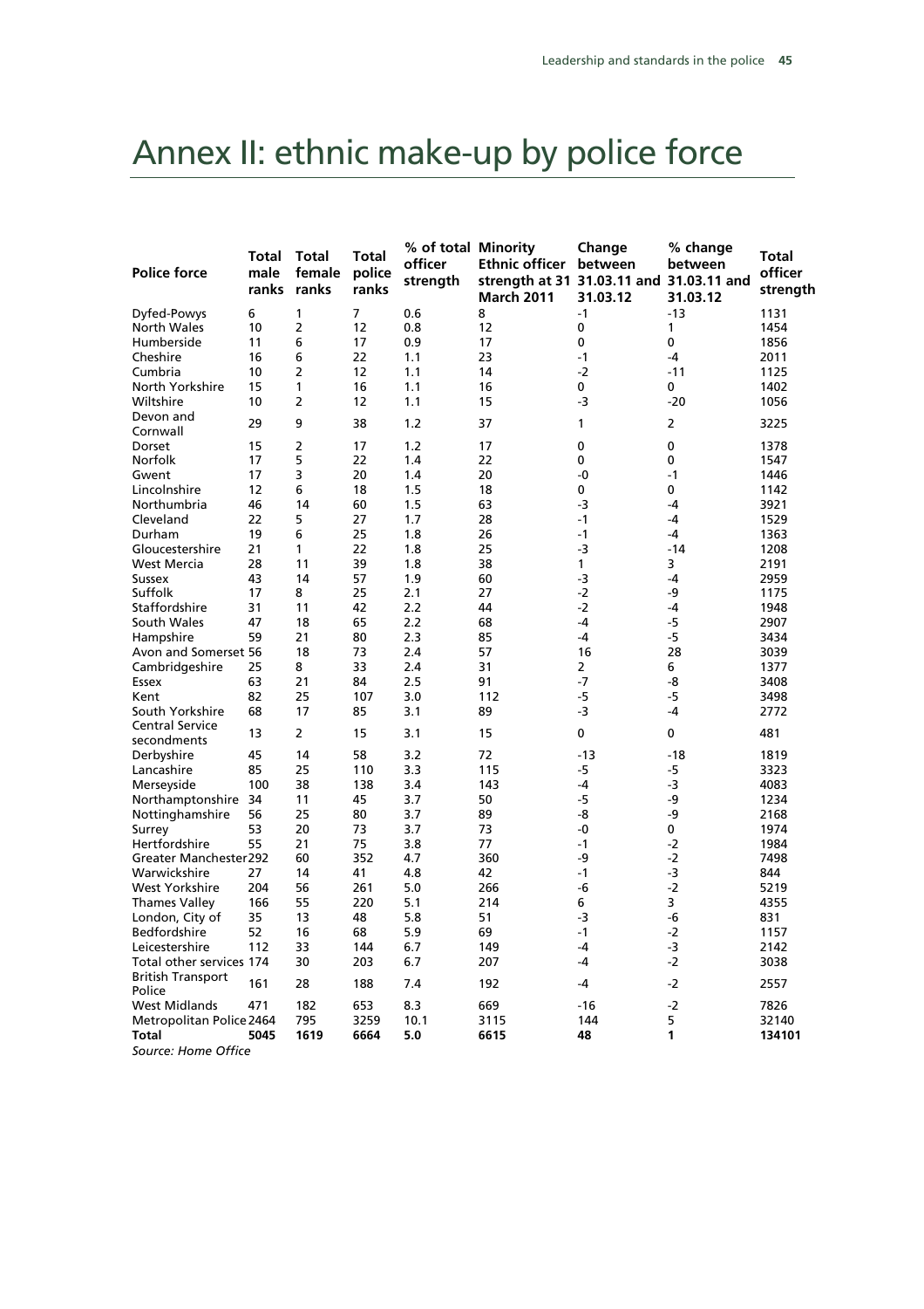# Annex II: ethnic make-up by police force

| Police force | Total male ranks | Total female ranks | Total police ranks | % of total officer strength | Minority Ethnic officer strength at 31 March 2011 | Change between 31.03.11 and 31.03.12 | % change between 31.03.11 and 31.03.12 | Total officer strength |
|---|---|---|---|---|---|---|---|---|
| Dyfed-Powys | 6 | 1 | 7 | 0.6 | 8 | -1 | -13 | 1131 |
| North Wales | 10 | 2 | 12 | 0.8 | 12 | 0 | 1 | 1454 |
| Humberside | 11 | 6 | 17 | 0.9 | 17 | 0 | 0 | 1856 |
| Cheshire | 16 | 6 | 22 | 1.1 | 23 | -1 | -4 | 2011 |
| Cumbria | 10 | 2 | 12 | 1.1 | 14 | -2 | -11 | 1125 |
| North Yorkshire | 15 | 1 | 16 | 1.1 | 16 | 0 | 0 | 1402 |
| Wiltshire | 10 | 2 | 12 | 1.1 | 15 | -3 | -20 | 1056 |
| Devon and Cornwall | 29 | 9 | 38 | 1.2 | 37 | 1 | 2 | 3225 |
| Dorset | 15 | 2 | 17 | 1.2 | 17 | 0 | 0 | 1378 |
| Norfolk | 17 | 5 | 22 | 1.4 | 22 | 0 | 0 | 1547 |
| Gwent | 17 | 3 | 20 | 1.4 | 20 | -0 | -1 | 1446 |
| Lincolnshire | 12 | 6 | 18 | 1.5 | 18 | 0 | 0 | 1142 |
| Northumbria | 46 | 14 | 60 | 1.5 | 63 | -3 | -4 | 3921 |
| Cleveland | 22 | 5 | 27 | 1.7 | 28 | -1 | -4 | 1529 |
| Durham | 19 | 6 | 25 | 1.8 | 26 | -1 | -4 | 1363 |
| Gloucestershire | 21 | 1 | 22 | 1.8 | 25 | -3 | -14 | 1208 |
| West Mercia | 28 | 11 | 39 | 1.8 | 38 | 1 | 3 | 2191 |
| Sussex | 43 | 14 | 57 | 1.9 | 60 | -3 | -4 | 2959 |
| Suffolk | 17 | 8 | 25 | 2.1 | 27 | -2 | -9 | 1175 |
| Staffordshire | 31 | 11 | 42 | 2.2 | 44 | -2 | -4 | 1948 |
| South Wales | 47 | 18 | 65 | 2.2 | 68 | -4 | -5 | 2907 |
| Hampshire | 59 | 21 | 80 | 2.3 | 85 | -4 | -5 | 3434 |
| Avon and Somerset | 56 | 18 | 73 | 2.4 | 57 | 16 | 28 | 3039 |
| Cambridgeshire | 25 | 8 | 33 | 2.4 | 31 | 2 | 6 | 1377 |
| Essex | 63 | 21 | 84 | 2.5 | 91 | -7 | -8 | 3408 |
| Kent | 82 | 25 | 107 | 3.0 | 112 | -5 | -5 | 3498 |
| South Yorkshire | 68 | 17 | 85 | 3.1 | 89 | -3 | -4 | 2772 |
| Central Service secondments | 13 | 2 | 15 | 3.1 | 15 | 0 | 0 | 481 |
| Derbyshire | 45 | 14 | 58 | 3.2 | 72 | -13 | -18 | 1819 |
| Lancashire | 85 | 25 | 110 | 3.3 | 115 | -5 | -5 | 3323 |
| Merseyside | 100 | 38 | 138 | 3.4 | 143 | -4 | -3 | 4083 |
| Northamptonshire | 34 | 11 | 45 | 3.7 | 50 | -5 | -9 | 1234 |
| Nottinghamshire | 56 | 25 | 80 | 3.7 | 89 | -8 | -9 | 2168 |
| Surrey | 53 | 20 | 73 | 3.7 | 73 | -0 | 0 | 1974 |
| Hertfordshire | 55 | 21 | 75 | 3.8 | 77 | -1 | -2 | 1984 |
| Greater Manchester | 292 | 60 | 352 | 4.7 | 360 | -9 | -2 | 7498 |
| Warwickshire | 27 | 14 | 41 | 4.8 | 42 | -1 | -3 | 844 |
| West Yorkshire | 204 | 56 | 261 | 5.0 | 266 | -6 | -2 | 5219 |
| Thames Valley | 166 | 55 | 220 | 5.1 | 214 | 6 | 3 | 4355 |
| London, City of | 35 | 13 | 48 | 5.8 | 51 | -3 | -6 | 831 |
| Bedfordshire | 52 | 16 | 68 | 5.9 | 69 | -1 | -2 | 1157 |
| Leicestershire | 112 | 33 | 144 | 6.7 | 149 | -4 | -3 | 2142 |
| Total other services | 174 | 30 | 203 | 6.7 | 207 | -4 | -2 | 3038 |
| British Transport Police | 161 | 28 | 188 | 7.4 | 192 | -4 | -2 | 2557 |
| West Midlands | 471 | 182 | 653 | 8.3 | 669 | -16 | -2 | 7826 |
| Metropolitan Police | 2464 | 795 | 3259 | 10.1 | 3115 | 144 | 5 | 32140 |
| **Total** | **5045** | **1619** | **6664** | **5.0** | **6615** | **48** | **1** | **134101** |

*Source: Home Office*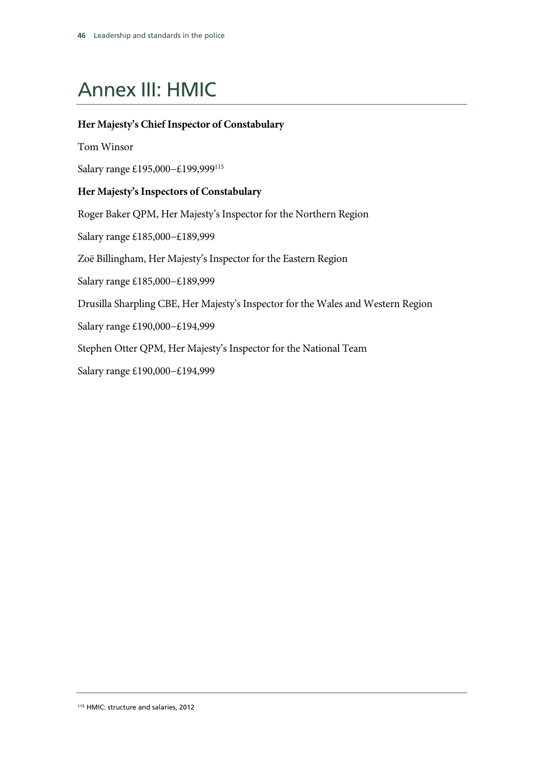# Annex III: HMIC

**Her Majesty's Chief Inspector of Constabulary**

Tom Winsor

Salary range £195,000–£199,999[115]

**Her Majesty's Inspectors of Constabulary**

Roger Baker QPM, Her Majesty's Inspector for the Northern Region

Salary range £185,000–£189,999

Zoë Billingham, Her Majesty's Inspector for the Eastern Region

Salary range £185,000–£189,999

Drusilla Sharpling CBE, Her Majesty's Inspector for the Wales and Western Region

Salary range £190,000–£194,999

Stephen Otter QPM, Her Majesty's Inspector for the National Team

Salary range £190,000–£194,999

[115] HMIC: structure and salaries, 2012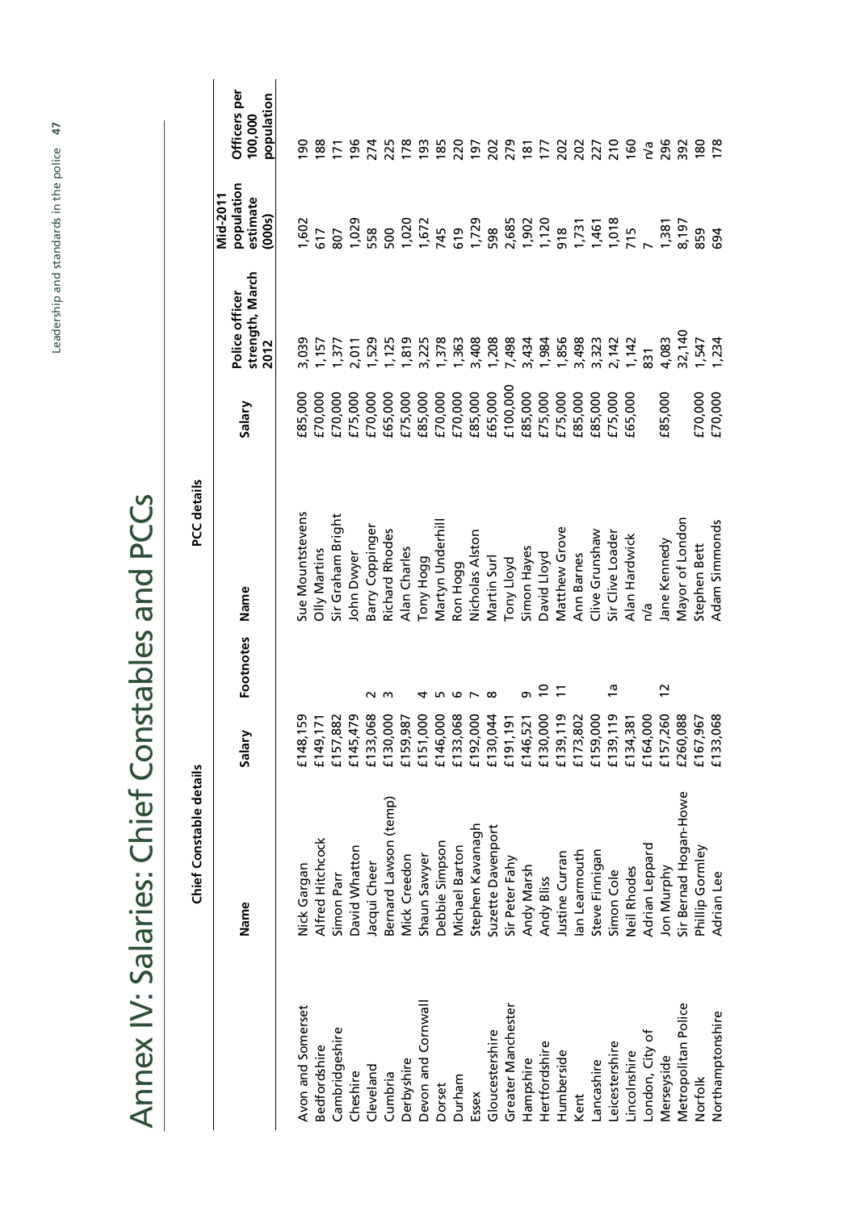# Annex IV: Salaries: Chief Constables and PCCs

| | Chief Constable details | | | PCC details | | | | |
|---|---|---|---|---|---|---|---|---|
| | Name | Salary | Footnotes | Name | Salary | Police officer strength, March 2012 | Mid-2011 population estimate (000s) | Officers per 100,000 population |
| Avon and Somerset | Nick Gargan | £148,159 | | Sue Mountstevens | £85,000 | 3,039 | 1,602 | 190 |
| Bedfordshire | Alfred Hitchcock | £149,171 | | Olly Martins | £70,000 | 1,157 | 617 | 188 |
| Cambridgeshire | Simon Parr | £157,882 | | Sir Graham Bright | £70,000 | 1,377 | 807 | 171 |
| Cheshire | David Whatton | £145,479 | | John Dwyer | £75,000 | 2,011 | 1,029 | 196 |
| Cleveland | Jacqui Cheer | £133,068 | 2 | Barry Coppinger | £70,000 | 1,529 | 558 | 274 |
| Cumbria | Bernard Lawson (temp) | £130,000 | 3 | Richard Rhodes | £65,000 | 1,125 | 500 | 225 |
| Derbyshire | Mick Creedon | £159,987 | | Alan Charles | £75,000 | 1,819 | 1,020 | 178 |
| Devon and Cornwall | Shaun Sawyer | £151,000 | 4 | Tony Hogg | £85,000 | 3,225 | 1,672 | 193 |
| Dorset | Debbie Simpson | £146,000 | 5 | Martyn Underhill | £70,000 | 1,378 | 745 | 185 |
| Durham | Michael Barton | £133,068 | 6 | Ron Hogg | £70,000 | 1,363 | 619 | 220 |
| Essex | Stephen Kavanagh | £192,000 | 7 | Nicholas Alston | £85,000 | 3,408 | 1,729 | 197 |
| Gloucestershire | Suzette Davenport | £130,044 | 8 | Martin Surl | £65,000 | 1,208 | 598 | 202 |
| Greater Manchester | Sir Peter Fahy | £191,191 | | Tony Lloyd | £100,000 | 7,498 | 2,685 | 279 |
| Hampshire | Andy Marsh | £146,521 | 9 | Simon Hayes | £85,000 | 3,434 | 1,902 | 181 |
| Hertfordshire | Andy Bliss | £130,000 | 10 | David Lloyd | £75,000 | 1,984 | 1,120 | 177 |
| Humberside | Justine Curran | £139,119 | 11 | Matthew Grove | £75,000 | 1,856 | 918 | 202 |
| Kent | Ian Learmouth | £173,802 | | Ann Barnes | £85,000 | 3,498 | 1,731 | 202 |
| Lancashire | Steve Finnigan | £159,000 | | Clive Grunshaw | £85,000 | 3,323 | 1,461 | 227 |
| Leicestershire | Simon Cole | £139,119 | 1a | Sir Clive Loader | £75,000 | 2,142 | 1,018 | 210 |
| Lincolnshire | Neil Rhodes | £134,381 | | Alan Hardwick | £65,000 | 1,142 | 715 | 160 |
| London, City of | Adrian Leppard | £164,000 | | n/a | | 831 | 7 | n/a |
| Merseyside | Jon Murphy | £157,260 | 12 | Jane Kennedy | £85,000 | 4,083 | 1,381 | 296 |
| Metropolitan Police | Sir Bernad Hogan-Howe | £260,088 | | Mayor of London | | 32,140 | 8,197 | 392 |
| Norfolk | Phillip Gormley | £167,967 | | Stephen Bett | £70,000 | 1,547 | 859 | 180 |
| Northamptonshire | Adrian Lee | £133,068 | | Adam Simmonds | £70,000 | 1,234 | 694 | 178 |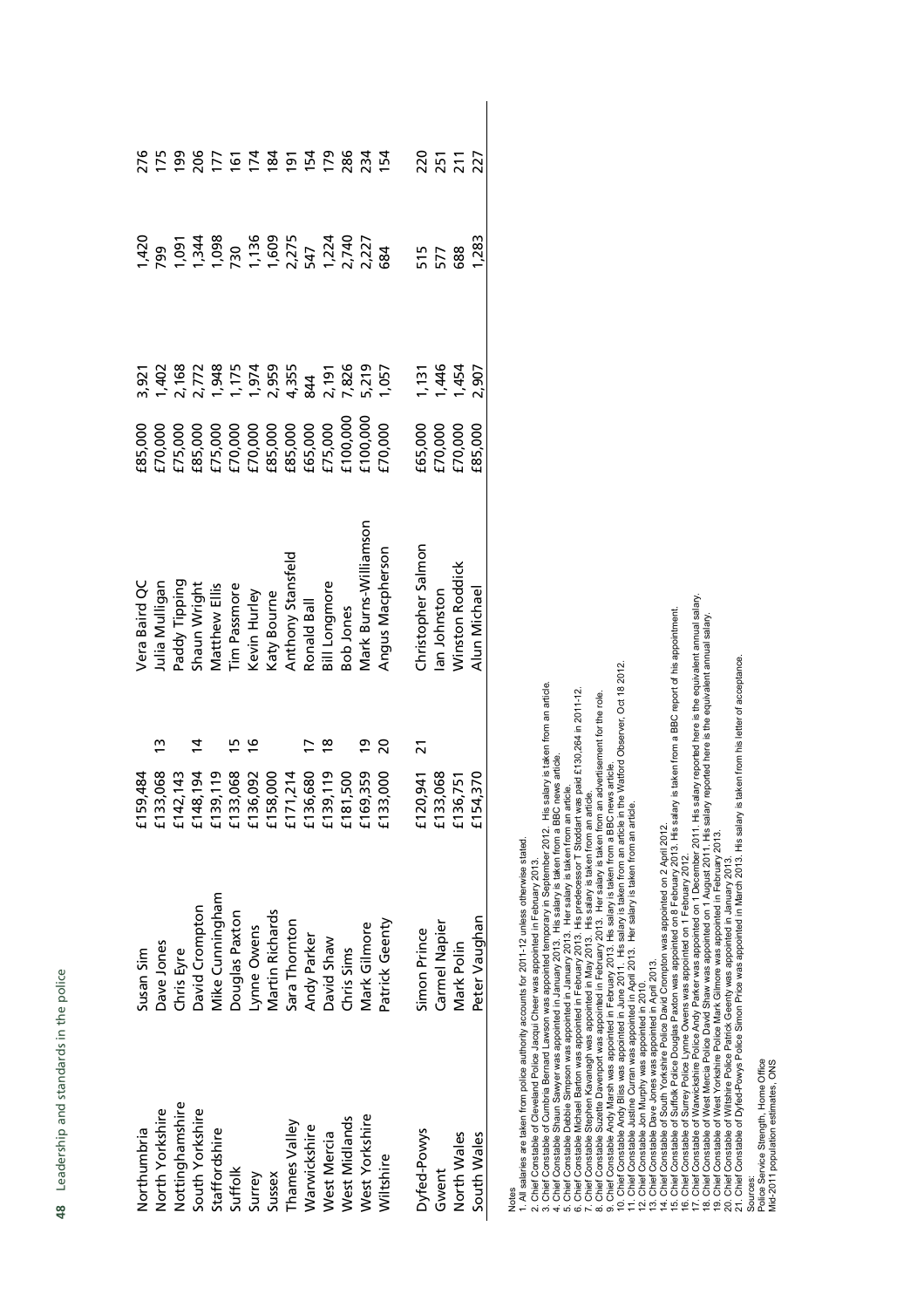| | | | | | | | |
|---|---|---|---|---|---|---|---|
| Northumbria | Susan Sim | £159,484 | | Vera Baird QC | £85,000 | 3,921 | 1,420 | 276 |
| North Yorkshire | Dave Jones | £133,068 | 13 | Julia Mulligan | £70,000 | 1,402 | 799 | 175 |
| Nottinghamshire | Chris Eyre | £142,143 | | Paddy Tipping | £75,000 | 2,168 | 1,091 | 199 |
| South Yorkshire | David Crompton | £148,194 | 14 | Shaun Wright | £85,000 | 2,772 | 1,344 | 206 |
| Staffordshire | Mike Cunningham | £139,119 | | Matthew Ellis | £75,000 | 1,948 | 1,098 | 177 |
| Suffolk | Douglas Paxton | £133,068 | 15 | Tim Passmore | £70,000 | 1,175 | 730 | 161 |
| Surrey | Lynne Owens | £136,092 | 16 | Kevin Hurley | £70,000 | 1,974 | 1,136 | 174 |
| Sussex | Martin Richards | £158,000 | | Katy Bourne | £85,000 | 2,959 | 1,609 | 184 |
| Thames Valley | Sara Thornton | £171,214 | | Anthony Stansfeld | £85,000 | 4,355 | 2,275 | 191 |
| Warwickshire | Andy Parker | £136,680 | 17 | Ronald Ball | £65,000 | 844 | 547 | 154 |
| West Mercia | David Shaw | £139,119 | 18 | Bill Longmore | £75,000 | 2,191 | 1,224 | 179 |
| West Midlands | Chris Sims | £181,500 | | Bob Jones | £100,000 | 7,826 | 2,740 | 286 |
| West Yorkshire | Mark Gilmore | £169,359 | 19 | Mark Burns-Williamson | £100,000 | 5,219 | 2,227 | 234 |
| Wiltshire | Patrick Geenty | £133,000 | 20 | Angus Macpherson | £70,000 | 1,057 | 684 | 154 |
| | | | | | | | | |
| Dyfed-Powys | Simon Prince | £120,941 | 21 | Christopher Salmon | £65,000 | 1,131 | 515 | 220 |
| Gwent | Carmel Napier | £133,068 | | Ian Johnston | £70,000 | 1,446 | 577 | 251 |
| North Wales | Mark Polin | £136,751 | | Winston Roddick | £70,000 | 1,454 | 688 | 211 |
| South Wales | Peter Vaughan | £154,370 | | Alun Michael | £85,000 | 2,907 | 1,283 | 227 |

Notes
1. All salaries are taken from police authority accounts for 2011-12 unless otherwise stated.
2. Chief Constable of Cleveland Police Jacqui Cheer was appointed in February 2013.
3. Chief Constable of Cumbria Bernard Lawson was appointed temporary in September 2012. His salary is taken from an article.
4. Chief Constable Shaun Sawyer was appointed in January 2013. His salary is taken from a BBC news article.
5. Chief Constable Debbie Simpson was appointed in January 2013. Her salary is taken from an article.
6. Chief Constable Michael Barton was appointed in February 2013. His predecessor T Stoddart was paid £130,264 in 2011-12.
7. Chief Constable Stephen Kavanagh was appointed in May 2013. His salary is taken from an article.
8. Chief Constable Suzette Davenport was appointed in February 2013. Her salary is taken from an advertisement for the role.
9. Chief Constable Andy Marsh was appointed in February 2013. His salary is taken from a BBC news article.
10. Chief Constable Andy Bliss was appointed in June 2011. His salary is taken from an article in the Watford Observer, Oct 18 2012.
11. Chief Constable Justine Curran was appointed in April 2013. Her salary is taken from an article.
12. Chief Constable Jon Murphy was appointed in 2010.
13. Chief Constable Dave Jones was appointed in April 2013.
14. Chief Constable of South Yorkshire Police David Crompton was appointed on 2 April 2012.
15. Chief Constable of Suffolk Police Douglas Paxton was appointed on 8 February 2013. His salary is taken from a BBC report of his appointment.
16. Chief Constable of Surrey Police Lynne Owens was appointed on 1 February 2012.
17. Chief Constable of Warwickshire Police Andy Parker was appointed on 1 December 2011. His salary reported here is the equivalent annual salary.
18. Chief Constable of West Mercia Police David Shaw was appointed on 1 August 2011. His salary reported here is the equivalent annual salary.
19. Chief Constable of West Yorkshire Police Mark Gilmore was appointed in February 2013.
20. Chief Constable of Wiltshire Police Patrick Geenty was appointed in January 2013.
21. Chief Constable of Dyfed-Powys Police Simon Price was appointed in March 2013. His salary is taken from his letter of acceptance.

Sources:
Police Service Strength, Home Office
Mid-2011 population estimates, ONS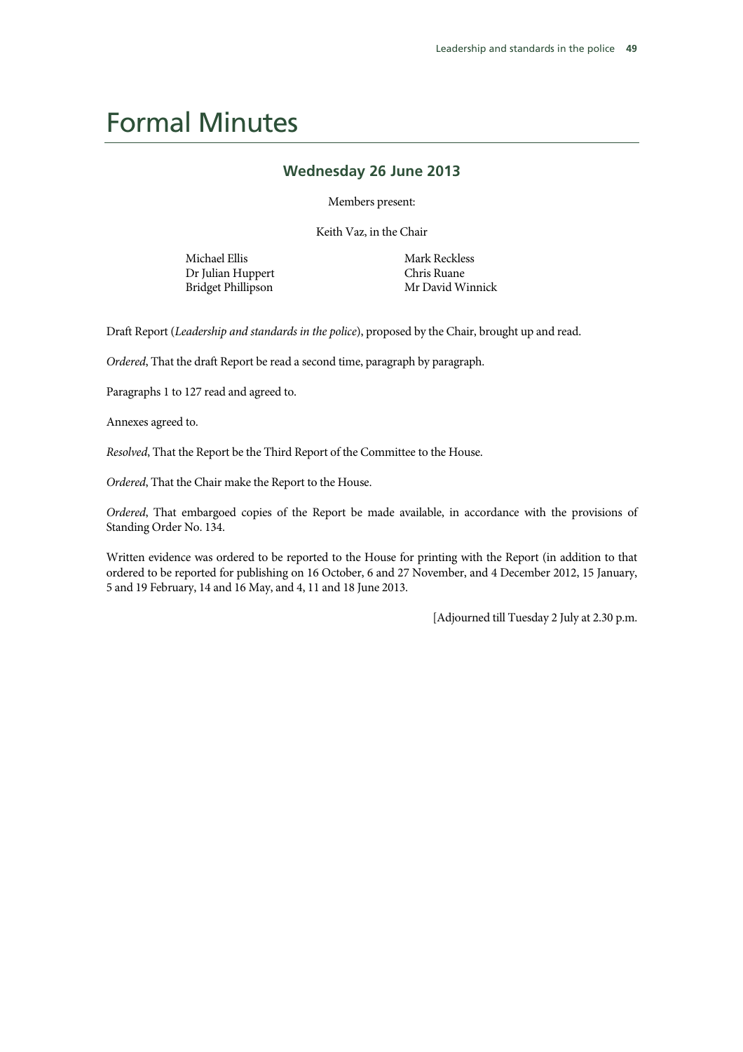# Formal Minutes

## Wednesday 26 June 2013

Members present:

Keith Vaz, in the Chair

Michael Ellis
Dr Julian Huppert
Bridget Phillipson
Mark Reckless
Chris Ruane
Mr David Winnick

Draft Report (*Leadership and standards in the police*), proposed by the Chair, brought up and read.

*Ordered*, That the draft Report be read a second time, paragraph by paragraph.

Paragraphs 1 to 127 read and agreed to.

Annexes agreed to.

*Resolved*, That the Report be the Third Report of the Committee to the House.

*Ordered*, That the Chair make the Report to the House.

*Ordered*, That embargoed copies of the Report be made available, in accordance with the provisions of Standing Order No. 134.

Written evidence was ordered to be reported to the House for printing with the Report (in addition to that ordered to be reported for publishing on 16 October, 6 and 27 November, and 4 December 2012, 15 January, 5 and 19 February, 14 and 16 May, and 4, 11 and 18 June 2013.

[Adjourned till Tuesday 2 July at 2.30 p.m.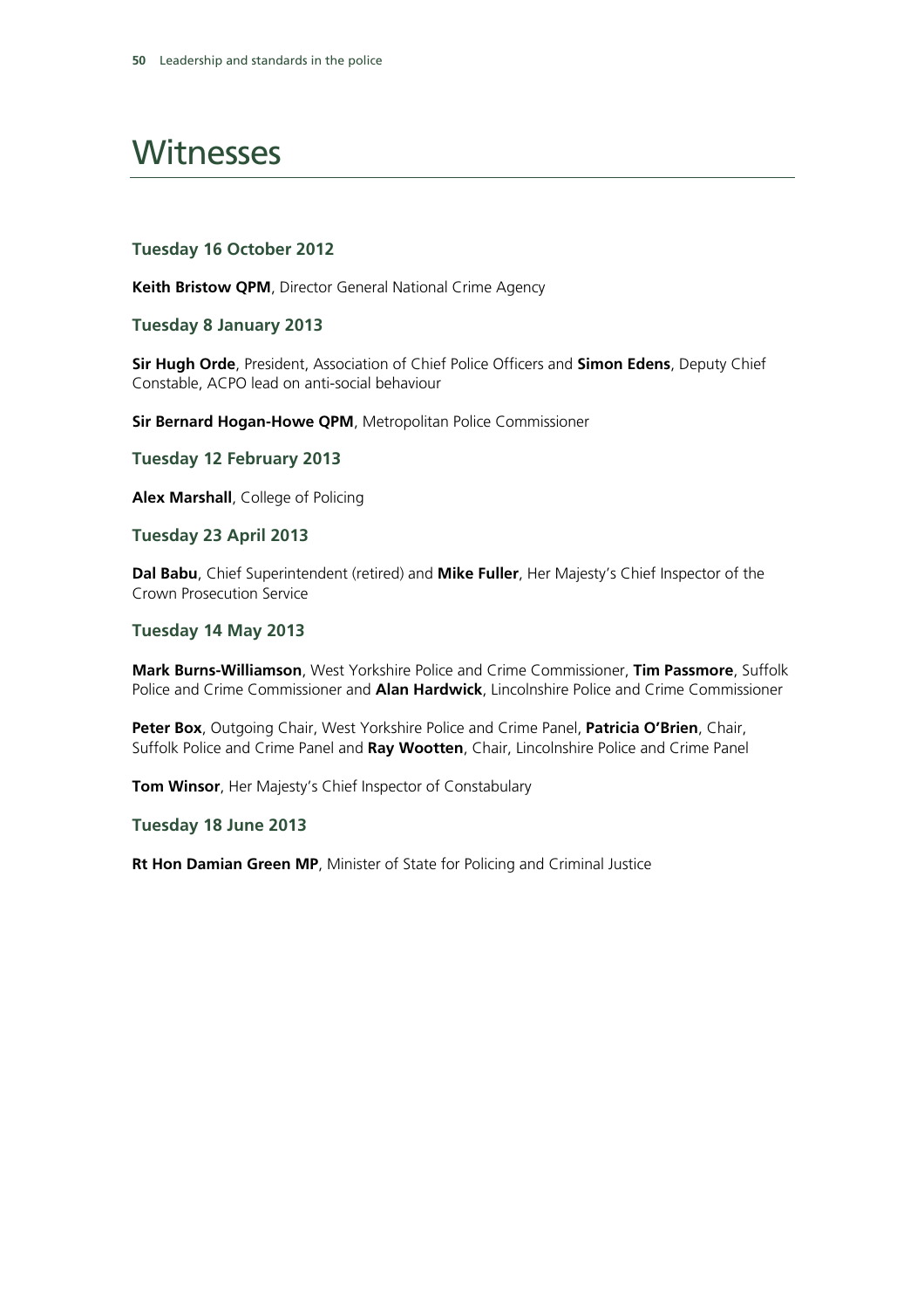# Witnesses

### Tuesday 16 October 2012

**Keith Bristow QPM**, Director General National Crime Agency

### Tuesday 8 January 2013

**Sir Hugh Orde**, President, Association of Chief Police Officers and **Simon Edens**, Deputy Chief Constable, ACPO lead on anti-social behaviour

**Sir Bernard Hogan-Howe QPM**, Metropolitan Police Commissioner

### Tuesday 12 February 2013

**Alex Marshall**, College of Policing

### Tuesday 23 April 2013

**Dal Babu**, Chief Superintendent (retired) and **Mike Fuller**, Her Majesty's Chief Inspector of the Crown Prosecution Service

### Tuesday 14 May 2013

**Mark Burns-Williamson**, West Yorkshire Police and Crime Commissioner, **Tim Passmore**, Suffolk Police and Crime Commissioner and **Alan Hardwick**, Lincolnshire Police and Crime Commissioner

**Peter Box**, Outgoing Chair, West Yorkshire Police and Crime Panel, **Patricia O'Brien**, Chair, Suffolk Police and Crime Panel and **Ray Wootten**, Chair, Lincolnshire Police and Crime Panel

**Tom Winsor**, Her Majesty's Chief Inspector of Constabulary

### Tuesday 18 June 2013

**Rt Hon Damian Green MP**, Minister of State for Policing and Criminal Justice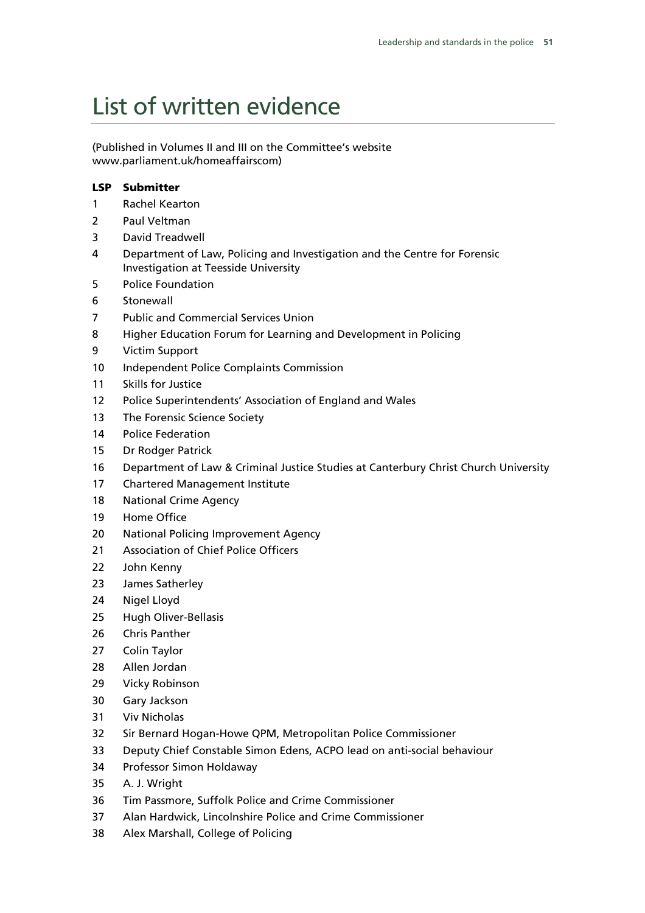# List of written evidence

(Published in Volumes II and III on the Committee's website www.parliament.uk/homeaffairscom)

| LSP | Submitter |
| --- | --- |
| 1 | Rachel Kearton |
| 2 | Paul Veltman |
| 3 | David Treadwell |
| 4 | Department of Law, Policing and Investigation and the Centre for Forensic Investigation at Teesside University |
| 5 | Police Foundation |
| 6 | Stonewall |
| 7 | Public and Commercial Services Union |
| 8 | Higher Education Forum for Learning and Development in Policing |
| 9 | Victim Support |
| 10 | Independent Police Complaints Commission |
| 11 | Skills for Justice |
| 12 | Police Superintendents' Association of England and Wales |
| 13 | The Forensic Science Society |
| 14 | Police Federation |
| 15 | Dr Rodger Patrick |
| 16 | Department of Law & Criminal Justice Studies at Canterbury Christ Church University |
| 17 | Chartered Management Institute |
| 18 | National Crime Agency |
| 19 | Home Office |
| 20 | National Policing Improvement Agency |
| 21 | Association of Chief Police Officers |
| 22 | John Kenny |
| 23 | James Satherley |
| 24 | Nigel Lloyd |
| 25 | Hugh Oliver-Bellasis |
| 26 | Chris Panther |
| 27 | Colin Taylor |
| 28 | Allen Jordan |
| 29 | Vicky Robinson |
| 30 | Gary Jackson |
| 31 | Viv Nicholas |
| 32 | Sir Bernard Hogan-Howe QPM, Metropolitan Police Commissioner |
| 33 | Deputy Chief Constable Simon Edens, ACPO lead on anti-social behaviour |
| 34 | Professor Simon Holdaway |
| 35 | A. J. Wright |
| 36 | Tim Passmore, Suffolk Police and Crime Commissioner |
| 37 | Alan Hardwick, Lincolnshire Police and Crime Commissioner |
| 38 | Alex Marshall, College of Policing |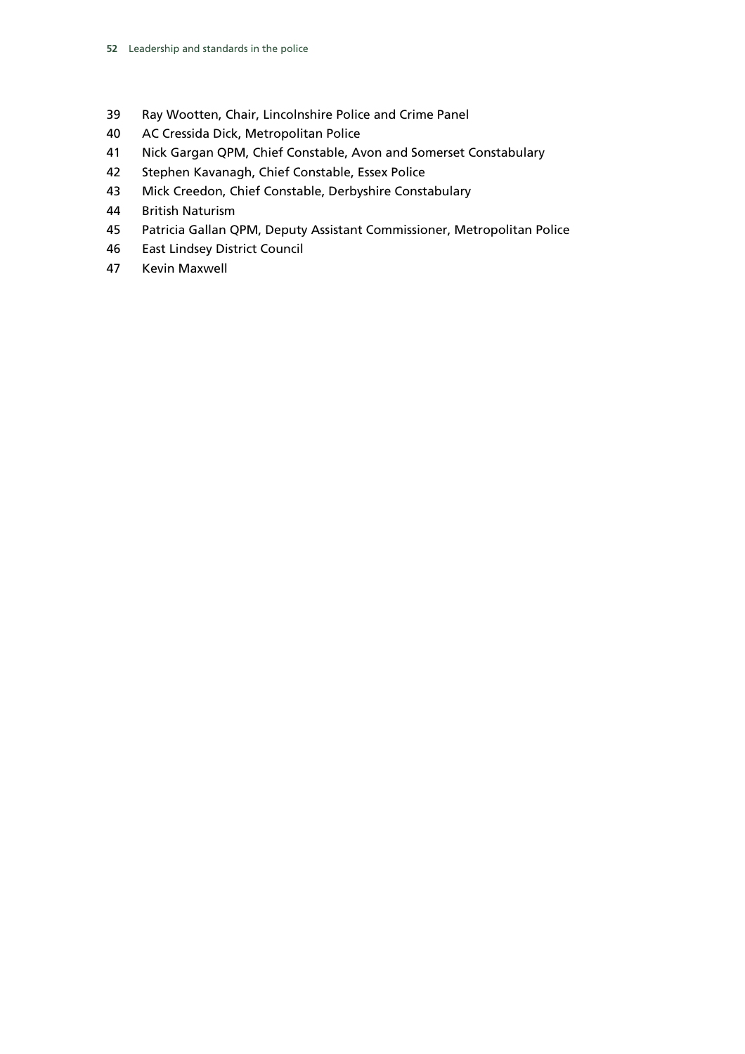39 Ray Wootten, Chair, Lincolnshire Police and Crime Panel
40 AC Cressida Dick, Metropolitan Police
41 Nick Gargan QPM, Chief Constable, Avon and Somerset Constabulary
42 Stephen Kavanagh, Chief Constable, Essex Police
43 Mick Creedon, Chief Constable, Derbyshire Constabulary
44 British Naturism
45 Patricia Gallan QPM, Deputy Assistant Commissioner, Metropolitan Police
46 East Lindsey District Council
47 Kevin Maxwell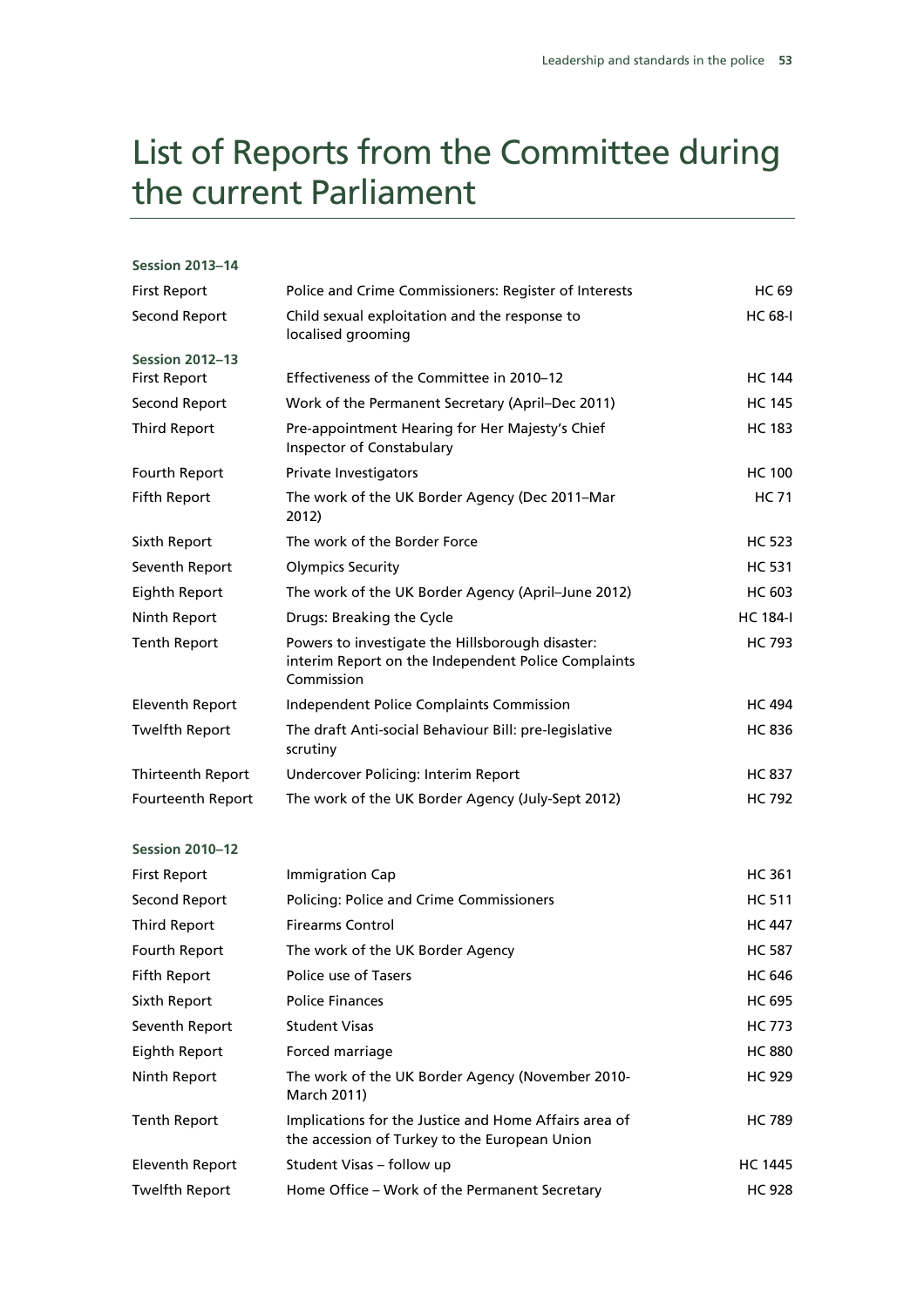# List of Reports from the Committee during the current Parliament

**Session 2013–14**

| | | |
|---|---|---|
| First Report | Police and Crime Commissioners: Register of Interests | HC 69 |
| Second Report | Child sexual exploitation and the response to localised grooming | HC 68-I |

**Session 2012–13**

| | | |
|---|---|---|
| First Report | Effectiveness of the Committee in 2010–12 | HC 144 |
| Second Report | Work of the Permanent Secretary (April–Dec 2011) | HC 145 |
| Third Report | Pre-appointment Hearing for Her Majesty's Chief Inspector of Constabulary | HC 183 |
| Fourth Report | Private Investigators | HC 100 |
| Fifth Report | The work of the UK Border Agency (Dec 2011–Mar 2012) | HC 71 |
| Sixth Report | The work of the Border Force | HC 523 |
| Seventh Report | Olympics Security | HC 531 |
| Eighth Report | The work of the UK Border Agency (April–June 2012) | HC 603 |
| Ninth Report | Drugs: Breaking the Cycle | HC 184-I |
| Tenth Report | Powers to investigate the Hillsborough disaster: interim Report on the Independent Police Complaints Commission | HC 793 |
| Eleventh Report | Independent Police Complaints Commission | HC 494 |
| Twelfth Report | The draft Anti-social Behaviour Bill: pre-legislative scrutiny | HC 836 |
| Thirteenth Report | Undercover Policing: Interim Report | HC 837 |
| Fourteenth Report | The work of the UK Border Agency (July-Sept 2012) | HC 792 |

**Session 2010–12**

| | | |
|---|---|---|
| First Report | Immigration Cap | HC 361 |
| Second Report | Policing: Police and Crime Commissioners | HC 511 |
| Third Report | Firearms Control | HC 447 |
| Fourth Report | The work of the UK Border Agency | HC 587 |
| Fifth Report | Police use of Tasers | HC 646 |
| Sixth Report | Police Finances | HC 695 |
| Seventh Report | Student Visas | HC 773 |
| Eighth Report | Forced marriage | HC 880 |
| Ninth Report | The work of the UK Border Agency (November 2010-March 2011) | HC 929 |
| Tenth Report | Implications for the Justice and Home Affairs area of the accession of Turkey to the European Union | HC 789 |
| Eleventh Report | Student Visas – follow up | HC 1445 |
| Twelfth Report | Home Office – Work of the Permanent Secretary | HC 928 |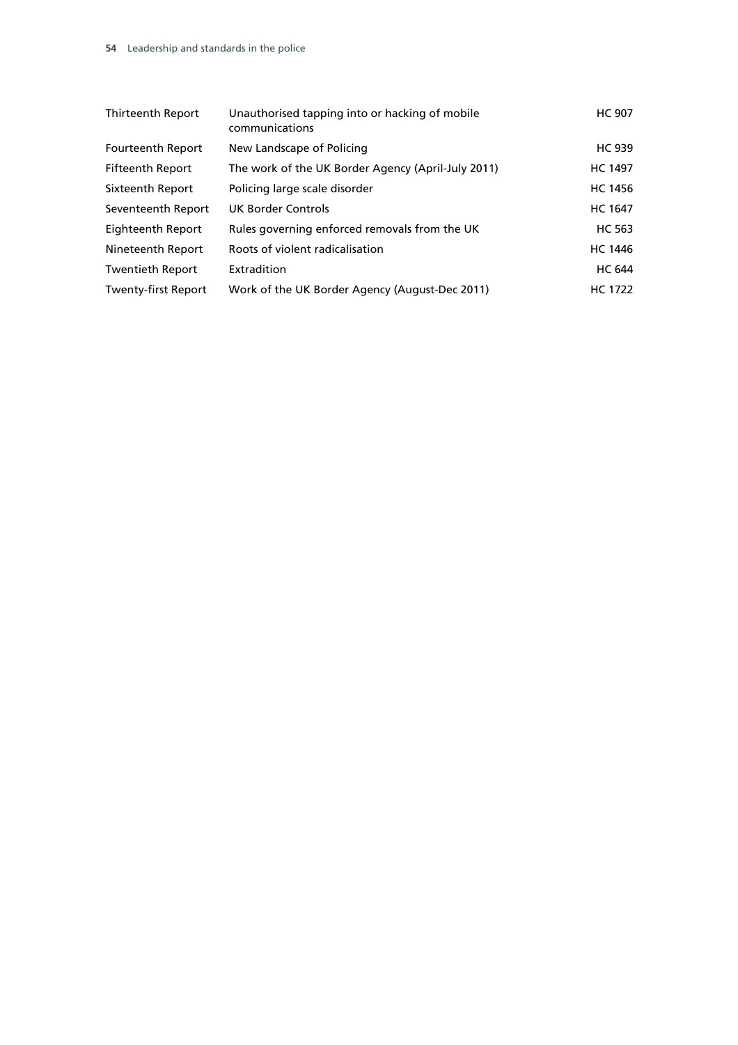| | | |
|---|---|---|
| Thirteenth Report | Unauthorised tapping into or hacking of mobile communications | HC 907 |
| Fourteenth Report | New Landscape of Policing | HC 939 |
| Fifteenth Report | The work of the UK Border Agency (April-July 2011) | HC 1497 |
| Sixteenth Report | Policing large scale disorder | HC 1456 |
| Seventeenth Report | UK Border Controls | HC 1647 |
| Eighteenth Report | Rules governing enforced removals from the UK | HC 563 |
| Nineteenth Report | Roots of violent radicalisation | HC 1446 |
| Twentieth Report | Extradition | HC 644 |
| Twenty-first Report | Work of the UK Border Agency (August-Dec 2011) | HC 1722 |